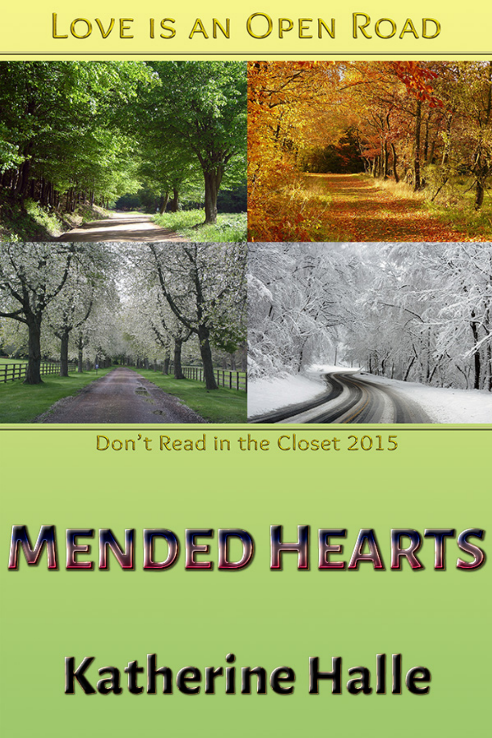Love is an Open Road

Don't Read in the Closet 2015

# Mended Hearts

Katherine Halle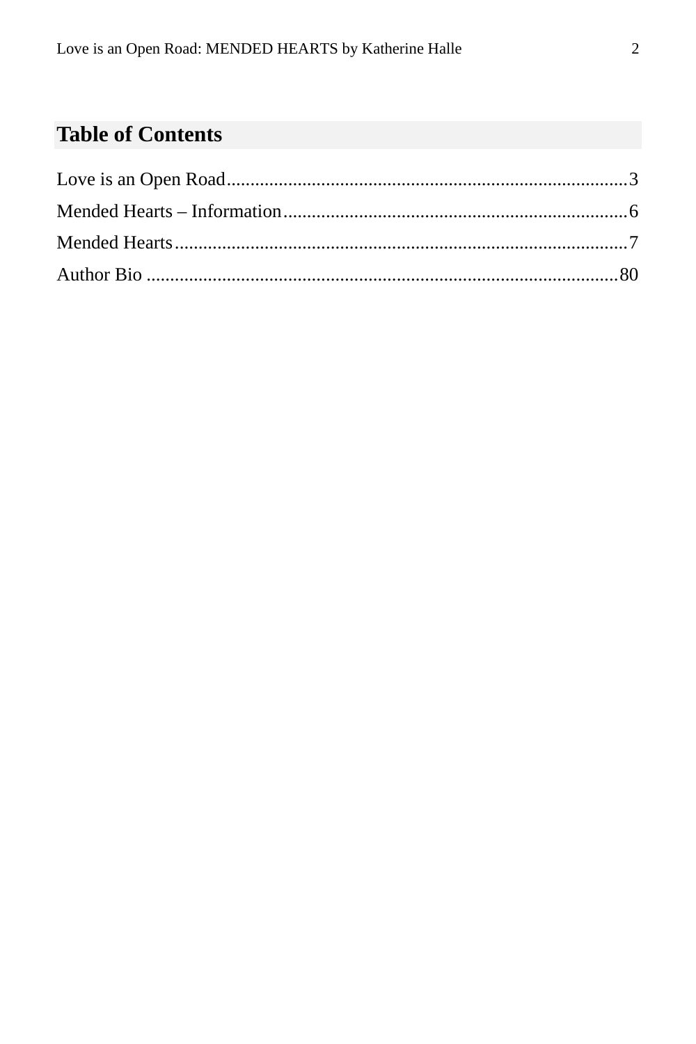## Table of Contents

Love is an Open Road....................................................................................3
Mended Hearts – Information........................................................................6
Mended Hearts..............................................................................................7
Author Bio ...................................................................................................80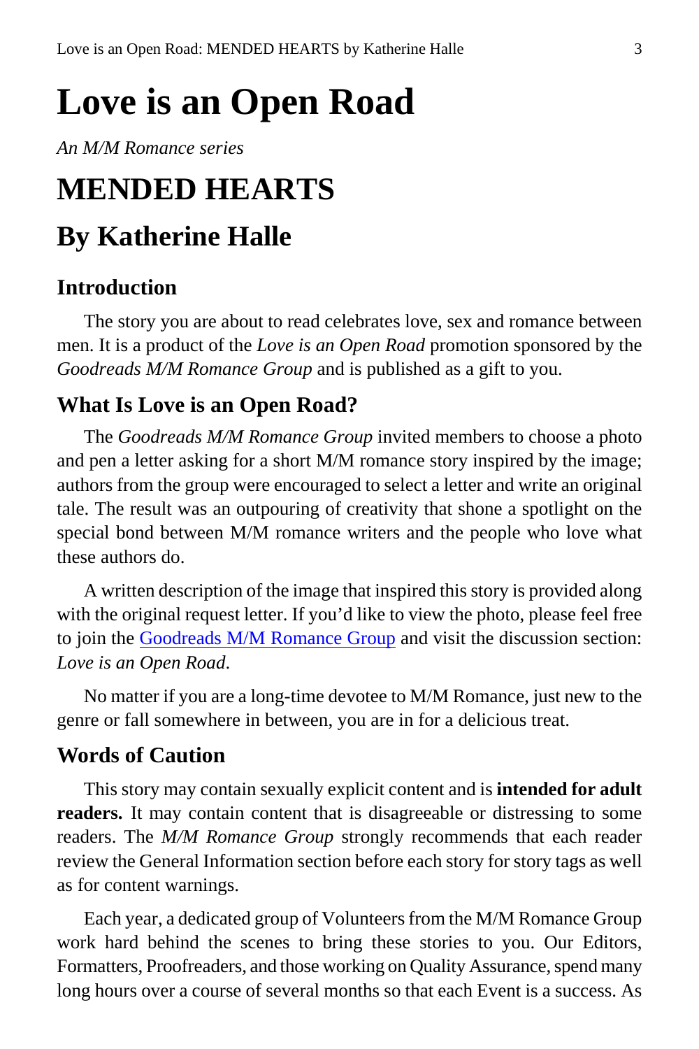# Love is an Open Road

*An M/M Romance series*

# MENDED HEARTS

## By Katherine Halle

### Introduction

The story you are about to read celebrates love, sex and romance between men. It is a product of the *Love is an Open Road* promotion sponsored by the *Goodreads M/M Romance Group* and is published as a gift to you.

### What Is Love is an Open Road?

The *Goodreads M/M Romance Group* invited members to choose a photo and pen a letter asking for a short M/M romance story inspired by the image; authors from the group were encouraged to select a letter and write an original tale. The result was an outpouring of creativity that shone a spotlight on the special bond between M/M romance writers and the people who love what these authors do.

A written description of the image that inspired this story is provided along with the original request letter. If you'd like to view the photo, please feel free to join the Goodreads M/M Romance Group and visit the discussion section: *Love is an Open Road*.

No matter if you are a long-time devotee to M/M Romance, just new to the genre or fall somewhere in between, you are in for a delicious treat.

### Words of Caution

This story may contain sexually explicit content and is **intended for adult readers.** It may contain content that is disagreeable or distressing to some readers. The *M/M Romance Group* strongly recommends that each reader review the General Information section before each story for story tags as well as for content warnings.

Each year, a dedicated group of Volunteers from the M/M Romance Group work hard behind the scenes to bring these stories to you. Our Editors, Formatters, Proofreaders, and those working on Quality Assurance, spend many long hours over a course of several months so that each Event is a success. As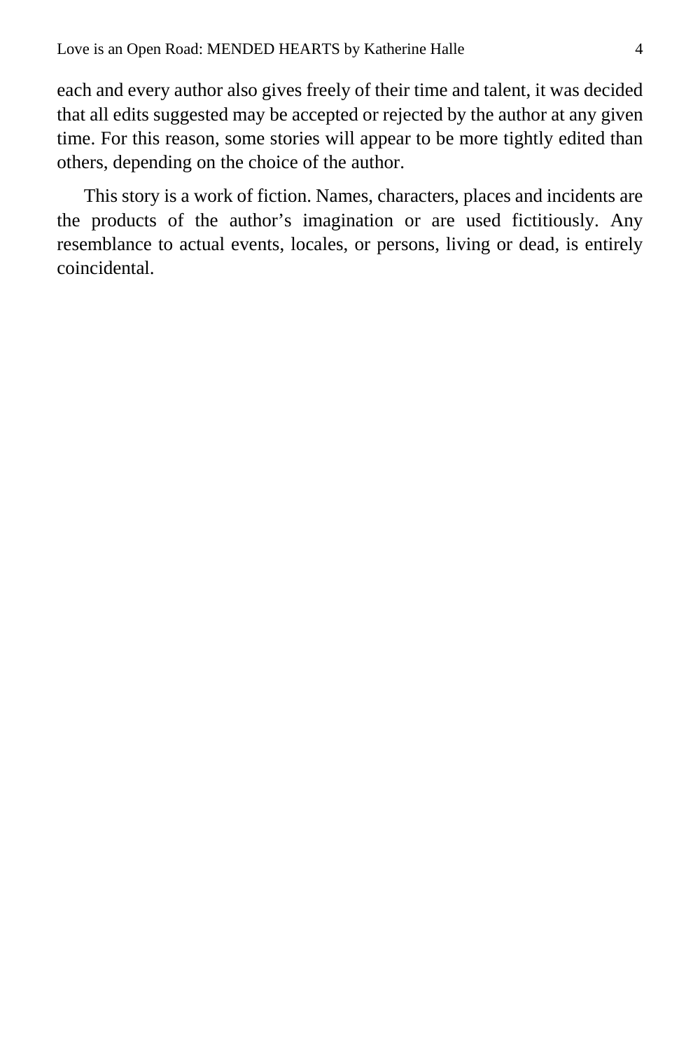each and every author also gives freely of their time and talent, it was decided that all edits suggested may be accepted or rejected by the author at any given time. For this reason, some stories will appear to be more tightly edited than others, depending on the choice of the author.

This story is a work of fiction. Names, characters, places and incidents are the products of the author's imagination or are used fictitiously. Any resemblance to actual events, locales, or persons, living or dead, is entirely coincidental.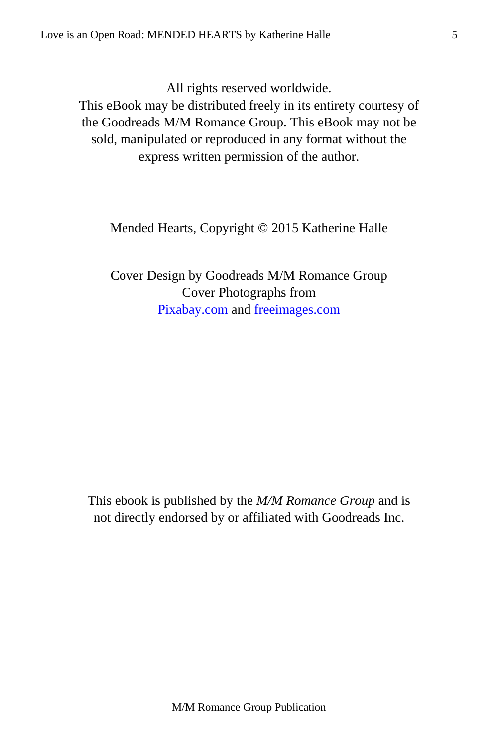All rights reserved worldwide.
This eBook may be distributed freely in its entirety courtesy of the Goodreads M/M Romance Group. This eBook may not be sold, manipulated or reproduced in any format without the express written permission of the author.

Mended Hearts, Copyright © 2015 Katherine Halle

Cover Design by Goodreads M/M Romance Group
Cover Photographs from
[Pixabay.com](http://Pixabay.com) and [freeimages.com](http://freeimages.com)

This ebook is published by the *M/M Romance Group* and is not directly endorsed by or affiliated with Goodreads Inc.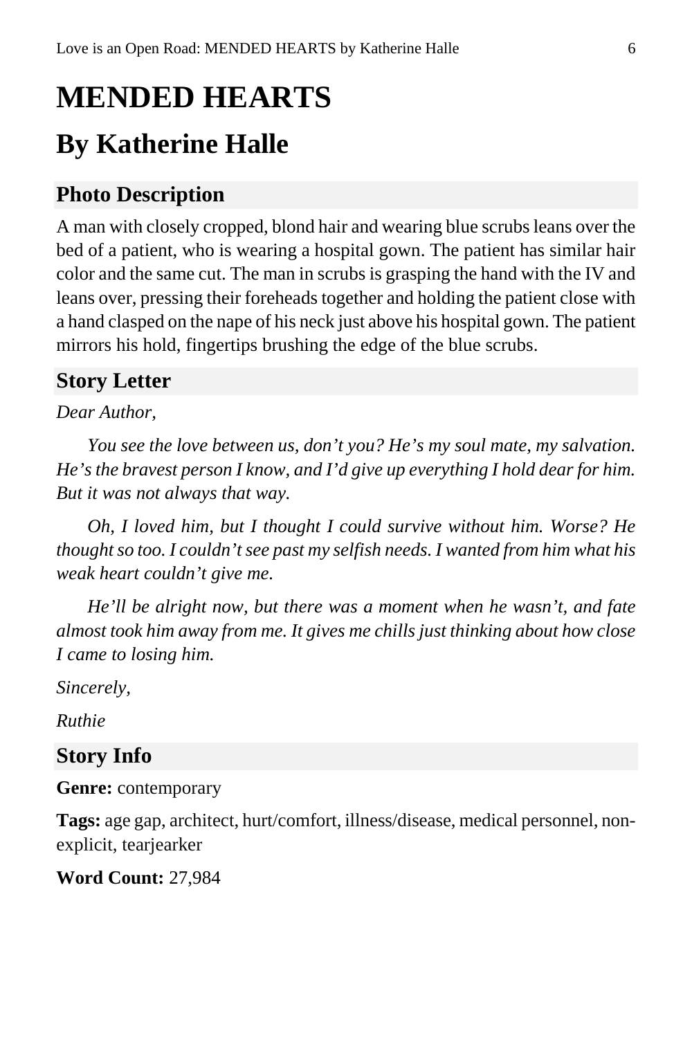# MENDED HEARTS

## By Katherine Halle

### Photo Description

A man with closely cropped, blond hair and wearing blue scrubs leans over the bed of a patient, who is wearing a hospital gown. The patient has similar hair color and the same cut. The man in scrubs is grasping the hand with the IV and leans over, pressing their foreheads together and holding the patient close with a hand clasped on the nape of his neck just above his hospital gown. The patient mirrors his hold, fingertips brushing the edge of the blue scrubs.

### Story Letter

*Dear Author,*

*You see the love between us, don't you? He's my soul mate, my salvation. He's the bravest person I know, and I'd give up everything I hold dear for him. But it was not always that way.*

*Oh, I loved him, but I thought I could survive without him. Worse? He thought so too. I couldn't see past my selfish needs. I wanted from him what his weak heart couldn't give me.*

*He'll be alright now, but there was a moment when he wasn't, and fate almost took him away from me. It gives me chills just thinking about how close I came to losing him.*

*Sincerely,*

*Ruthie*

### Story Info

**Genre:** contemporary

**Tags:** age gap, architect, hurt/comfort, illness/disease, medical personnel, non-explicit, tearjearker

**Word Count:** 27,984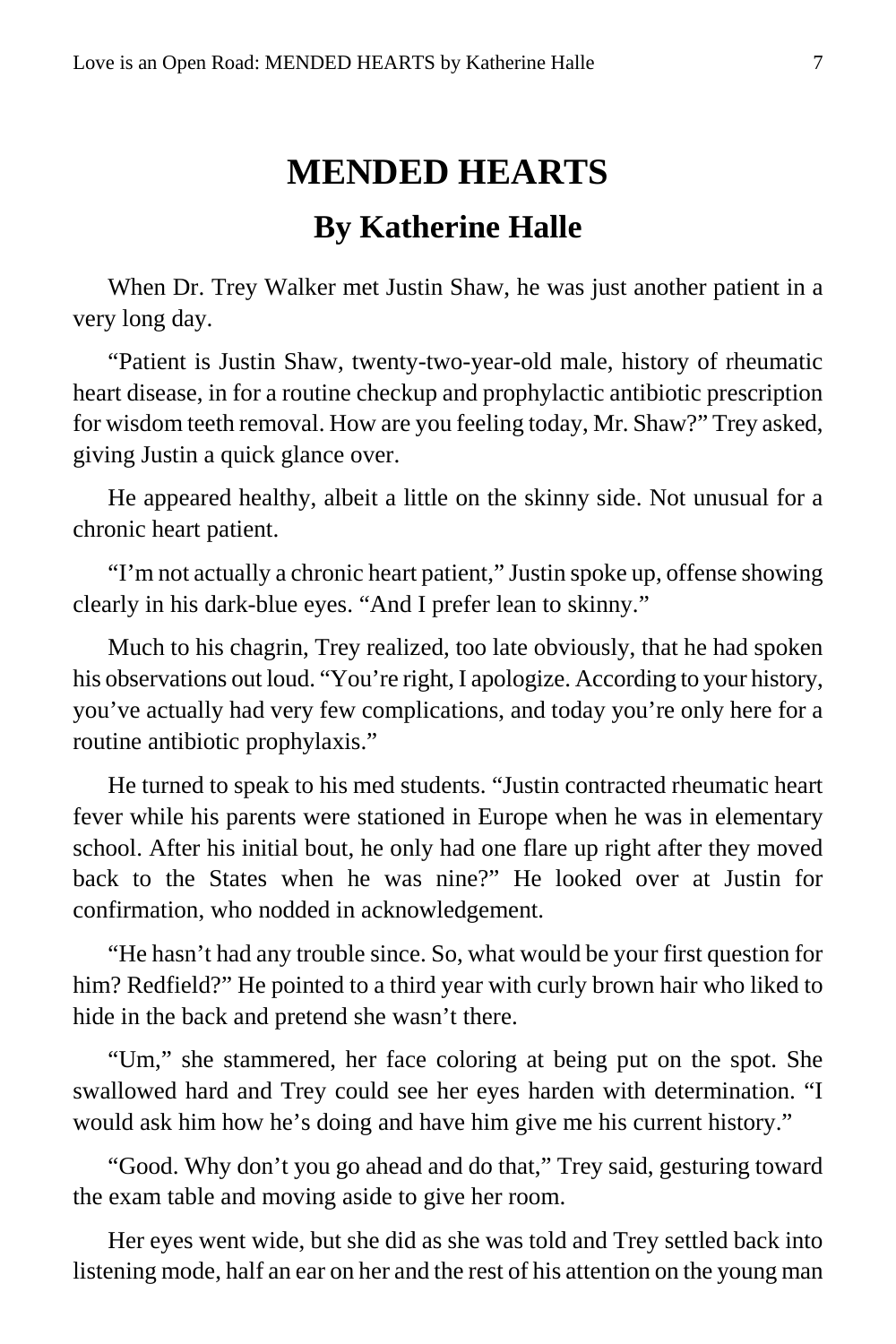# MENDED HEARTS

## By Katherine Halle

When Dr. Trey Walker met Justin Shaw, he was just another patient in a very long day.

"Patient is Justin Shaw, twenty-two-year-old male, history of rheumatic heart disease, in for a routine checkup and prophylactic antibiotic prescription for wisdom teeth removal. How are you feeling today, Mr. Shaw?" Trey asked, giving Justin a quick glance over.

He appeared healthy, albeit a little on the skinny side. Not unusual for a chronic heart patient.

"I'm not actually a chronic heart patient," Justin spoke up, offense showing clearly in his dark-blue eyes. "And I prefer lean to skinny."

Much to his chagrin, Trey realized, too late obviously, that he had spoken his observations out loud. "You're right, I apologize. According to your history, you've actually had very few complications, and today you're only here for a routine antibiotic prophylaxis."

He turned to speak to his med students. "Justin contracted rheumatic heart fever while his parents were stationed in Europe when he was in elementary school. After his initial bout, he only had one flare up right after they moved back to the States when he was nine?" He looked over at Justin for confirmation, who nodded in acknowledgement.

"He hasn't had any trouble since. So, what would be your first question for him? Redfield?" He pointed to a third year with curly brown hair who liked to hide in the back and pretend she wasn't there.

"Um," she stammered, her face coloring at being put on the spot. She swallowed hard and Trey could see her eyes harden with determination. "I would ask him how he's doing and have him give me his current history."

"Good. Why don't you go ahead and do that," Trey said, gesturing toward the exam table and moving aside to give her room.

Her eyes went wide, but she did as she was told and Trey settled back into listening mode, half an ear on her and the rest of his attention on the young man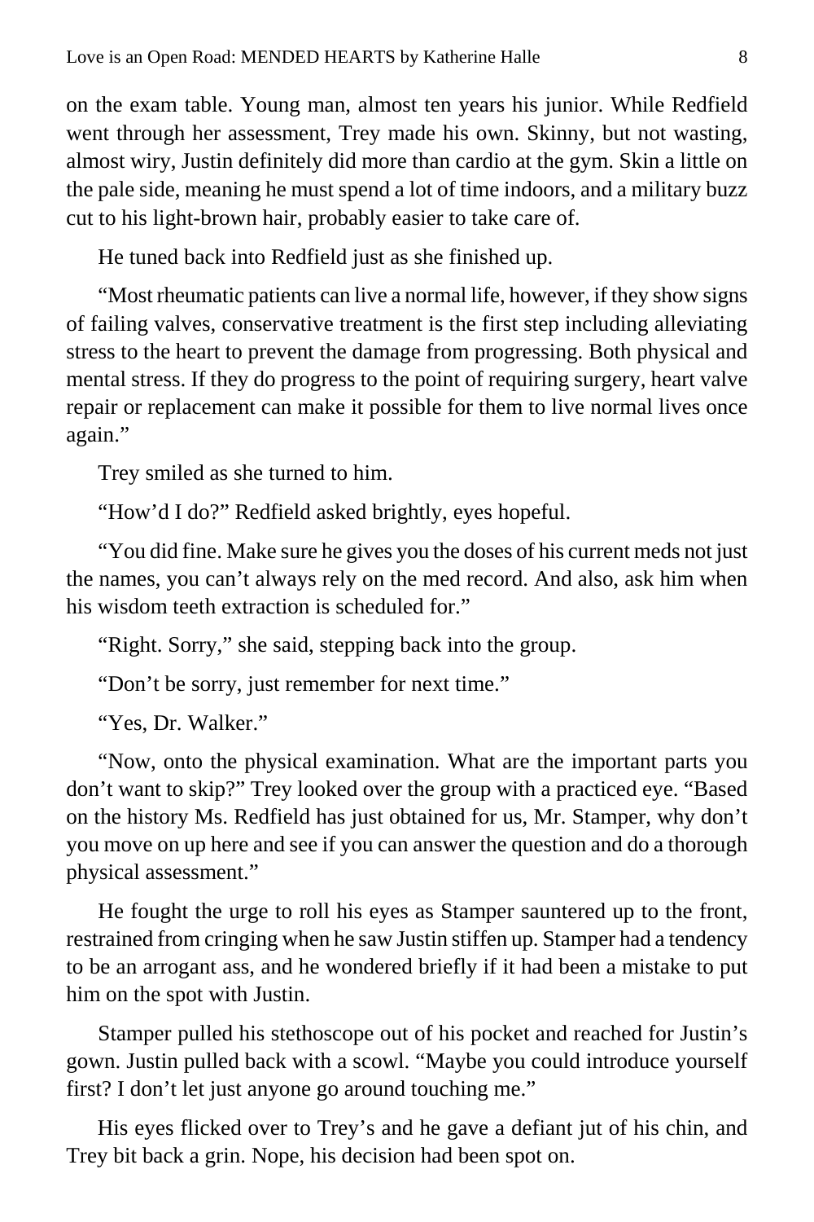on the exam table. Young man, almost ten years his junior. While Redfield went through her assessment, Trey made his own. Skinny, but not wasting, almost wiry, Justin definitely did more than cardio at the gym. Skin a little on the pale side, meaning he must spend a lot of time indoors, and a military buzz cut to his light-brown hair, probably easier to take care of.

He tuned back into Redfield just as she finished up.

"Most rheumatic patients can live a normal life, however, if they show signs of failing valves, conservative treatment is the first step including alleviating stress to the heart to prevent the damage from progressing. Both physical and mental stress. If they do progress to the point of requiring surgery, heart valve repair or replacement can make it possible for them to live normal lives once again."

Trey smiled as she turned to him.

"How'd I do?" Redfield asked brightly, eyes hopeful.

"You did fine. Make sure he gives you the doses of his current meds not just the names, you can't always rely on the med record. And also, ask him when his wisdom teeth extraction is scheduled for."

"Right. Sorry," she said, stepping back into the group.

"Don't be sorry, just remember for next time."

"Yes, Dr. Walker."

"Now, onto the physical examination. What are the important parts you don't want to skip?" Trey looked over the group with a practiced eye. "Based on the history Ms. Redfield has just obtained for us, Mr. Stamper, why don't you move on up here and see if you can answer the question and do a thorough physical assessment."

He fought the urge to roll his eyes as Stamper sauntered up to the front, restrained from cringing when he saw Justin stiffen up. Stamper had a tendency to be an arrogant ass, and he wondered briefly if it had been a mistake to put him on the spot with Justin.

Stamper pulled his stethoscope out of his pocket and reached for Justin's gown. Justin pulled back with a scowl. "Maybe you could introduce yourself first? I don't let just anyone go around touching me."

His eyes flicked over to Trey's and he gave a defiant jut of his chin, and Trey bit back a grin. Nope, his decision had been spot on.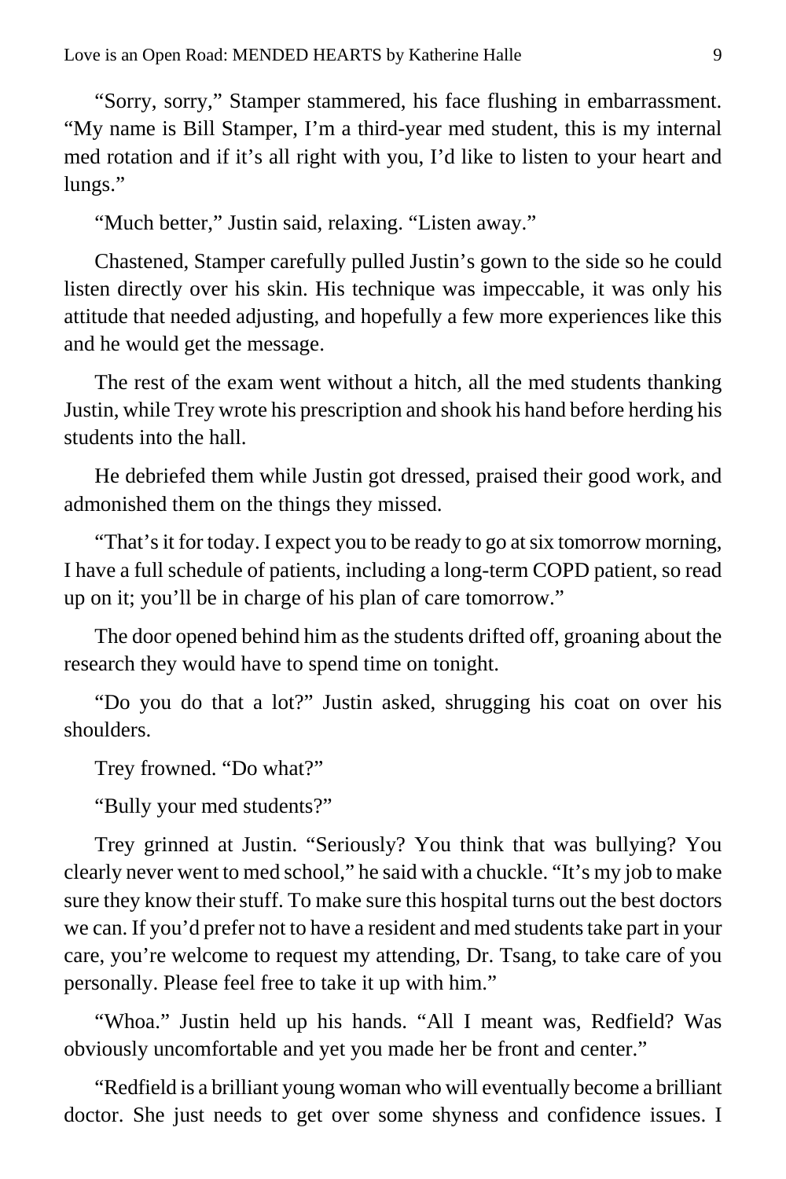"Sorry, sorry," Stamper stammered, his face flushing in embarrassment. "My name is Bill Stamper, I'm a third-year med student, this is my internal med rotation and if it's all right with you, I'd like to listen to your heart and lungs."

"Much better," Justin said, relaxing. "Listen away."

Chastened, Stamper carefully pulled Justin's gown to the side so he could listen directly over his skin. His technique was impeccable, it was only his attitude that needed adjusting, and hopefully a few more experiences like this and he would get the message.

The rest of the exam went without a hitch, all the med students thanking Justin, while Trey wrote his prescription and shook his hand before herding his students into the hall.

He debriefed them while Justin got dressed, praised their good work, and admonished them on the things they missed.

"That's it for today. I expect you to be ready to go at six tomorrow morning, I have a full schedule of patients, including a long-term COPD patient, so read up on it; you'll be in charge of his plan of care tomorrow."

The door opened behind him as the students drifted off, groaning about the research they would have to spend time on tonight.

"Do you do that a lot?" Justin asked, shrugging his coat on over his shoulders.

Trey frowned. "Do what?"

"Bully your med students?"

Trey grinned at Justin. "Seriously? You think that was bullying? You clearly never went to med school," he said with a chuckle. "It's my job to make sure they know their stuff. To make sure this hospital turns out the best doctors we can. If you'd prefer not to have a resident and med students take part in your care, you're welcome to request my attending, Dr. Tsang, to take care of you personally. Please feel free to take it up with him."

"Whoa." Justin held up his hands. "All I meant was, Redfield? Was obviously uncomfortable and yet you made her be front and center."

"Redfield is a brilliant young woman who will eventually become a brilliant doctor. She just needs to get over some shyness and confidence issues. I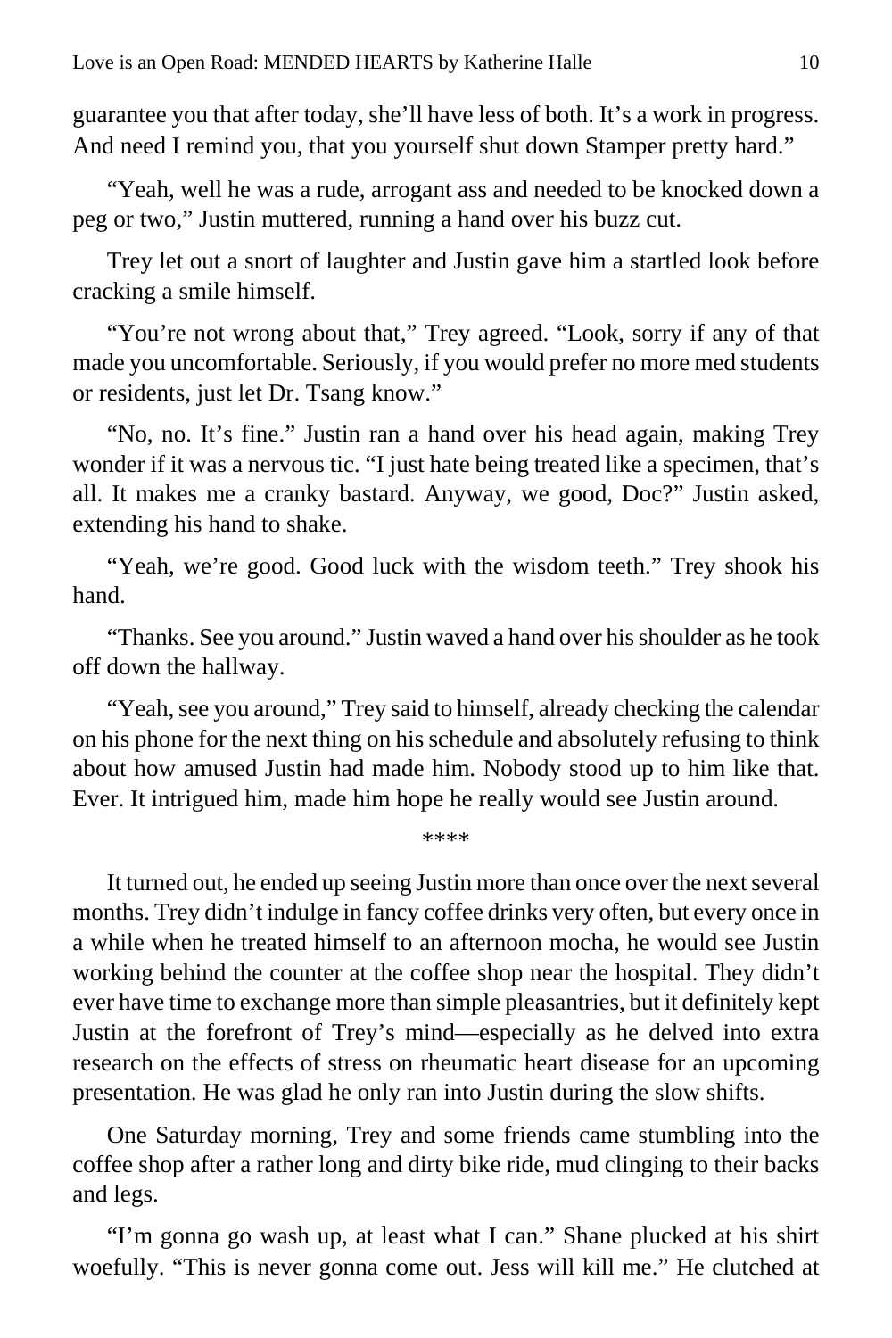guarantee you that after today, she'll have less of both. It's a work in progress. And need I remind you, that you yourself shut down Stamper pretty hard."

"Yeah, well he was a rude, arrogant ass and needed to be knocked down a peg or two," Justin muttered, running a hand over his buzz cut.

Trey let out a snort of laughter and Justin gave him a startled look before cracking a smile himself.

"You're not wrong about that," Trey agreed. "Look, sorry if any of that made you uncomfortable. Seriously, if you would prefer no more med students or residents, just let Dr. Tsang know."

"No, no. It's fine." Justin ran a hand over his head again, making Trey wonder if it was a nervous tic. "I just hate being treated like a specimen, that's all. It makes me a cranky bastard. Anyway, we good, Doc?" Justin asked, extending his hand to shake.

"Yeah, we're good. Good luck with the wisdom teeth." Trey shook his hand.

"Thanks. See you around." Justin waved a hand over his shoulder as he took off down the hallway.

"Yeah, see you around," Trey said to himself, already checking the calendar on his phone for the next thing on his schedule and absolutely refusing to think about how amused Justin had made him. Nobody stood up to him like that. Ever. It intrigued him, made him hope he really would see Justin around.

****

It turned out, he ended up seeing Justin more than once over the next several months. Trey didn't indulge in fancy coffee drinks very often, but every once in a while when he treated himself to an afternoon mocha, he would see Justin working behind the counter at the coffee shop near the hospital. They didn't ever have time to exchange more than simple pleasantries, but it definitely kept Justin at the forefront of Trey's mind—especially as he delved into extra research on the effects of stress on rheumatic heart disease for an upcoming presentation. He was glad he only ran into Justin during the slow shifts.

One Saturday morning, Trey and some friends came stumbling into the coffee shop after a rather long and dirty bike ride, mud clinging to their backs and legs.

"I'm gonna go wash up, at least what I can." Shane plucked at his shirt woefully. "This is never gonna come out. Jess will kill me." He clutched at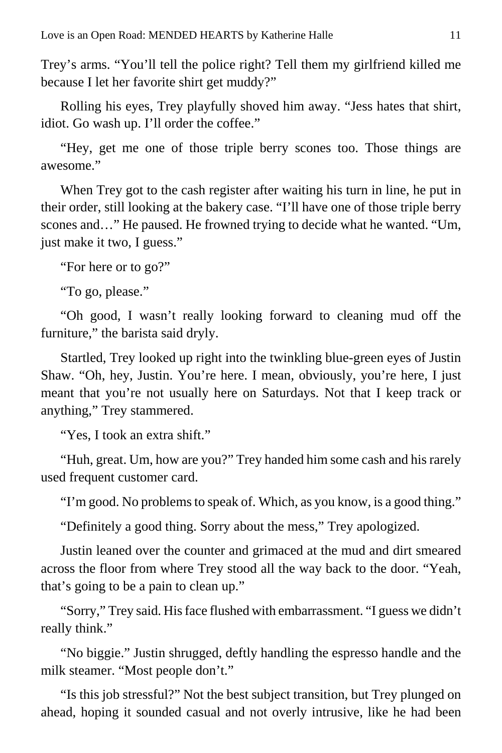Trey's arms. "You'll tell the police right? Tell them my girlfriend killed me because I let her favorite shirt get muddy?"

Rolling his eyes, Trey playfully shoved him away. "Jess hates that shirt, idiot. Go wash up. I'll order the coffee."

"Hey, get me one of those triple berry scones too. Those things are awesome."

When Trey got to the cash register after waiting his turn in line, he put in their order, still looking at the bakery case. "I'll have one of those triple berry scones and…" He paused. He frowned trying to decide what he wanted. "Um, just make it two, I guess."

"For here or to go?"

"To go, please."

"Oh good, I wasn't really looking forward to cleaning mud off the furniture," the barista said dryly.

Startled, Trey looked up right into the twinkling blue-green eyes of Justin Shaw. "Oh, hey, Justin. You're here. I mean, obviously, you're here, I just meant that you're not usually here on Saturdays. Not that I keep track or anything," Trey stammered.

"Yes, I took an extra shift."

"Huh, great. Um, how are you?" Trey handed him some cash and his rarely used frequent customer card.

"I'm good. No problems to speak of. Which, as you know, is a good thing."

"Definitely a good thing. Sorry about the mess," Trey apologized.

Justin leaned over the counter and grimaced at the mud and dirt smeared across the floor from where Trey stood all the way back to the door. "Yeah, that's going to be a pain to clean up."

"Sorry," Trey said. His face flushed with embarrassment. "I guess we didn't really think."

"No biggie." Justin shrugged, deftly handling the espresso handle and the milk steamer. "Most people don't."

"Is this job stressful?" Not the best subject transition, but Trey plunged on ahead, hoping it sounded casual and not overly intrusive, like he had been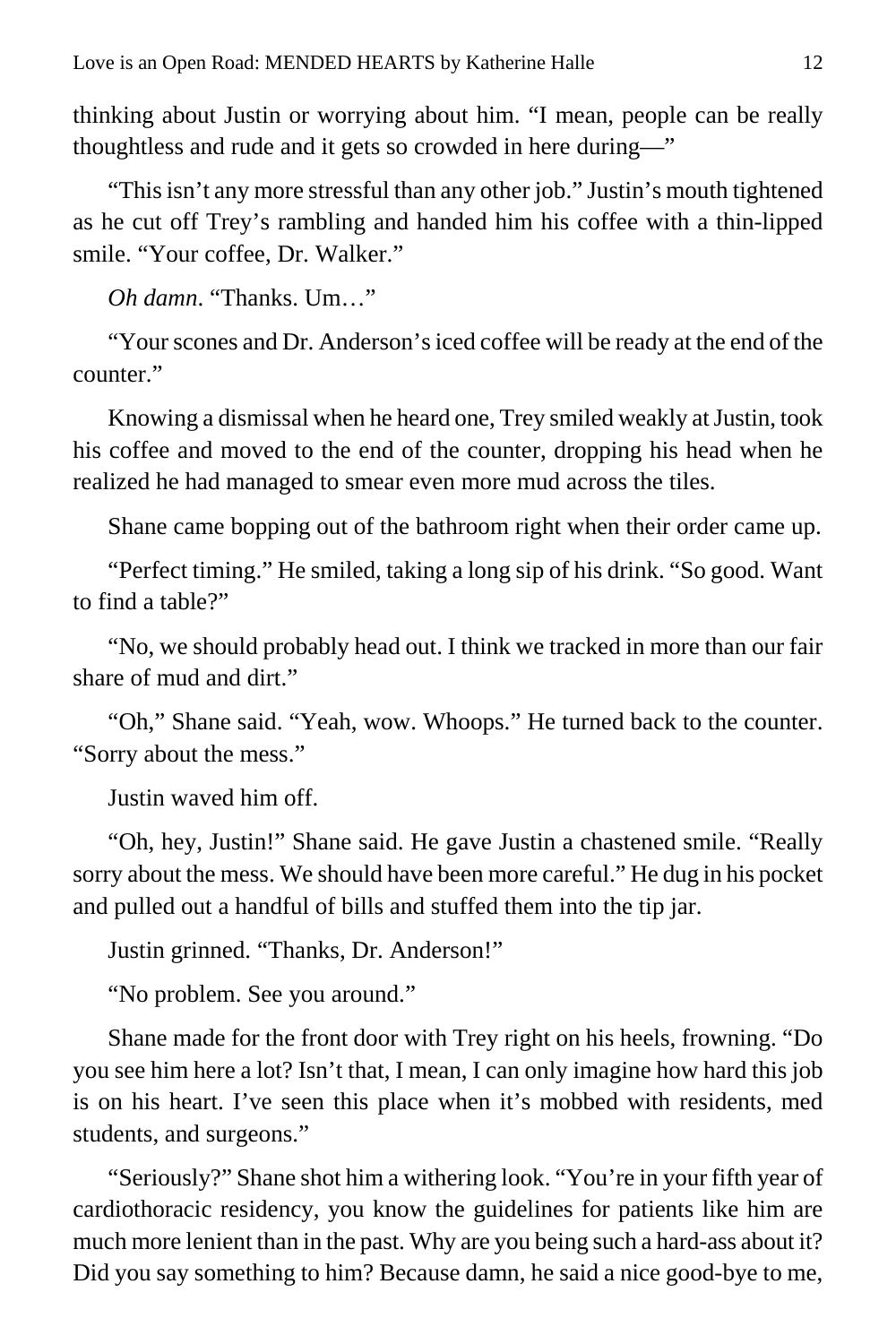thinking about Justin or worrying about him. "I mean, people can be really thoughtless and rude and it gets so crowded in here during—"

"This isn't any more stressful than any other job." Justin's mouth tightened as he cut off Trey's rambling and handed him his coffee with a thin-lipped smile. "Your coffee, Dr. Walker."

*Oh damn*. "Thanks. Um…"

"Your scones and Dr. Anderson's iced coffee will be ready at the end of the counter."

Knowing a dismissal when he heard one, Trey smiled weakly at Justin, took his coffee and moved to the end of the counter, dropping his head when he realized he had managed to smear even more mud across the tiles.

Shane came bopping out of the bathroom right when their order came up.

"Perfect timing." He smiled, taking a long sip of his drink. "So good. Want to find a table?"

"No, we should probably head out. I think we tracked in more than our fair share of mud and dirt."

"Oh," Shane said. "Yeah, wow. Whoops." He turned back to the counter. "Sorry about the mess."

Justin waved him off.

"Oh, hey, Justin!" Shane said. He gave Justin a chastened smile. "Really sorry about the mess. We should have been more careful." He dug in his pocket and pulled out a handful of bills and stuffed them into the tip jar.

Justin grinned. "Thanks, Dr. Anderson!"

"No problem. See you around."

Shane made for the front door with Trey right on his heels, frowning. "Do you see him here a lot? Isn't that, I mean, I can only imagine how hard this job is on his heart. I've seen this place when it's mobbed with residents, med students, and surgeons."

"Seriously?" Shane shot him a withering look. "You're in your fifth year of cardiothoracic residency, you know the guidelines for patients like him are much more lenient than in the past. Why are you being such a hard-ass about it? Did you say something to him? Because damn, he said a nice good-bye to me,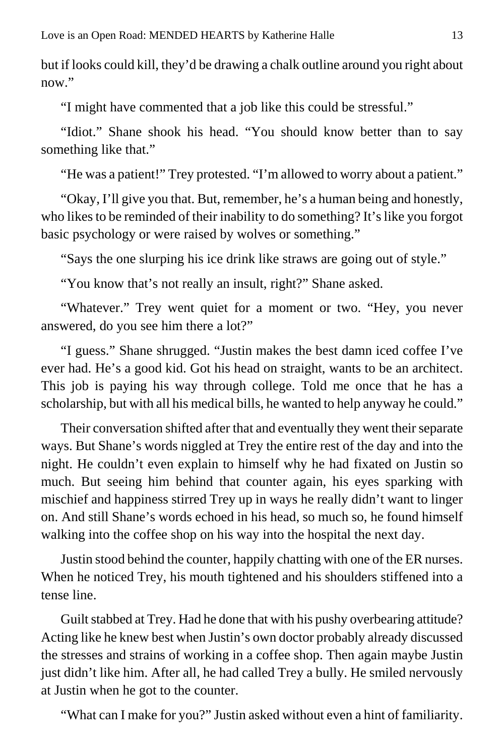but if looks could kill, they'd be drawing a chalk outline around you right about now."

"I might have commented that a job like this could be stressful."

"Idiot." Shane shook his head. "You should know better than to say something like that."

"He was a patient!" Trey protested. "I'm allowed to worry about a patient."

"Okay, I'll give you that. But, remember, he's a human being and honestly, who likes to be reminded of their inability to do something? It's like you forgot basic psychology or were raised by wolves or something."

"Says the one slurping his ice drink like straws are going out of style."

"You know that's not really an insult, right?" Shane asked.

"Whatever." Trey went quiet for a moment or two. "Hey, you never answered, do you see him there a lot?"

"I guess." Shane shrugged. "Justin makes the best damn iced coffee I've ever had. He's a good kid. Got his head on straight, wants to be an architect. This job is paying his way through college. Told me once that he has a scholarship, but with all his medical bills, he wanted to help anyway he could."

Their conversation shifted after that and eventually they went their separate ways. But Shane's words niggled at Trey the entire rest of the day and into the night. He couldn't even explain to himself why he had fixated on Justin so much. But seeing him behind that counter again, his eyes sparking with mischief and happiness stirred Trey up in ways he really didn't want to linger on. And still Shane's words echoed in his head, so much so, he found himself walking into the coffee shop on his way into the hospital the next day.

Justin stood behind the counter, happily chatting with one of the ER nurses. When he noticed Trey, his mouth tightened and his shoulders stiffened into a tense line.

Guilt stabbed at Trey. Had he done that with his pushy overbearing attitude? Acting like he knew best when Justin's own doctor probably already discussed the stresses and strains of working in a coffee shop. Then again maybe Justin just didn't like him. After all, he had called Trey a bully. He smiled nervously at Justin when he got to the counter.

"What can I make for you?" Justin asked without even a hint of familiarity.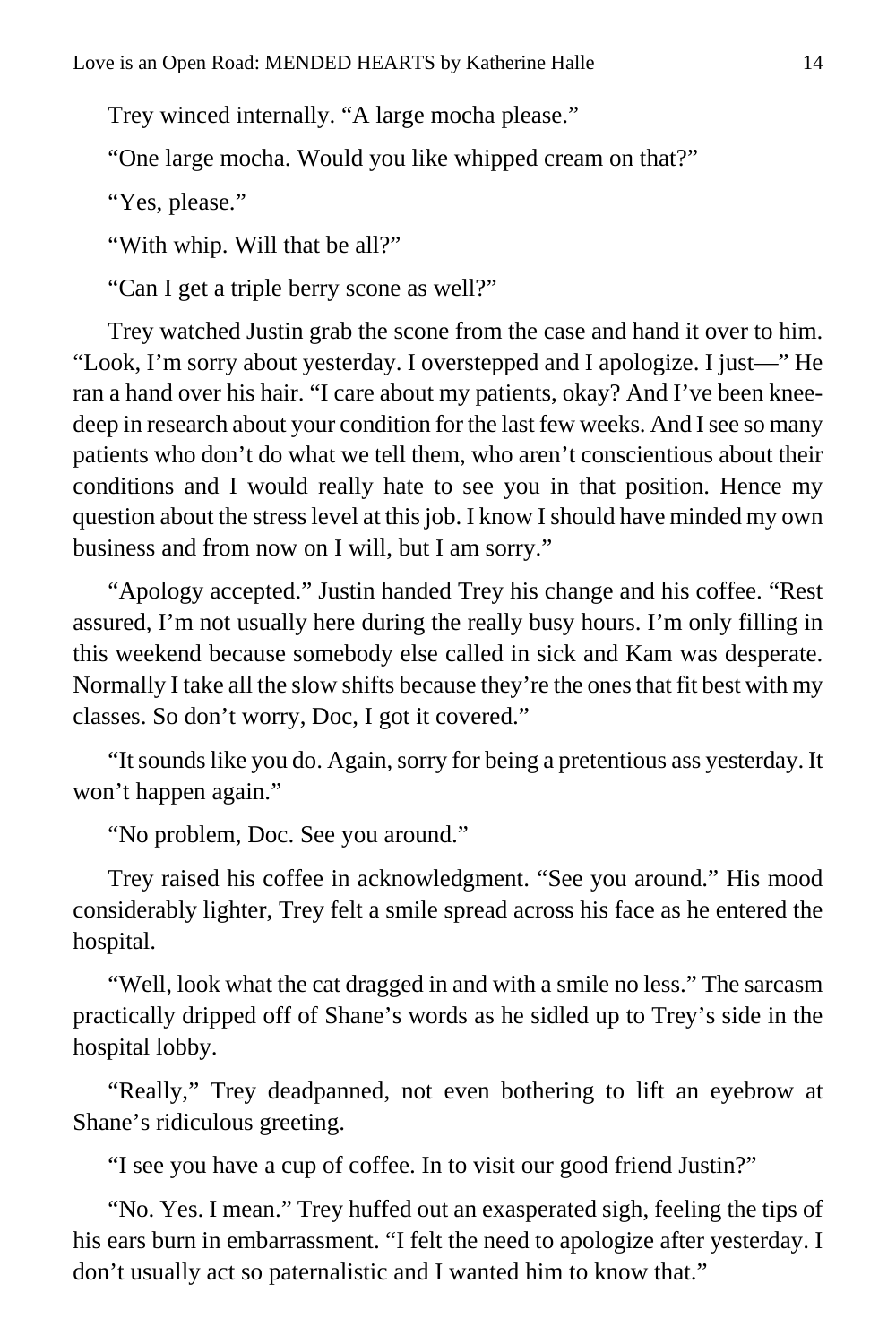Trey winced internally. “A large mocha please.”

“One large mocha. Would you like whipped cream on that?”

“Yes, please.”

“With whip. Will that be all?”

“Can I get a triple berry scone as well?”

Trey watched Justin grab the scone from the case and hand it over to him. “Look, I’m sorry about yesterday. I overstepped and I apologize. I just—” He ran a hand over his hair. “I care about my patients, okay? And I’ve been knee-deep in research about your condition for the last few weeks. And I see so many patients who don’t do what we tell them, who aren’t conscientious about their conditions and I would really hate to see you in that position. Hence my question about the stress level at this job. I know I should have minded my own business and from now on I will, but I am sorry.”

“Apology accepted.” Justin handed Trey his change and his coffee. “Rest assured, I’m not usually here during the really busy hours. I’m only filling in this weekend because somebody else called in sick and Kam was desperate. Normally I take all the slow shifts because they’re the ones that fit best with my classes. So don’t worry, Doc, I got it covered.”

“It sounds like you do. Again, sorry for being a pretentious ass yesterday. It won’t happen again.”

“No problem, Doc. See you around.”

Trey raised his coffee in acknowledgment. “See you around.” His mood considerably lighter, Trey felt a smile spread across his face as he entered the hospital.

“Well, look what the cat dragged in and with a smile no less.” The sarcasm practically dripped off of Shane’s words as he sidled up to Trey’s side in the hospital lobby.

“Really,” Trey deadpanned, not even bothering to lift an eyebrow at Shane’s ridiculous greeting.

“I see you have a cup of coffee. In to visit our good friend Justin?”

“No. Yes. I mean.” Trey huffed out an exasperated sigh, feeling the tips of his ears burn in embarrassment. “I felt the need to apologize after yesterday. I don’t usually act so paternalistic and I wanted him to know that.”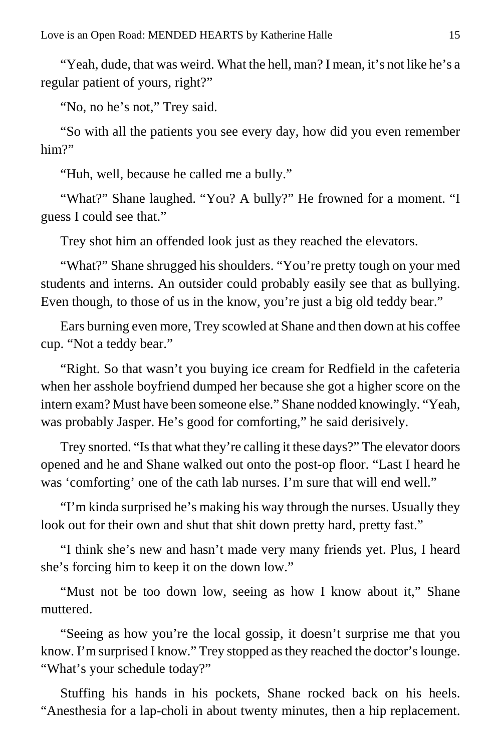"Yeah, dude, that was weird. What the hell, man? I mean, it's not like he's a regular patient of yours, right?"

"No, no he's not," Trey said.

"So with all the patients you see every day, how did you even remember him?"

"Huh, well, because he called me a bully."

"What?" Shane laughed. "You? A bully?" He frowned for a moment. "I guess I could see that."

Trey shot him an offended look just as they reached the elevators.

"What?" Shane shrugged his shoulders. "You're pretty tough on your med students and interns. An outsider could probably easily see that as bullying. Even though, to those of us in the know, you're just a big old teddy bear."

Ears burning even more, Trey scowled at Shane and then down at his coffee cup. "Not a teddy bear."

"Right. So that wasn't you buying ice cream for Redfield in the cafeteria when her asshole boyfriend dumped her because she got a higher score on the intern exam? Must have been someone else." Shane nodded knowingly. "Yeah, was probably Jasper. He's good for comforting," he said derisively.

Trey snorted. "Is that what they're calling it these days?" The elevator doors opened and he and Shane walked out onto the post-op floor. "Last I heard he was 'comforting' one of the cath lab nurses. I'm sure that will end well."

"I'm kinda surprised he's making his way through the nurses. Usually they look out for their own and shut that shit down pretty hard, pretty fast."

"I think she's new and hasn't made very many friends yet. Plus, I heard she's forcing him to keep it on the down low."

"Must not be too down low, seeing as how I know about it," Shane muttered.

"Seeing as how you're the local gossip, it doesn't surprise me that you know. I'm surprised I know." Trey stopped as they reached the doctor's lounge. "What's your schedule today?"

Stuffing his hands in his pockets, Shane rocked back on his heels. "Anesthesia for a lap-choli in about twenty minutes, then a hip replacement.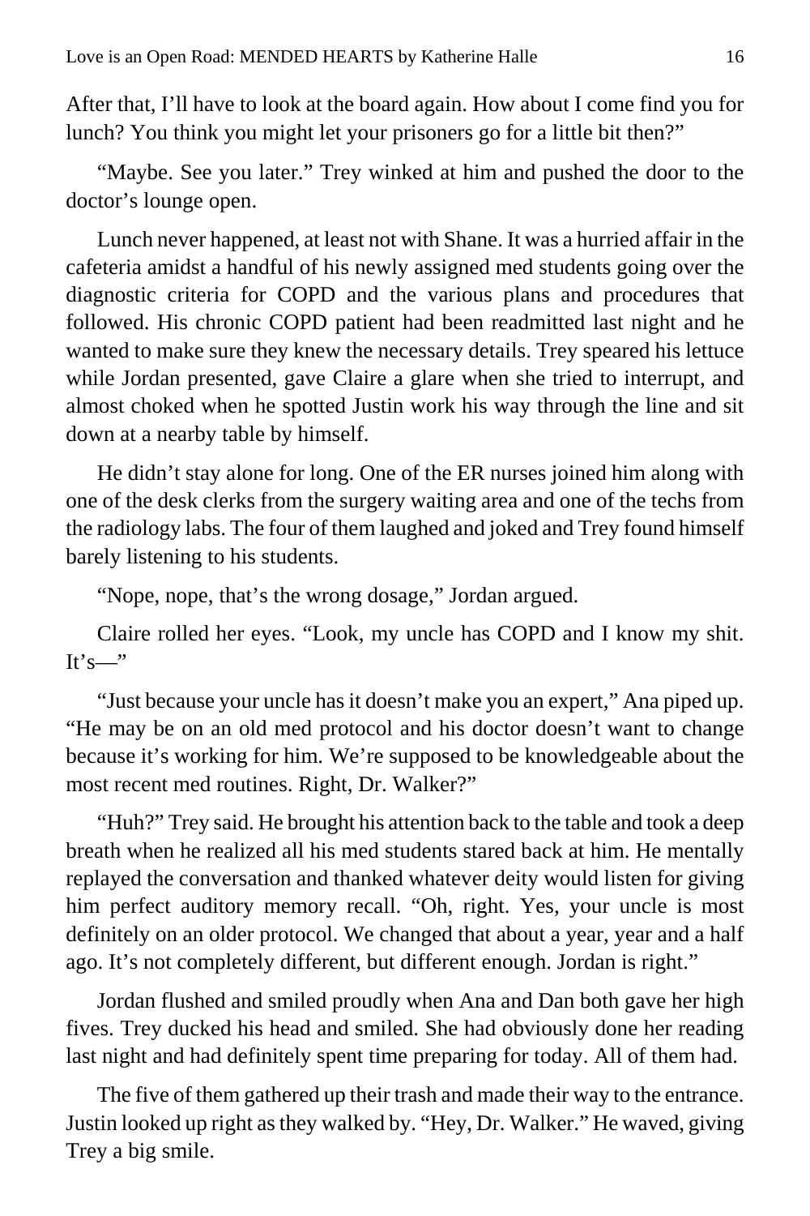After that, I'll have to look at the board again. How about I come find you for lunch? You think you might let your prisoners go for a little bit then?"

"Maybe. See you later." Trey winked at him and pushed the door to the doctor's lounge open.

Lunch never happened, at least not with Shane. It was a hurried affair in the cafeteria amidst a handful of his newly assigned med students going over the diagnostic criteria for COPD and the various plans and procedures that followed. His chronic COPD patient had been readmitted last night and he wanted to make sure they knew the necessary details. Trey speared his lettuce while Jordan presented, gave Claire a glare when she tried to interrupt, and almost choked when he spotted Justin work his way through the line and sit down at a nearby table by himself.

He didn't stay alone for long. One of the ER nurses joined him along with one of the desk clerks from the surgery waiting area and one of the techs from the radiology labs. The four of them laughed and joked and Trey found himself barely listening to his students.

"Nope, nope, that's the wrong dosage," Jordan argued.

Claire rolled her eyes. "Look, my uncle has COPD and I know my shit. It's—"

"Just because your uncle has it doesn't make you an expert," Ana piped up. "He may be on an old med protocol and his doctor doesn't want to change because it's working for him. We're supposed to be knowledgeable about the most recent med routines. Right, Dr. Walker?"

"Huh?" Trey said. He brought his attention back to the table and took a deep breath when he realized all his med students stared back at him. He mentally replayed the conversation and thanked whatever deity would listen for giving him perfect auditory memory recall. "Oh, right. Yes, your uncle is most definitely on an older protocol. We changed that about a year, year and a half ago. It's not completely different, but different enough. Jordan is right."

Jordan flushed and smiled proudly when Ana and Dan both gave her high fives. Trey ducked his head and smiled. She had obviously done her reading last night and had definitely spent time preparing for today. All of them had.

The five of them gathered up their trash and made their way to the entrance. Justin looked up right as they walked by. "Hey, Dr. Walker." He waved, giving Trey a big smile.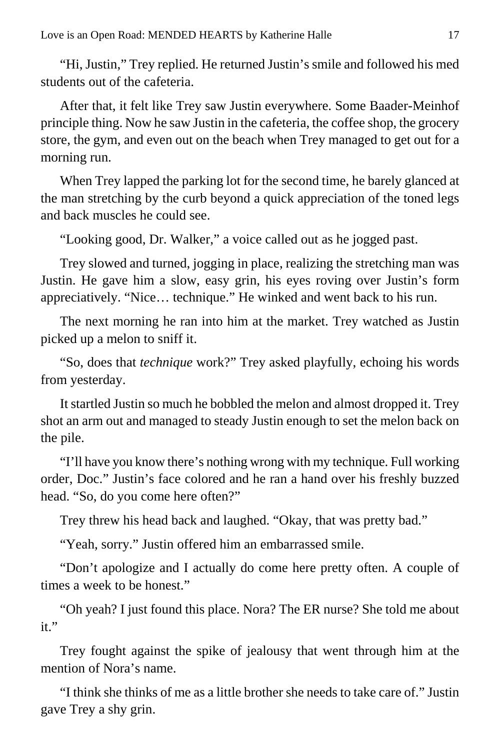"Hi, Justin," Trey replied. He returned Justin's smile and followed his med students out of the cafeteria.

After that, it felt like Trey saw Justin everywhere. Some Baader-Meinhof principle thing. Now he saw Justin in the cafeteria, the coffee shop, the grocery store, the gym, and even out on the beach when Trey managed to get out for a morning run.

When Trey lapped the parking lot for the second time, he barely glanced at the man stretching by the curb beyond a quick appreciation of the toned legs and back muscles he could see.

"Looking good, Dr. Walker," a voice called out as he jogged past.

Trey slowed and turned, jogging in place, realizing the stretching man was Justin. He gave him a slow, easy grin, his eyes roving over Justin's form appreciatively. "Nice… technique." He winked and went back to his run.

The next morning he ran into him at the market. Trey watched as Justin picked up a melon to sniff it.

"So, does that *technique* work?" Trey asked playfully, echoing his words from yesterday.

It startled Justin so much he bobbled the melon and almost dropped it. Trey shot an arm out and managed to steady Justin enough to set the melon back on the pile.

"I'll have you know there's nothing wrong with my technique. Full working order, Doc." Justin's face colored and he ran a hand over his freshly buzzed head. "So, do you come here often?"

Trey threw his head back and laughed. "Okay, that was pretty bad."

"Yeah, sorry." Justin offered him an embarrassed smile.

"Don't apologize and I actually do come here pretty often. A couple of times a week to be honest."

"Oh yeah? I just found this place. Nora? The ER nurse? She told me about it."

Trey fought against the spike of jealousy that went through him at the mention of Nora's name.

"I think she thinks of me as a little brother she needs to take care of." Justin gave Trey a shy grin.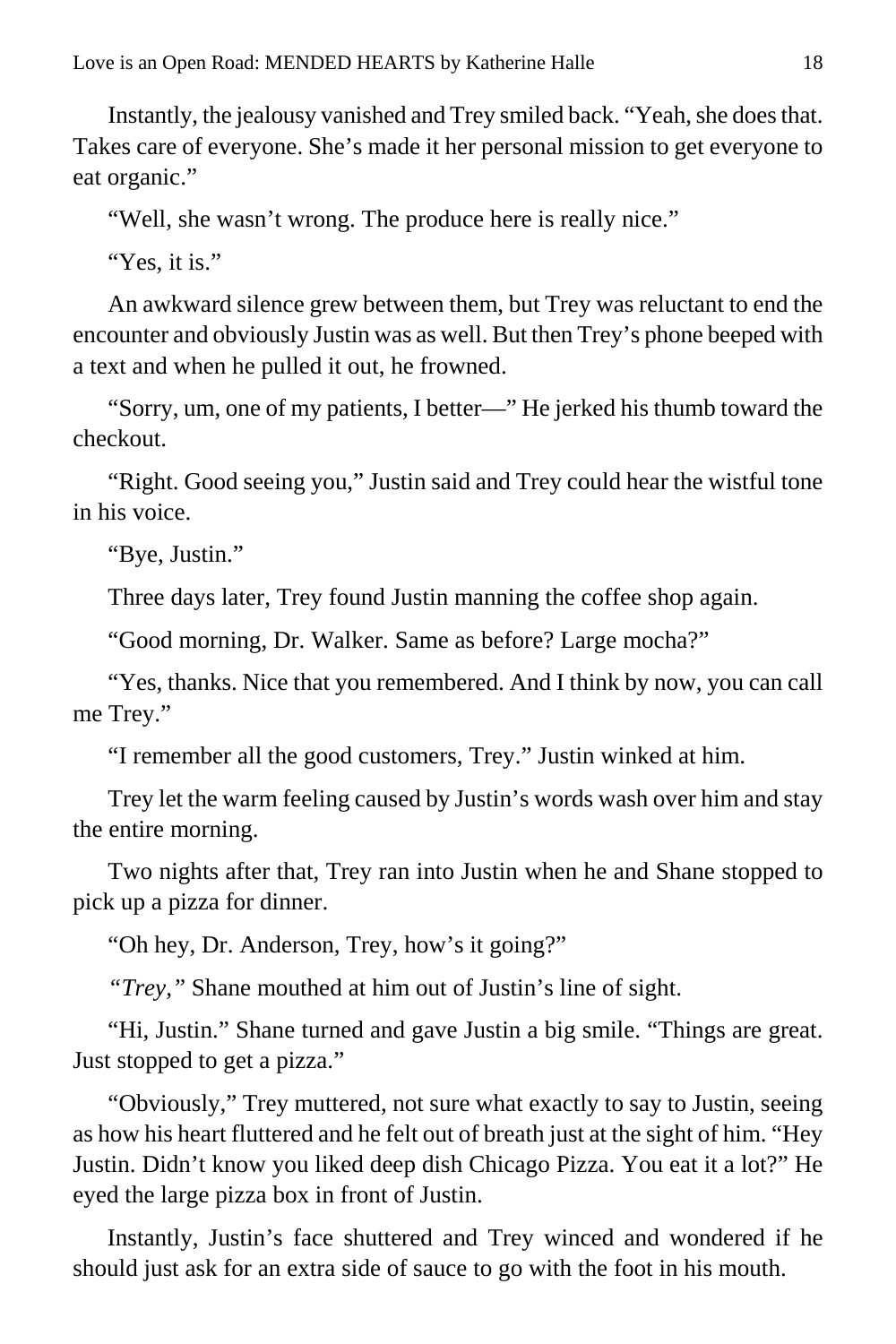Instantly, the jealousy vanished and Trey smiled back. “Yeah, she does that. Takes care of everyone. She’s made it her personal mission to get everyone to eat organic.”

“Well, she wasn’t wrong. The produce here is really nice.”

“Yes, it is.”

An awkward silence grew between them, but Trey was reluctant to end the encounter and obviously Justin was as well. But then Trey’s phone beeped with a text and when he pulled it out, he frowned.

“Sorry, um, one of my patients, I better—” He jerked his thumb toward the checkout.

“Right. Good seeing you,” Justin said and Trey could hear the wistful tone in his voice.

“Bye, Justin.”

Three days later, Trey found Justin manning the coffee shop again.

“Good morning, Dr. Walker. Same as before? Large mocha?”

“Yes, thanks. Nice that you remembered. And I think by now, you can call me Trey.”

“I remember all the good customers, Trey.” Justin winked at him.

Trey let the warm feeling caused by Justin’s words wash over him and stay the entire morning.

Two nights after that, Trey ran into Justin when he and Shane stopped to pick up a pizza for dinner.

“Oh hey, Dr. Anderson, Trey, how’s it going?”

*“Trey,”* Shane mouthed at him out of Justin’s line of sight.

“Hi, Justin.” Shane turned and gave Justin a big smile. “Things are great. Just stopped to get a pizza.”

“Obviously,” Trey muttered, not sure what exactly to say to Justin, seeing as how his heart fluttered and he felt out of breath just at the sight of him. “Hey Justin. Didn’t know you liked deep dish Chicago Pizza. You eat it a lot?” He eyed the large pizza box in front of Justin.

Instantly, Justin’s face shuttered and Trey winced and wondered if he should just ask for an extra side of sauce to go with the foot in his mouth.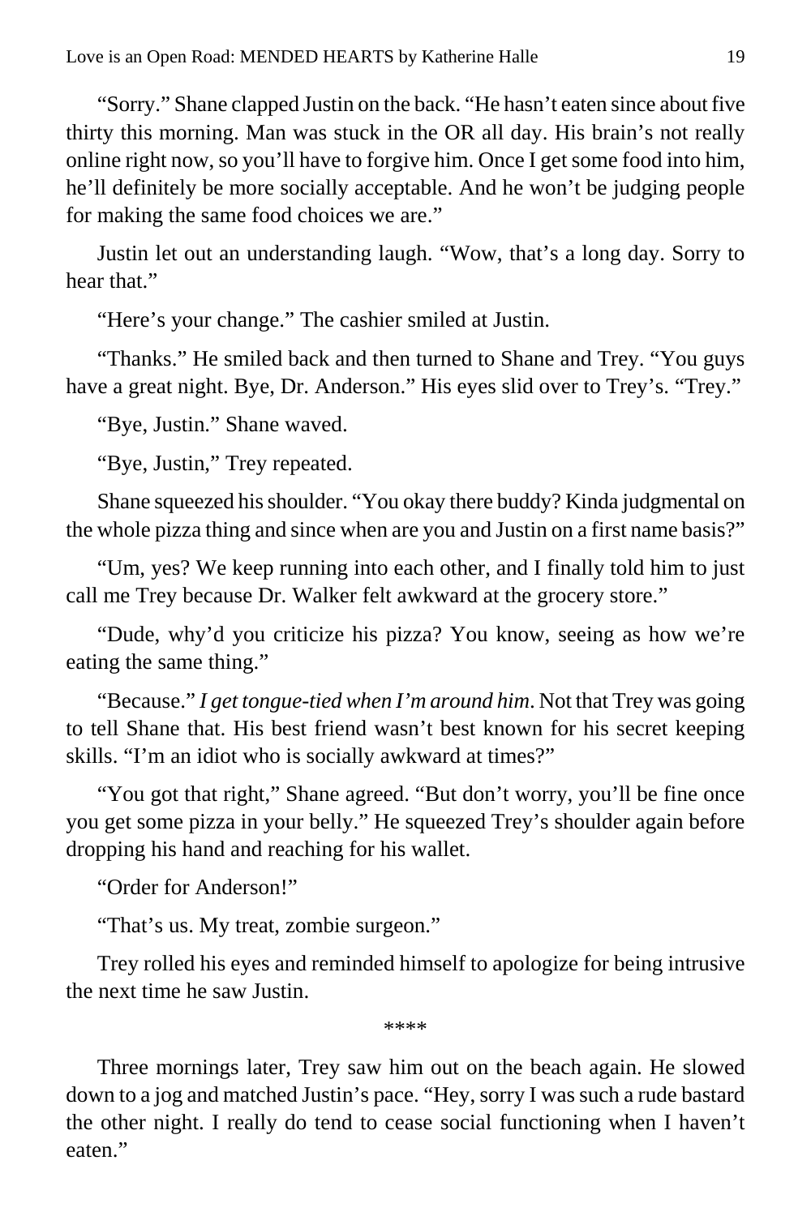"Sorry." Shane clapped Justin on the back. "He hasn't eaten since about five thirty this morning. Man was stuck in the OR all day. His brain's not really online right now, so you'll have to forgive him. Once I get some food into him, he'll definitely be more socially acceptable. And he won't be judging people for making the same food choices we are."

Justin let out an understanding laugh. "Wow, that's a long day. Sorry to hear that."

"Here's your change." The cashier smiled at Justin.

"Thanks." He smiled back and then turned to Shane and Trey. "You guys have a great night. Bye, Dr. Anderson." His eyes slid over to Trey's. "Trey."

"Bye, Justin." Shane waved.

"Bye, Justin," Trey repeated.

Shane squeezed his shoulder. "You okay there buddy? Kinda judgmental on the whole pizza thing and since when are you and Justin on a first name basis?"

"Um, yes? We keep running into each other, and I finally told him to just call me Trey because Dr. Walker felt awkward at the grocery store."

"Dude, why'd you criticize his pizza? You know, seeing as how we're eating the same thing."

"Because." *I get tongue-tied when I'm around him*. Not that Trey was going to tell Shane that. His best friend wasn't best known for his secret keeping skills. "I'm an idiot who is socially awkward at times?"

"You got that right," Shane agreed. "But don't worry, you'll be fine once you get some pizza in your belly." He squeezed Trey's shoulder again before dropping his hand and reaching for his wallet.

"Order for Anderson!"

"That's us. My treat, zombie surgeon."

Trey rolled his eyes and reminded himself to apologize for being intrusive the next time he saw Justin.

****

Three mornings later, Trey saw him out on the beach again. He slowed down to a jog and matched Justin's pace. "Hey, sorry I was such a rude bastard the other night. I really do tend to cease social functioning when I haven't eaten."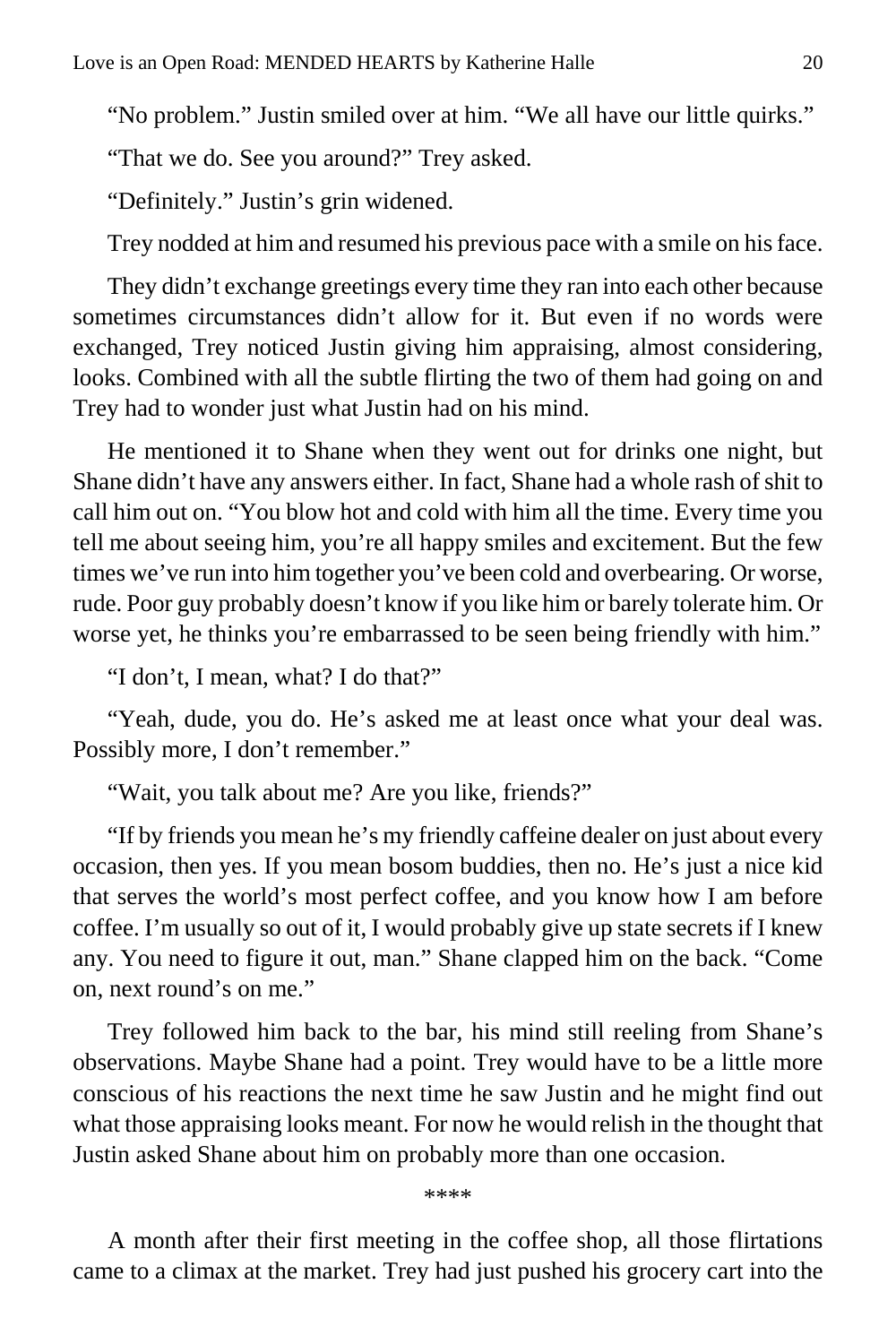"No problem." Justin smiled over at him. "We all have our little quirks."

"That we do. See you around?" Trey asked.

"Definitely." Justin's grin widened.

Trey nodded at him and resumed his previous pace with a smile on his face.

They didn't exchange greetings every time they ran into each other because sometimes circumstances didn't allow for it. But even if no words were exchanged, Trey noticed Justin giving him appraising, almost considering, looks. Combined with all the subtle flirting the two of them had going on and Trey had to wonder just what Justin had on his mind.

He mentioned it to Shane when they went out for drinks one night, but Shane didn't have any answers either. In fact, Shane had a whole rash of shit to call him out on. "You blow hot and cold with him all the time. Every time you tell me about seeing him, you're all happy smiles and excitement. But the few times we've run into him together you've been cold and overbearing. Or worse, rude. Poor guy probably doesn't know if you like him or barely tolerate him. Or worse yet, he thinks you're embarrassed to be seen being friendly with him."

"I don't, I mean, what? I do that?"

"Yeah, dude, you do. He's asked me at least once what your deal was. Possibly more, I don't remember."

"Wait, you talk about me? Are you like, friends?"

"If by friends you mean he's my friendly caffeine dealer on just about every occasion, then yes. If you mean bosom buddies, then no. He's just a nice kid that serves the world's most perfect coffee, and you know how I am before coffee. I'm usually so out of it, I would probably give up state secrets if I knew any. You need to figure it out, man." Shane clapped him on the back. "Come on, next round's on me."

Trey followed him back to the bar, his mind still reeling from Shane's observations. Maybe Shane had a point. Trey would have to be a little more conscious of his reactions the next time he saw Justin and he might find out what those appraising looks meant. For now he would relish in the thought that Justin asked Shane about him on probably more than one occasion.

****

A month after their first meeting in the coffee shop, all those flirtations came to a climax at the market. Trey had just pushed his grocery cart into the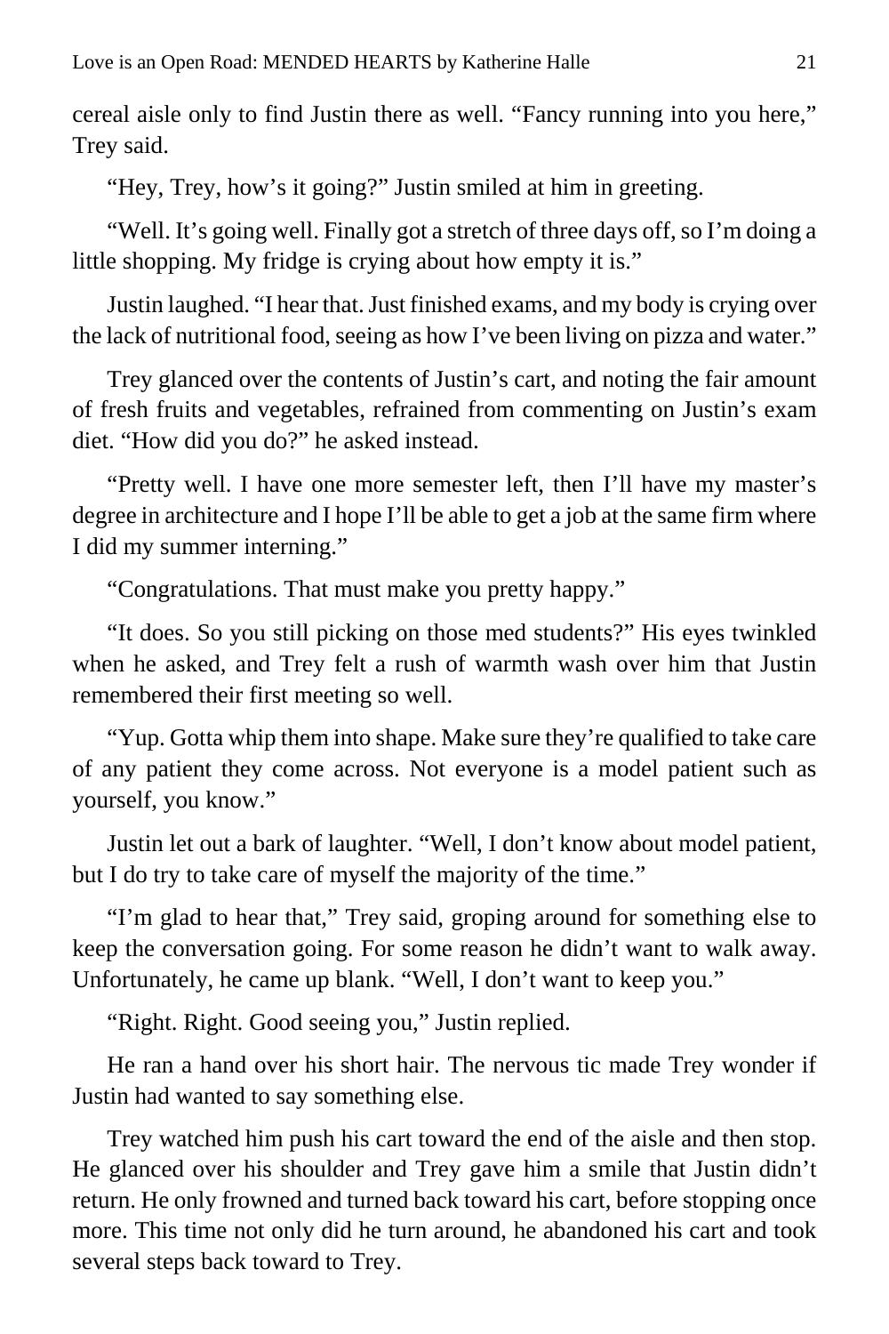cereal aisle only to find Justin there as well. “Fancy running into you here,” Trey said.

“Hey, Trey, how’s it going?” Justin smiled at him in greeting.

“Well. It’s going well. Finally got a stretch of three days off, so I’m doing a little shopping. My fridge is crying about how empty it is.”

Justin laughed. “I hear that. Just finished exams, and my body is crying over the lack of nutritional food, seeing as how I’ve been living on pizza and water.”

Trey glanced over the contents of Justin’s cart, and noting the fair amount of fresh fruits and vegetables, refrained from commenting on Justin’s exam diet. “How did you do?” he asked instead.

“Pretty well. I have one more semester left, then I’ll have my master’s degree in architecture and I hope I’ll be able to get a job at the same firm where I did my summer interning.”

“Congratulations. That must make you pretty happy.”

“It does. So you still picking on those med students?” His eyes twinkled when he asked, and Trey felt a rush of warmth wash over him that Justin remembered their first meeting so well.

“Yup. Gotta whip them into shape. Make sure they’re qualified to take care of any patient they come across. Not everyone is a model patient such as yourself, you know.”

Justin let out a bark of laughter. “Well, I don’t know about model patient, but I do try to take care of myself the majority of the time.”

“I’m glad to hear that,” Trey said, groping around for something else to keep the conversation going. For some reason he didn’t want to walk away. Unfortunately, he came up blank. “Well, I don’t want to keep you.”

“Right. Right. Good seeing you,” Justin replied.

He ran a hand over his short hair. The nervous tic made Trey wonder if Justin had wanted to say something else.

Trey watched him push his cart toward the end of the aisle and then stop. He glanced over his shoulder and Trey gave him a smile that Justin didn’t return. He only frowned and turned back toward his cart, before stopping once more. This time not only did he turn around, he abandoned his cart and took several steps back toward to Trey.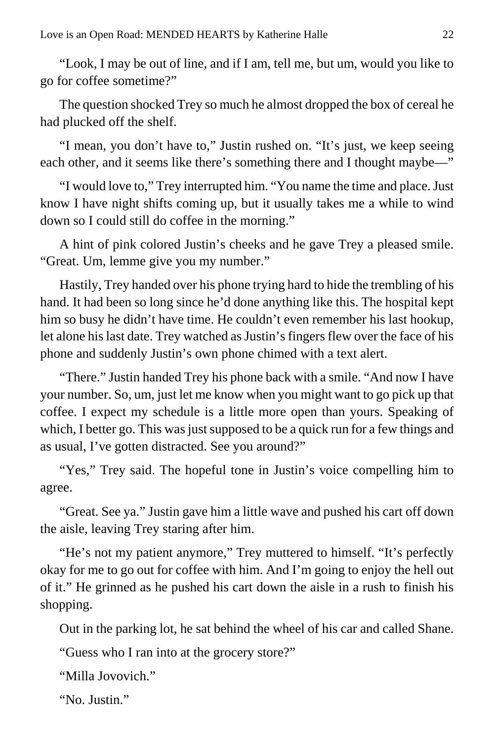"Look, I may be out of line, and if I am, tell me, but um, would you like to go for coffee sometime?"

The question shocked Trey so much he almost dropped the box of cereal he had plucked off the shelf.

"I mean, you don't have to," Justin rushed on. "It's just, we keep seeing each other, and it seems like there's something there and I thought maybe—"

"I would love to," Trey interrupted him. "You name the time and place. Just know I have night shifts coming up, but it usually takes me a while to wind down so I could still do coffee in the morning."

A hint of pink colored Justin's cheeks and he gave Trey a pleased smile. "Great. Um, lemme give you my number."

Hastily, Trey handed over his phone trying hard to hide the trembling of his hand. It had been so long since he'd done anything like this. The hospital kept him so busy he didn't have time. He couldn't even remember his last hookup, let alone his last date. Trey watched as Justin's fingers flew over the face of his phone and suddenly Justin's own phone chimed with a text alert.

"There." Justin handed Trey his phone back with a smile. "And now I have your number. So, um, just let me know when you might want to go pick up that coffee. I expect my schedule is a little more open than yours. Speaking of which, I better go. This was just supposed to be a quick run for a few things and as usual, I've gotten distracted. See you around?"

"Yes," Trey said. The hopeful tone in Justin's voice compelling him to agree.

"Great. See ya." Justin gave him a little wave and pushed his cart off down the aisle, leaving Trey staring after him.

"He's not my patient anymore," Trey muttered to himself. "It's perfectly okay for me to go out for coffee with him. And I'm going to enjoy the hell out of it." He grinned as he pushed his cart down the aisle in a rush to finish his shopping.

Out in the parking lot, he sat behind the wheel of his car and called Shane.

"Guess who I ran into at the grocery store?"

"Milla Jovovich."

"No. Justin."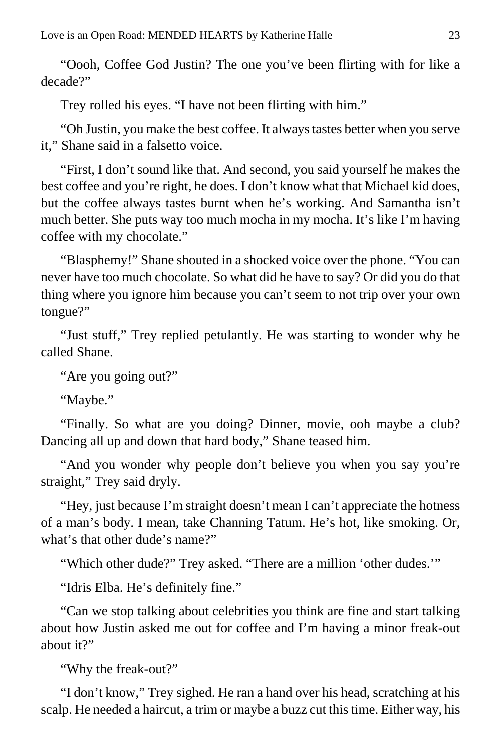"Oooh, Coffee God Justin? The one you've been flirting with for like a decade?"

Trey rolled his eyes. "I have not been flirting with him."

"Oh Justin, you make the best coffee. It always tastes better when you serve it," Shane said in a falsetto voice.

"First, I don't sound like that. And second, you said yourself he makes the best coffee and you're right, he does. I don't know what that Michael kid does, but the coffee always tastes burnt when he's working. And Samantha isn't much better. She puts way too much mocha in my mocha. It's like I'm having coffee with my chocolate."

"Blasphemy!" Shane shouted in a shocked voice over the phone. "You can never have too much chocolate. So what did he have to say? Or did you do that thing where you ignore him because you can't seem to not trip over your own tongue?"

"Just stuff," Trey replied petulantly. He was starting to wonder why he called Shane.

"Are you going out?"

"Maybe."

"Finally. So what are you doing? Dinner, movie, ooh maybe a club? Dancing all up and down that hard body," Shane teased him.

"And you wonder why people don't believe you when you say you're straight," Trey said dryly.

"Hey, just because I'm straight doesn't mean I can't appreciate the hotness of a man's body. I mean, take Channing Tatum. He's hot, like smoking. Or, what's that other dude's name?"

"Which other dude?" Trey asked. "There are a million 'other dudes.'"

"Idris Elba. He's definitely fine."

"Can we stop talking about celebrities you think are fine and start talking about how Justin asked me out for coffee and I'm having a minor freak-out about it?"

"Why the freak-out?"

"I don't know," Trey sighed. He ran a hand over his head, scratching at his scalp. He needed a haircut, a trim or maybe a buzz cut this time. Either way, his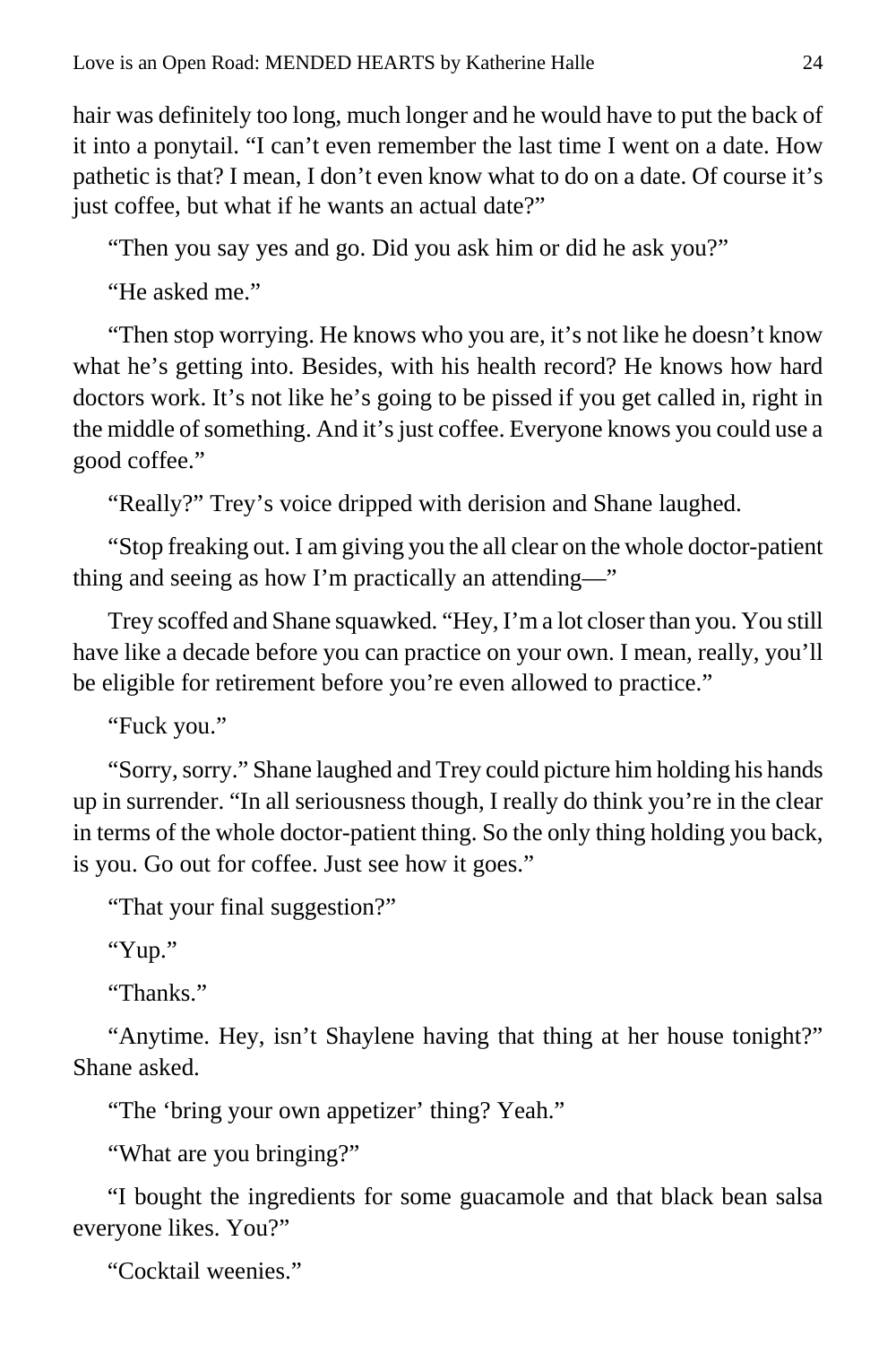hair was definitely too long, much longer and he would have to put the back of it into a ponytail. "I can't even remember the last time I went on a date. How pathetic is that? I mean, I don't even know what to do on a date. Of course it's just coffee, but what if he wants an actual date?"

"Then you say yes and go. Did you ask him or did he ask you?"

"He asked me."

"Then stop worrying. He knows who you are, it's not like he doesn't know what he's getting into. Besides, with his health record? He knows how hard doctors work. It's not like he's going to be pissed if you get called in, right in the middle of something. And it's just coffee. Everyone knows you could use a good coffee."

"Really?" Trey's voice dripped with derision and Shane laughed.

"Stop freaking out. I am giving you the all clear on the whole doctor-patient thing and seeing as how I'm practically an attending—"

Trey scoffed and Shane squawked. "Hey, I'm a lot closer than you. You still have like a decade before you can practice on your own. I mean, really, you'll be eligible for retirement before you're even allowed to practice."

"Fuck you."

"Sorry, sorry." Shane laughed and Trey could picture him holding his hands up in surrender. "In all seriousness though, I really do think you're in the clear in terms of the whole doctor-patient thing. So the only thing holding you back, is you. Go out for coffee. Just see how it goes."

"That your final suggestion?"

"Yup."

"Thanks."

"Anytime. Hey, isn't Shaylene having that thing at her house tonight?" Shane asked.

"The 'bring your own appetizer' thing? Yeah."

"What are you bringing?"

"I bought the ingredients for some guacamole and that black bean salsa everyone likes. You?"

"Cocktail weenies."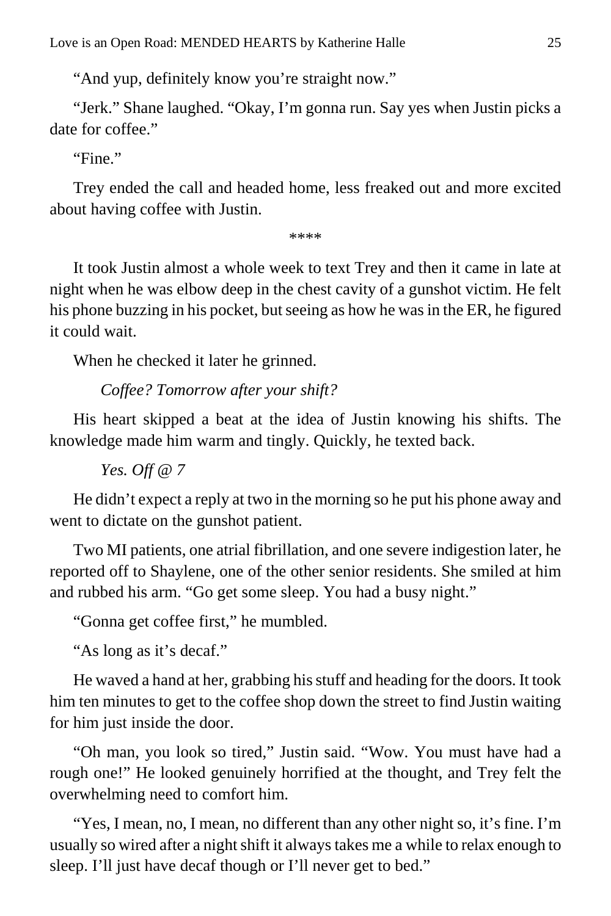"And yup, definitely know you're straight now."

"Jerk." Shane laughed. "Okay, I'm gonna run. Say yes when Justin picks a date for coffee."

"Fine."

Trey ended the call and headed home, less freaked out and more excited about having coffee with Justin.

\*\*\*\*

It took Justin almost a whole week to text Trey and then it came in late at night when he was elbow deep in the chest cavity of a gunshot victim. He felt his phone buzzing in his pocket, but seeing as how he was in the ER, he figured it could wait.

When he checked it later he grinned.

*Coffee? Tomorrow after your shift?*

His heart skipped a beat at the idea of Justin knowing his shifts. The knowledge made him warm and tingly. Quickly, he texted back.

*Yes. Off @ 7*

He didn't expect a reply at two in the morning so he put his phone away and went to dictate on the gunshot patient.

Two MI patients, one atrial fibrillation, and one severe indigestion later, he reported off to Shaylene, one of the other senior residents. She smiled at him and rubbed his arm. "Go get some sleep. You had a busy night."

"Gonna get coffee first," he mumbled.

"As long as it's decaf."

He waved a hand at her, grabbing his stuff and heading for the doors. It took him ten minutes to get to the coffee shop down the street to find Justin waiting for him just inside the door.

"Oh man, you look so tired," Justin said. "Wow. You must have had a rough one!" He looked genuinely horrified at the thought, and Trey felt the overwhelming need to comfort him.

"Yes, I mean, no, I mean, no different than any other night so, it's fine. I'm usually so wired after a night shift it always takes me a while to relax enough to sleep. I'll just have decaf though or I'll never get to bed."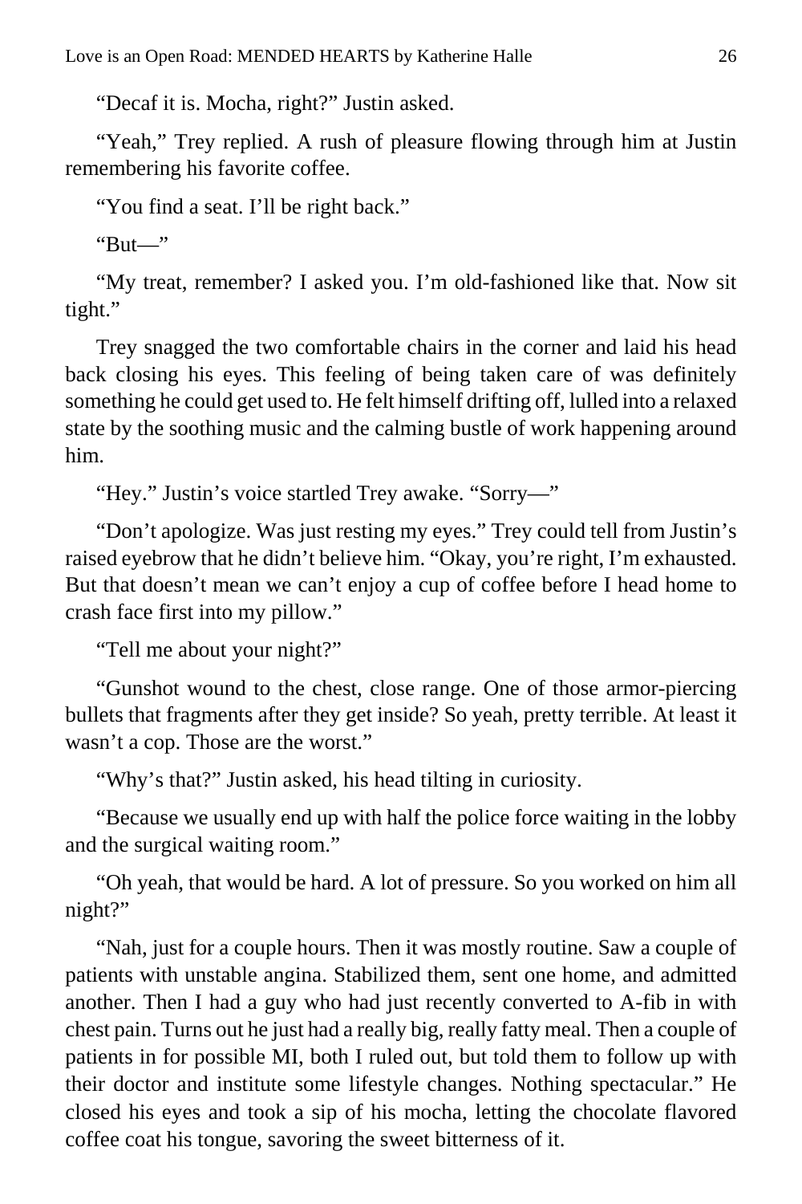"Decaf it is. Mocha, right?" Justin asked.

"Yeah," Trey replied. A rush of pleasure flowing through him at Justin remembering his favorite coffee.

"You find a seat. I'll be right back."

"But—"

"My treat, remember? I asked you. I'm old-fashioned like that. Now sit tight."

Trey snagged the two comfortable chairs in the corner and laid his head back closing his eyes. This feeling of being taken care of was definitely something he could get used to. He felt himself drifting off, lulled into a relaxed state by the soothing music and the calming bustle of work happening around him.

"Hey." Justin's voice startled Trey awake. "Sorry—"

"Don't apologize. Was just resting my eyes." Trey could tell from Justin's raised eyebrow that he didn't believe him. "Okay, you're right, I'm exhausted. But that doesn't mean we can't enjoy a cup of coffee before I head home to crash face first into my pillow."

"Tell me about your night?"

"Gunshot wound to the chest, close range. One of those armor-piercing bullets that fragments after they get inside? So yeah, pretty terrible. At least it wasn't a cop. Those are the worst."

"Why's that?" Justin asked, his head tilting in curiosity.

"Because we usually end up with half the police force waiting in the lobby and the surgical waiting room."

"Oh yeah, that would be hard. A lot of pressure. So you worked on him all night?"

"Nah, just for a couple hours. Then it was mostly routine. Saw a couple of patients with unstable angina. Stabilized them, sent one home, and admitted another. Then I had a guy who had just recently converted to A-fib in with chest pain. Turns out he just had a really big, really fatty meal. Then a couple of patients in for possible MI, both I ruled out, but told them to follow up with their doctor and institute some lifestyle changes. Nothing spectacular." He closed his eyes and took a sip of his mocha, letting the chocolate flavored coffee coat his tongue, savoring the sweet bitterness of it.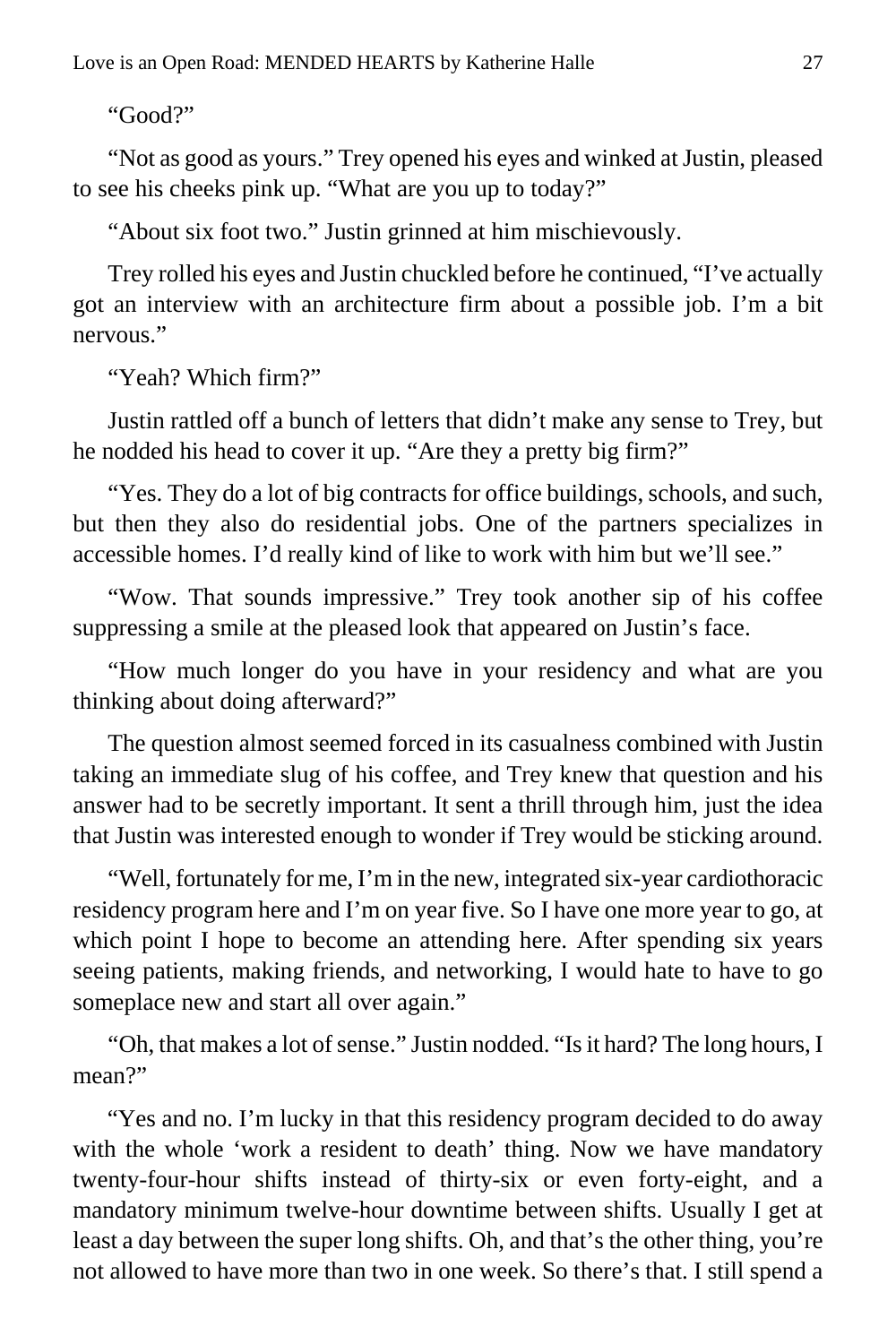"Good?"

"Not as good as yours." Trey opened his eyes and winked at Justin, pleased to see his cheeks pink up. "What are you up to today?"

"About six foot two." Justin grinned at him mischievously.

Trey rolled his eyes and Justin chuckled before he continued, "I've actually got an interview with an architecture firm about a possible job. I'm a bit nervous."

"Yeah? Which firm?"

Justin rattled off a bunch of letters that didn't make any sense to Trey, but he nodded his head to cover it up. "Are they a pretty big firm?"

"Yes. They do a lot of big contracts for office buildings, schools, and such, but then they also do residential jobs. One of the partners specializes in accessible homes. I'd really kind of like to work with him but we'll see."

"Wow. That sounds impressive." Trey took another sip of his coffee suppressing a smile at the pleased look that appeared on Justin's face.

"How much longer do you have in your residency and what are you thinking about doing afterward?"

The question almost seemed forced in its casualness combined with Justin taking an immediate slug of his coffee, and Trey knew that question and his answer had to be secretly important. It sent a thrill through him, just the idea that Justin was interested enough to wonder if Trey would be sticking around.

"Well, fortunately for me, I'm in the new, integrated six-year cardiothoracic residency program here and I'm on year five. So I have one more year to go, at which point I hope to become an attending here. After spending six years seeing patients, making friends, and networking, I would hate to have to go someplace new and start all over again."

"Oh, that makes a lot of sense." Justin nodded. "Is it hard? The long hours, I mean?"

"Yes and no. I'm lucky in that this residency program decided to do away with the whole 'work a resident to death' thing. Now we have mandatory twenty-four-hour shifts instead of thirty-six or even forty-eight, and a mandatory minimum twelve-hour downtime between shifts. Usually I get at least a day between the super long shifts. Oh, and that's the other thing, you're not allowed to have more than two in one week. So there's that. I still spend a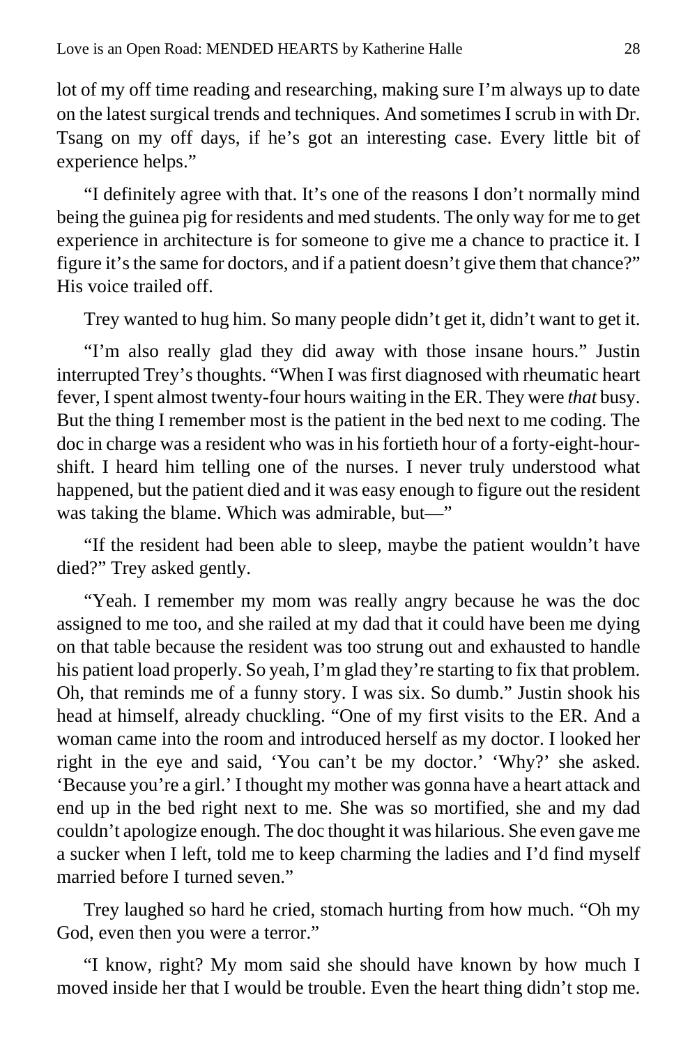lot of my off time reading and researching, making sure I'm always up to date on the latest surgical trends and techniques. And sometimes I scrub in with Dr. Tsang on my off days, if he's got an interesting case. Every little bit of experience helps."

"I definitely agree with that. It's one of the reasons I don't normally mind being the guinea pig for residents and med students. The only way for me to get experience in architecture is for someone to give me a chance to practice it. I figure it's the same for doctors, and if a patient doesn't give them that chance?" His voice trailed off.

Trey wanted to hug him. So many people didn't get it, didn't want to get it.

"I'm also really glad they did away with those insane hours." Justin interrupted Trey's thoughts. "When I was first diagnosed with rheumatic heart fever, I spent almost twenty-four hours waiting in the ER. They were *that* busy. But the thing I remember most is the patient in the bed next to me coding. The doc in charge was a resident who was in his fortieth hour of a forty-eight-hour-shift. I heard him telling one of the nurses. I never truly understood what happened, but the patient died and it was easy enough to figure out the resident was taking the blame. Which was admirable, but—"

"If the resident had been able to sleep, maybe the patient wouldn't have died?" Trey asked gently.

"Yeah. I remember my mom was really angry because he was the doc assigned to me too, and she railed at my dad that it could have been me dying on that table because the resident was too strung out and exhausted to handle his patient load properly. So yeah, I'm glad they're starting to fix that problem. Oh, that reminds me of a funny story. I was six. So dumb." Justin shook his head at himself, already chuckling. "One of my first visits to the ER. And a woman came into the room and introduced herself as my doctor. I looked her right in the eye and said, 'You can't be my doctor.' 'Why?' she asked. 'Because you're a girl.' I thought my mother was gonna have a heart attack and end up in the bed right next to me. She was so mortified, she and my dad couldn't apologize enough. The doc thought it was hilarious. She even gave me a sucker when I left, told me to keep charming the ladies and I'd find myself married before I turned seven."

Trey laughed so hard he cried, stomach hurting from how much. "Oh my God, even then you were a terror."

"I know, right? My mom said she should have known by how much I moved inside her that I would be trouble. Even the heart thing didn't stop me.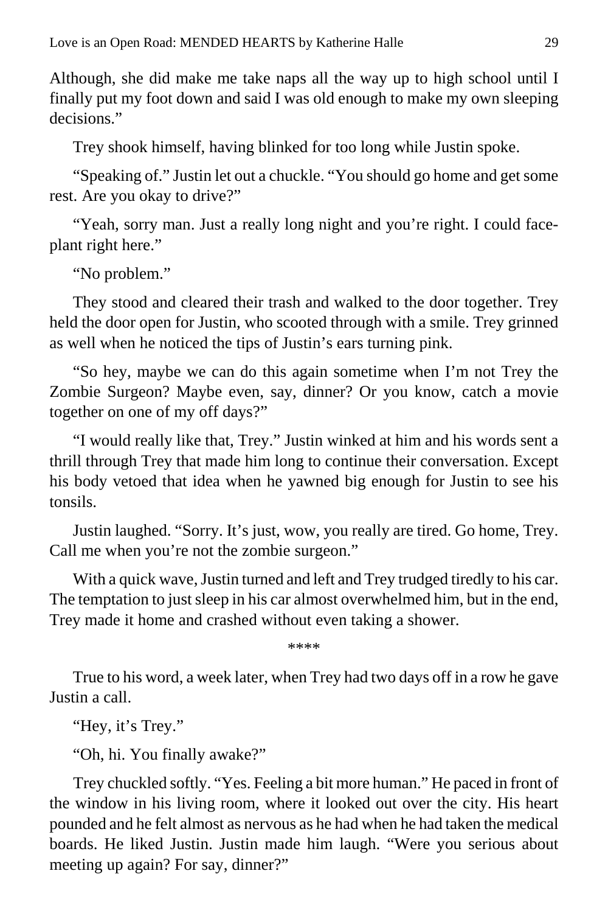Although, she did make me take naps all the way up to high school until I finally put my foot down and said I was old enough to make my own sleeping decisions."

Trey shook himself, having blinked for too long while Justin spoke.

"Speaking of." Justin let out a chuckle. "You should go home and get some rest. Are you okay to drive?"

"Yeah, sorry man. Just a really long night and you're right. I could face-plant right here."

"No problem."

They stood and cleared their trash and walked to the door together. Trey held the door open for Justin, who scooted through with a smile. Trey grinned as well when he noticed the tips of Justin's ears turning pink.

"So hey, maybe we can do this again sometime when I'm not Trey the Zombie Surgeon? Maybe even, say, dinner? Or you know, catch a movie together on one of my off days?"

"I would really like that, Trey." Justin winked at him and his words sent a thrill through Trey that made him long to continue their conversation. Except his body vetoed that idea when he yawned big enough for Justin to see his tonsils.

Justin laughed. "Sorry. It's just, wow, you really are tired. Go home, Trey. Call me when you're not the zombie surgeon."

With a quick wave, Justin turned and left and Trey trudged tiredly to his car. The temptation to just sleep in his car almost overwhelmed him, but in the end, Trey made it home and crashed without even taking a shower.

****

True to his word, a week later, when Trey had two days off in a row he gave Justin a call.

"Hey, it's Trey."

"Oh, hi. You finally awake?"

Trey chuckled softly. "Yes. Feeling a bit more human." He paced in front of the window in his living room, where it looked out over the city. His heart pounded and he felt almost as nervous as he had when he had taken the medical boards. He liked Justin. Justin made him laugh. "Were you serious about meeting up again? For say, dinner?"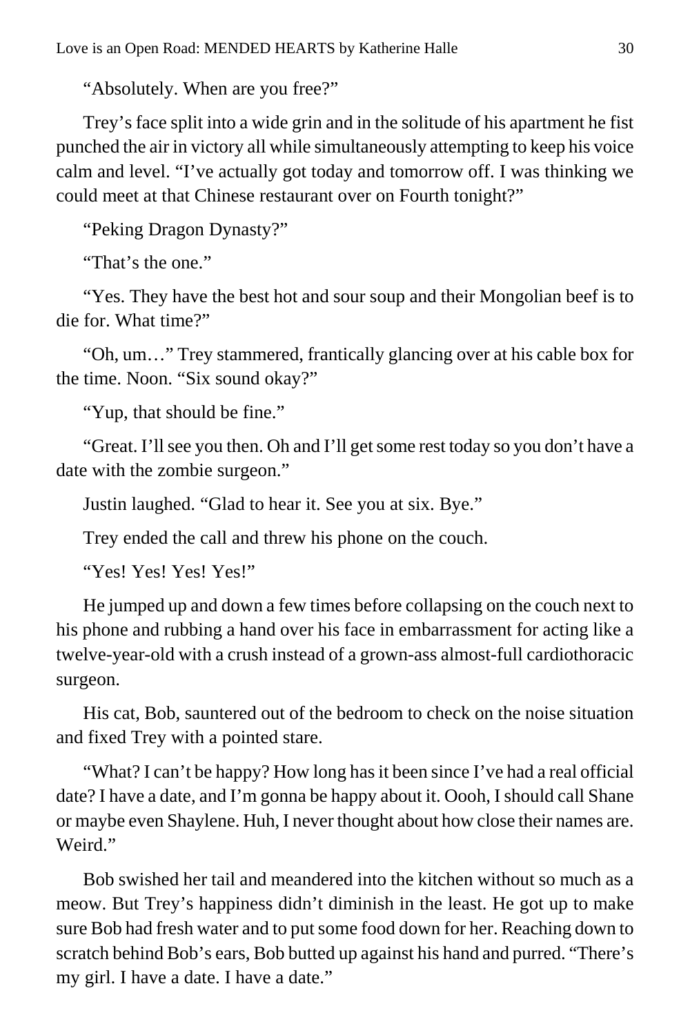"Absolutely. When are you free?"

Trey's face split into a wide grin and in the solitude of his apartment he fist punched the air in victory all while simultaneously attempting to keep his voice calm and level. "I've actually got today and tomorrow off. I was thinking we could meet at that Chinese restaurant over on Fourth tonight?"

"Peking Dragon Dynasty?"

"That's the one."

"Yes. They have the best hot and sour soup and their Mongolian beef is to die for. What time?"

"Oh, um…" Trey stammered, frantically glancing over at his cable box for the time. Noon. "Six sound okay?"

"Yup, that should be fine."

"Great. I'll see you then. Oh and I'll get some rest today so you don't have a date with the zombie surgeon."

Justin laughed. "Glad to hear it. See you at six. Bye."

Trey ended the call and threw his phone on the couch.

"Yes! Yes! Yes! Yes!"

He jumped up and down a few times before collapsing on the couch next to his phone and rubbing a hand over his face in embarrassment for acting like a twelve-year-old with a crush instead of a grown-ass almost-full cardiothoracic surgeon.

His cat, Bob, sauntered out of the bedroom to check on the noise situation and fixed Trey with a pointed stare.

"What? I can't be happy? How long has it been since I've had a real official date? I have a date, and I'm gonna be happy about it. Oooh, I should call Shane or maybe even Shaylene. Huh, I never thought about how close their names are. Weird."

Bob swished her tail and meandered into the kitchen without so much as a meow. But Trey's happiness didn't diminish in the least. He got up to make sure Bob had fresh water and to put some food down for her. Reaching down to scratch behind Bob's ears, Bob butted up against his hand and purred. "There's my girl. I have a date. I have a date."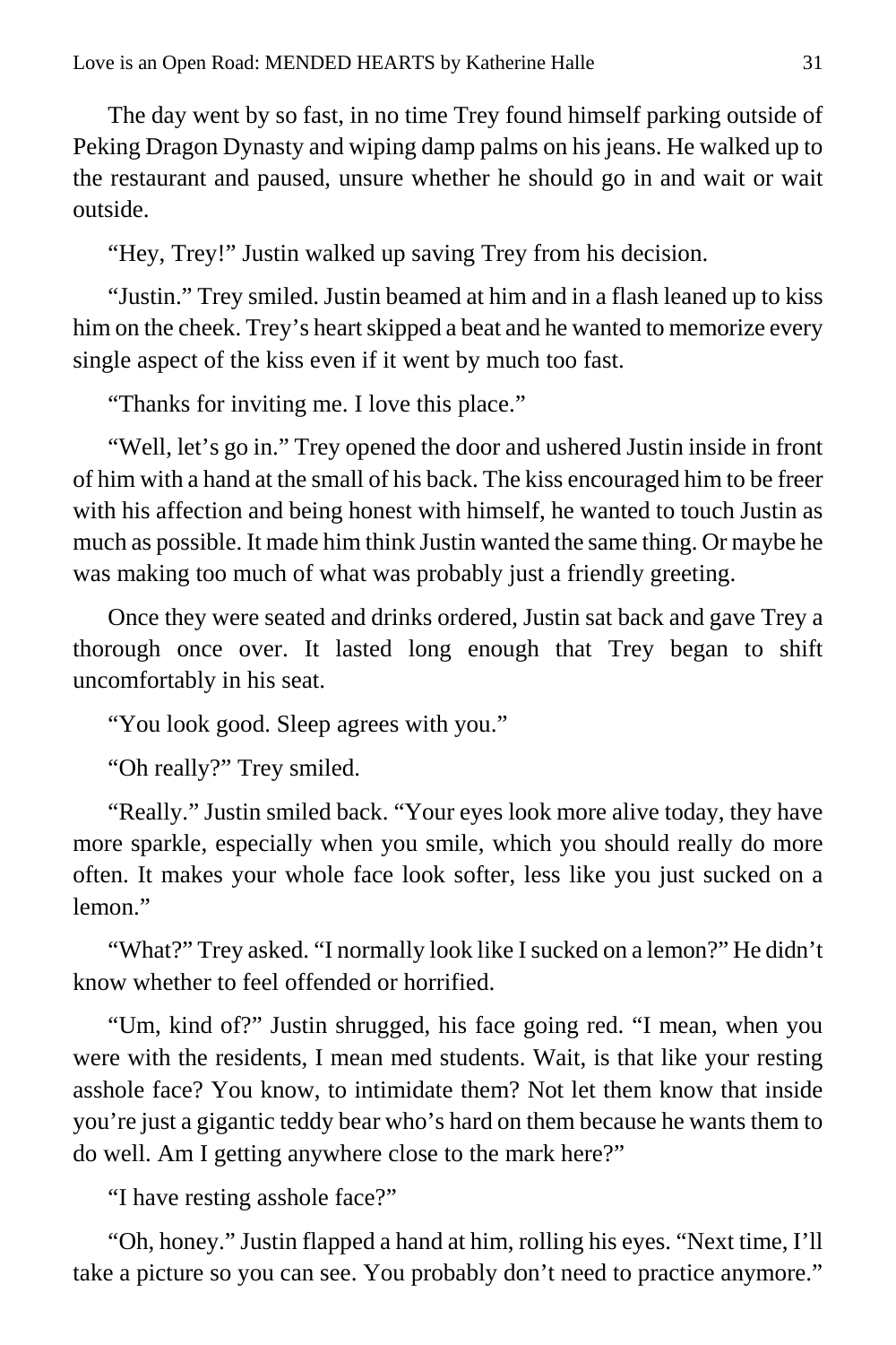The day went by so fast, in no time Trey found himself parking outside of Peking Dragon Dynasty and wiping damp palms on his jeans. He walked up to the restaurant and paused, unsure whether he should go in and wait or wait outside.

"Hey, Trey!" Justin walked up saving Trey from his decision.

"Justin." Trey smiled. Justin beamed at him and in a flash leaned up to kiss him on the cheek. Trey's heart skipped a beat and he wanted to memorize every single aspect of the kiss even if it went by much too fast.

"Thanks for inviting me. I love this place."

"Well, let's go in." Trey opened the door and ushered Justin inside in front of him with a hand at the small of his back. The kiss encouraged him to be freer with his affection and being honest with himself, he wanted to touch Justin as much as possible. It made him think Justin wanted the same thing. Or maybe he was making too much of what was probably just a friendly greeting.

Once they were seated and drinks ordered, Justin sat back and gave Trey a thorough once over. It lasted long enough that Trey began to shift uncomfortably in his seat.

"You look good. Sleep agrees with you."

"Oh really?" Trey smiled.

"Really." Justin smiled back. "Your eyes look more alive today, they have more sparkle, especially when you smile, which you should really do more often. It makes your whole face look softer, less like you just sucked on a lemon."

"What?" Trey asked. "I normally look like I sucked on a lemon?" He didn't know whether to feel offended or horrified.

"Um, kind of?" Justin shrugged, his face going red. "I mean, when you were with the residents, I mean med students. Wait, is that like your resting asshole face? You know, to intimidate them? Not let them know that inside you're just a gigantic teddy bear who's hard on them because he wants them to do well. Am I getting anywhere close to the mark here?"

"I have resting asshole face?"

"Oh, honey." Justin flapped a hand at him, rolling his eyes. "Next time, I'll take a picture so you can see. You probably don't need to practice anymore."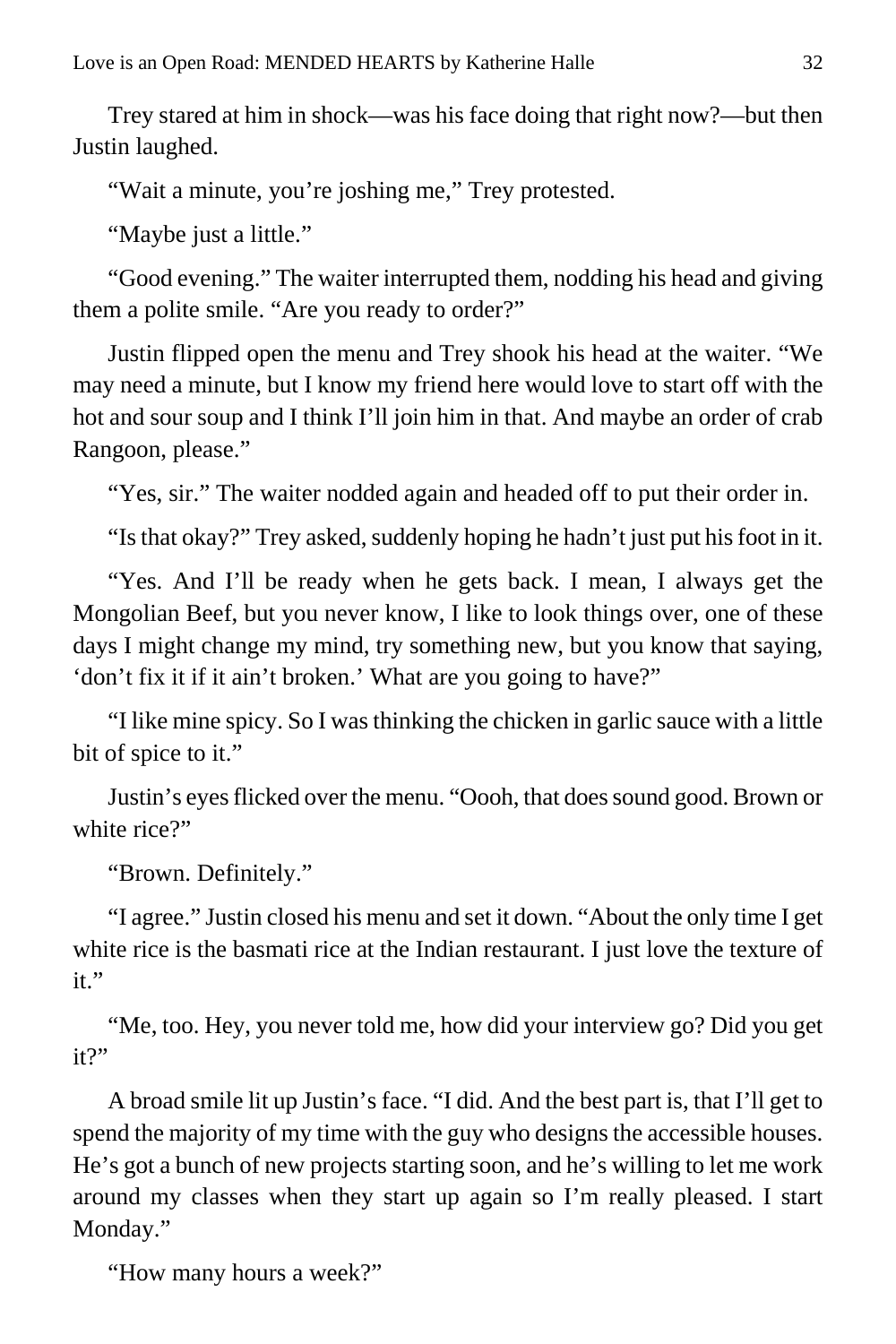Trey stared at him in shock—was his face doing that right now?—but then Justin laughed.

"Wait a minute, you're joshing me," Trey protested.

"Maybe just a little."

"Good evening." The waiter interrupted them, nodding his head and giving them a polite smile. "Are you ready to order?"

Justin flipped open the menu and Trey shook his head at the waiter. "We may need a minute, but I know my friend here would love to start off with the hot and sour soup and I think I'll join him in that. And maybe an order of crab Rangoon, please."

"Yes, sir." The waiter nodded again and headed off to put their order in.

"Is that okay?" Trey asked, suddenly hoping he hadn't just put his foot in it.

"Yes. And I'll be ready when he gets back. I mean, I always get the Mongolian Beef, but you never know, I like to look things over, one of these days I might change my mind, try something new, but you know that saying, 'don't fix it if it ain't broken.' What are you going to have?"

"I like mine spicy. So I was thinking the chicken in garlic sauce with a little bit of spice to it."

Justin's eyes flicked over the menu. "Oooh, that does sound good. Brown or white rice?"

"Brown. Definitely."

"I agree." Justin closed his menu and set it down. "About the only time I get white rice is the basmati rice at the Indian restaurant. I just love the texture of it."

"Me, too. Hey, you never told me, how did your interview go? Did you get it?"

A broad smile lit up Justin's face. "I did. And the best part is, that I'll get to spend the majority of my time with the guy who designs the accessible houses. He's got a bunch of new projects starting soon, and he's willing to let me work around my classes when they start up again so I'm really pleased. I start Monday."

"How many hours a week?"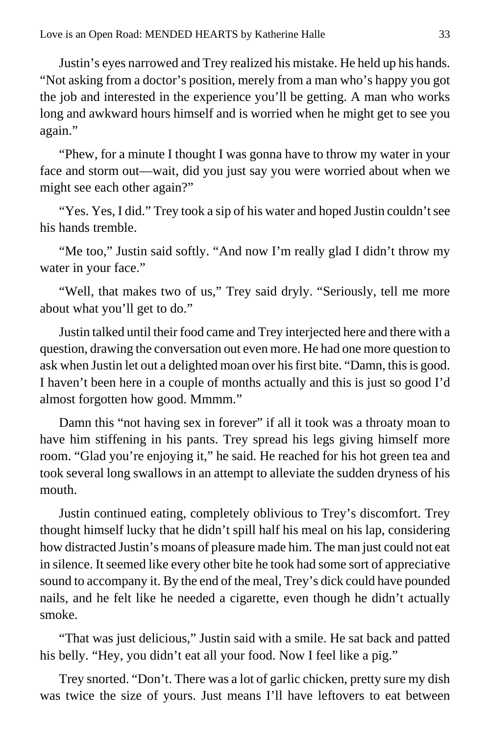Justin's eyes narrowed and Trey realized his mistake. He held up his hands. "Not asking from a doctor's position, merely from a man who's happy you got the job and interested in the experience you'll be getting. A man who works long and awkward hours himself and is worried when he might get to see you again."

"Phew, for a minute I thought I was gonna have to throw my water in your face and storm out—wait, did you just say you were worried about when we might see each other again?"

"Yes. Yes, I did." Trey took a sip of his water and hoped Justin couldn't see his hands tremble.

"Me too," Justin said softly. "And now I'm really glad I didn't throw my water in your face."

"Well, that makes two of us," Trey said dryly. "Seriously, tell me more about what you'll get to do."

Justin talked until their food came and Trey interjected here and there with a question, drawing the conversation out even more. He had one more question to ask when Justin let out a delighted moan over his first bite. "Damn, this is good. I haven't been here in a couple of months actually and this is just so good I'd almost forgotten how good. Mmmm."

Damn this "not having sex in forever" if all it took was a throaty moan to have him stiffening in his pants. Trey spread his legs giving himself more room. "Glad you're enjoying it," he said. He reached for his hot green tea and took several long swallows in an attempt to alleviate the sudden dryness of his mouth.

Justin continued eating, completely oblivious to Trey's discomfort. Trey thought himself lucky that he didn't spill half his meal on his lap, considering how distracted Justin's moans of pleasure made him. The man just could not eat in silence. It seemed like every other bite he took had some sort of appreciative sound to accompany it. By the end of the meal, Trey's dick could have pounded nails, and he felt like he needed a cigarette, even though he didn't actually smoke.

"That was just delicious," Justin said with a smile. He sat back and patted his belly. "Hey, you didn't eat all your food. Now I feel like a pig."

Trey snorted. "Don't. There was a lot of garlic chicken, pretty sure my dish was twice the size of yours. Just means I'll have leftovers to eat between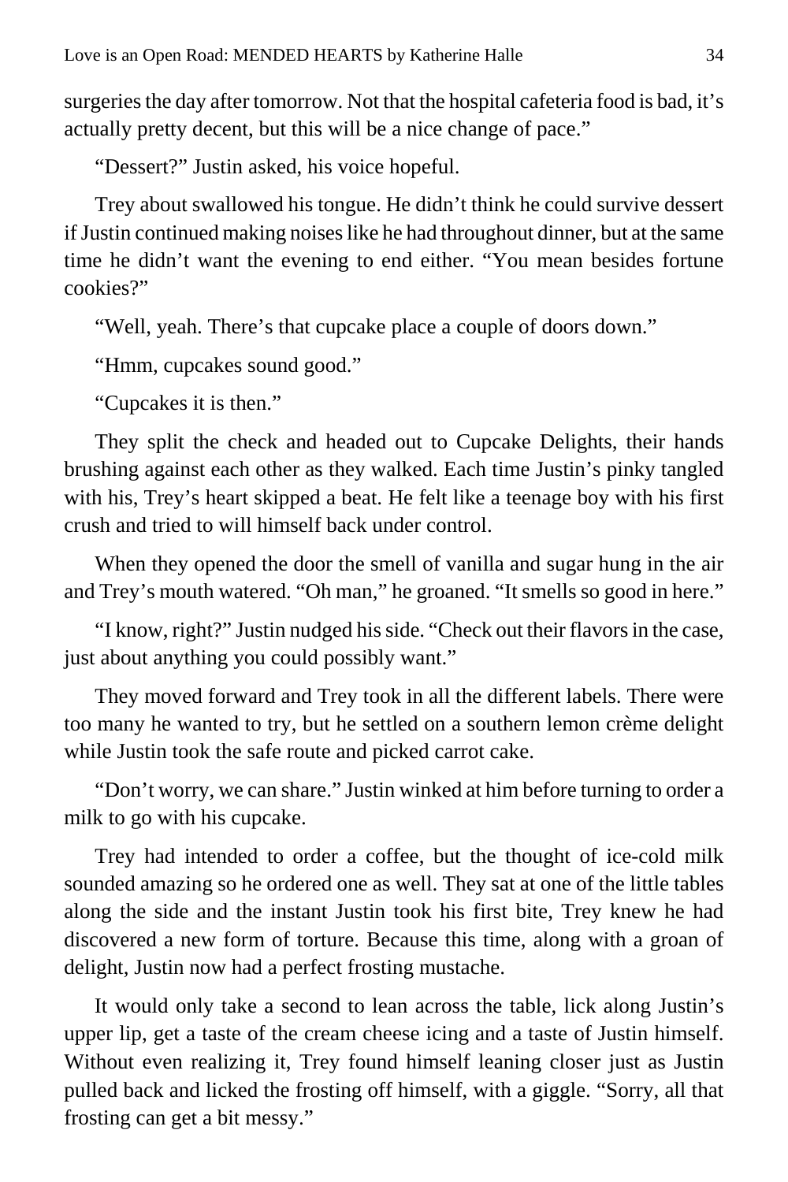surgeries the day after tomorrow. Not that the hospital cafeteria food is bad, it's actually pretty decent, but this will be a nice change of pace."

"Dessert?" Justin asked, his voice hopeful.

Trey about swallowed his tongue. He didn't think he could survive dessert if Justin continued making noises like he had throughout dinner, but at the same time he didn't want the evening to end either. "You mean besides fortune cookies?"

"Well, yeah. There's that cupcake place a couple of doors down."

"Hmm, cupcakes sound good."

"Cupcakes it is then."

They split the check and headed out to Cupcake Delights, their hands brushing against each other as they walked. Each time Justin's pinky tangled with his, Trey's heart skipped a beat. He felt like a teenage boy with his first crush and tried to will himself back under control.

When they opened the door the smell of vanilla and sugar hung in the air and Trey's mouth watered. "Oh man," he groaned. "It smells so good in here."

"I know, right?" Justin nudged his side. "Check out their flavors in the case, just about anything you could possibly want."

They moved forward and Trey took in all the different labels. There were too many he wanted to try, but he settled on a southern lemon crème delight while Justin took the safe route and picked carrot cake.

"Don't worry, we can share." Justin winked at him before turning to order a milk to go with his cupcake.

Trey had intended to order a coffee, but the thought of ice-cold milk sounded amazing so he ordered one as well. They sat at one of the little tables along the side and the instant Justin took his first bite, Trey knew he had discovered a new form of torture. Because this time, along with a groan of delight, Justin now had a perfect frosting mustache.

It would only take a second to lean across the table, lick along Justin's upper lip, get a taste of the cream cheese icing and a taste of Justin himself. Without even realizing it, Trey found himself leaning closer just as Justin pulled back and licked the frosting off himself, with a giggle. "Sorry, all that frosting can get a bit messy."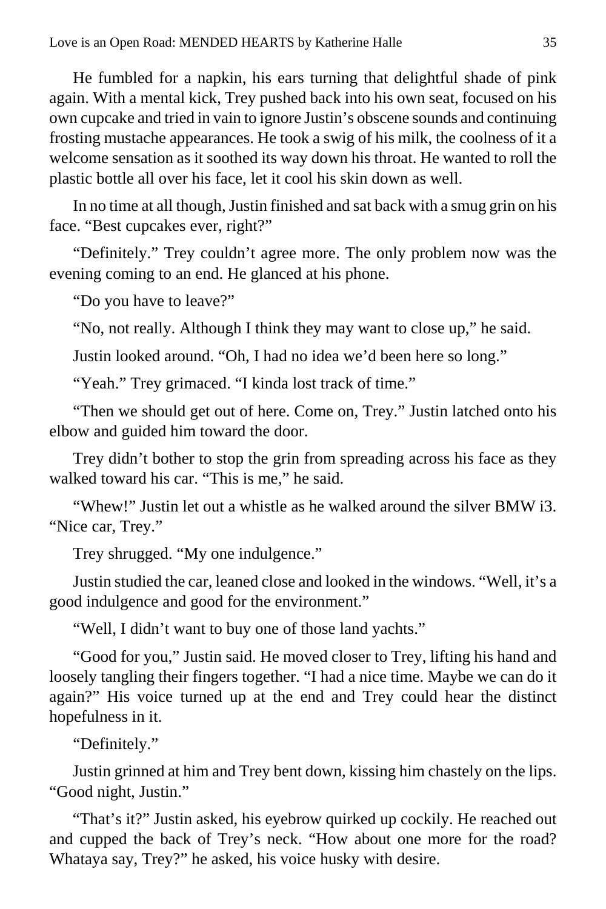He fumbled for a napkin, his ears turning that delightful shade of pink again. With a mental kick, Trey pushed back into his own seat, focused on his own cupcake and tried in vain to ignore Justin's obscene sounds and continuing frosting mustache appearances. He took a swig of his milk, the coolness of it a welcome sensation as it soothed its way down his throat. He wanted to roll the plastic bottle all over his face, let it cool his skin down as well.

In no time at all though, Justin finished and sat back with a smug grin on his face. "Best cupcakes ever, right?"

"Definitely." Trey couldn't agree more. The only problem now was the evening coming to an end. He glanced at his phone.

"Do you have to leave?"

"No, not really. Although I think they may want to close up," he said.

Justin looked around. "Oh, I had no idea we'd been here so long."

"Yeah." Trey grimaced. "I kinda lost track of time."

"Then we should get out of here. Come on, Trey." Justin latched onto his elbow and guided him toward the door.

Trey didn't bother to stop the grin from spreading across his face as they walked toward his car. "This is me," he said.

"Whew!" Justin let out a whistle as he walked around the silver BMW i3. "Nice car, Trey."

Trey shrugged. "My one indulgence."

Justin studied the car, leaned close and looked in the windows. "Well, it's a good indulgence and good for the environment."

"Well, I didn't want to buy one of those land yachts."

"Good for you," Justin said. He moved closer to Trey, lifting his hand and loosely tangling their fingers together. "I had a nice time. Maybe we can do it again?" His voice turned up at the end and Trey could hear the distinct hopefulness in it.

"Definitely."

Justin grinned at him and Trey bent down, kissing him chastely on the lips. "Good night, Justin."

"That's it?" Justin asked, his eyebrow quirked up cockily. He reached out and cupped the back of Trey's neck. "How about one more for the road? Whataya say, Trey?" he asked, his voice husky with desire.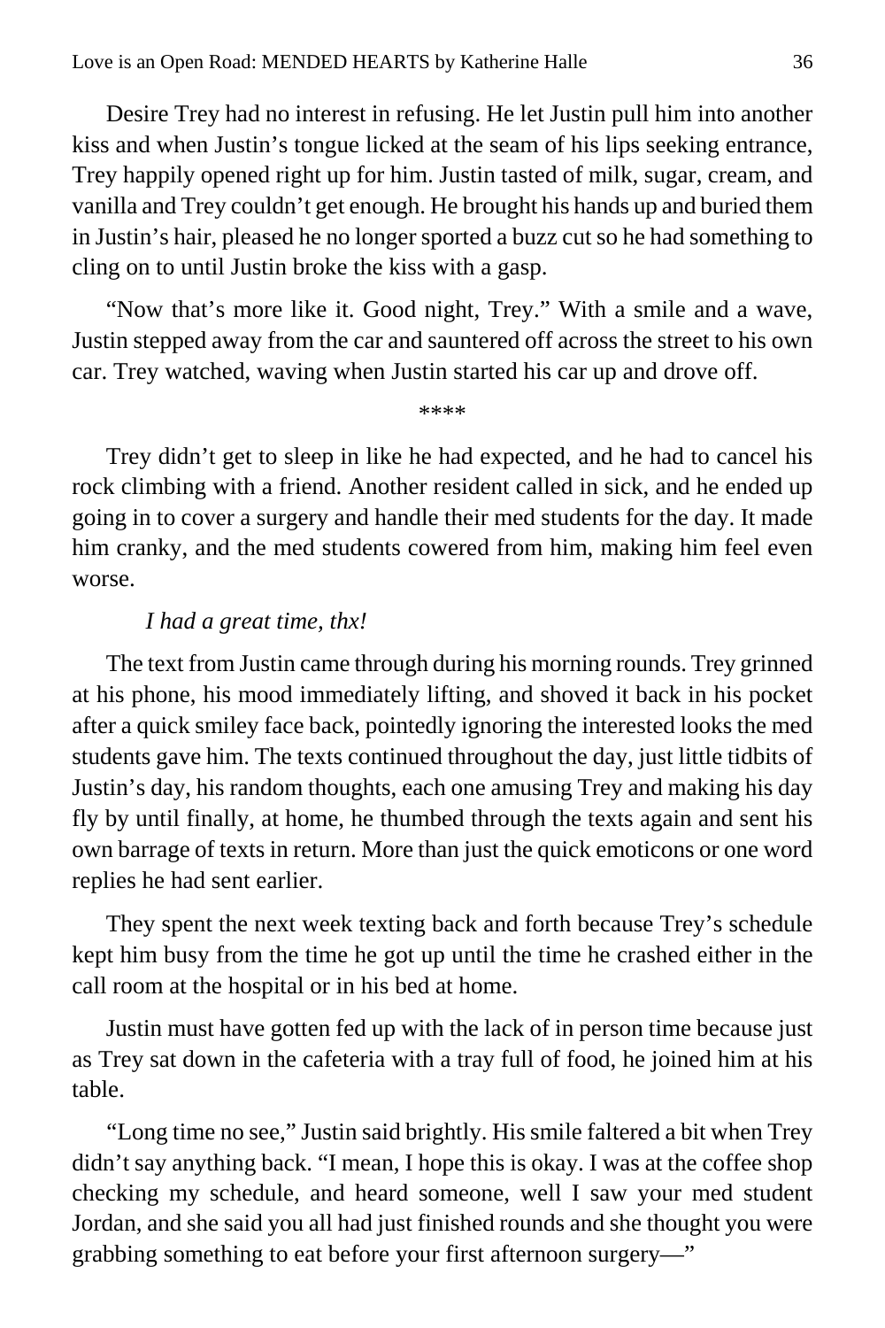Desire Trey had no interest in refusing. He let Justin pull him into another kiss and when Justin's tongue licked at the seam of his lips seeking entrance, Trey happily opened right up for him. Justin tasted of milk, sugar, cream, and vanilla and Trey couldn't get enough. He brought his hands up and buried them in Justin's hair, pleased he no longer sported a buzz cut so he had something to cling on to until Justin broke the kiss with a gasp.

"Now that's more like it. Good night, Trey." With a smile and a wave, Justin stepped away from the car and sauntered off across the street to his own car. Trey watched, waving when Justin started his car up and drove off.

****

Trey didn't get to sleep in like he had expected, and he had to cancel his rock climbing with a friend. Another resident called in sick, and he ended up going in to cover a surgery and handle their med students for the day. It made him cranky, and the med students cowered from him, making him feel even worse.

*I had a great time, thx!*

The text from Justin came through during his morning rounds. Trey grinned at his phone, his mood immediately lifting, and shoved it back in his pocket after a quick smiley face back, pointedly ignoring the interested looks the med students gave him. The texts continued throughout the day, just little tidbits of Justin's day, his random thoughts, each one amusing Trey and making his day fly by until finally, at home, he thumbed through the texts again and sent his own barrage of texts in return. More than just the quick emoticons or one word replies he had sent earlier.

They spent the next week texting back and forth because Trey's schedule kept him busy from the time he got up until the time he crashed either in the call room at the hospital or in his bed at home.

Justin must have gotten fed up with the lack of in person time because just as Trey sat down in the cafeteria with a tray full of food, he joined him at his table.

"Long time no see," Justin said brightly. His smile faltered a bit when Trey didn't say anything back. "I mean, I hope this is okay. I was at the coffee shop checking my schedule, and heard someone, well I saw your med student Jordan, and she said you all had just finished rounds and she thought you were grabbing something to eat before your first afternoon surgery—"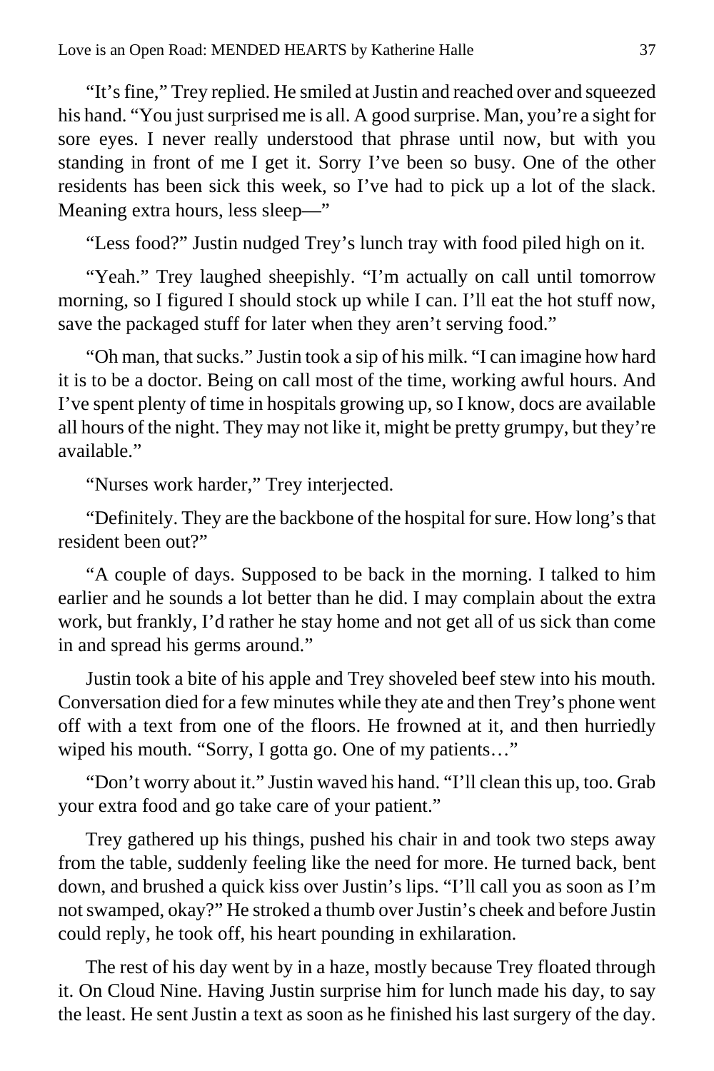"It's fine," Trey replied. He smiled at Justin and reached over and squeezed his hand. "You just surprised me is all. A good surprise. Man, you're a sight for sore eyes. I never really understood that phrase until now, but with you standing in front of me I get it. Sorry I've been so busy. One of the other residents has been sick this week, so I've had to pick up a lot of the slack. Meaning extra hours, less sleep—"

"Less food?" Justin nudged Trey's lunch tray with food piled high on it.

"Yeah." Trey laughed sheepishly. "I'm actually on call until tomorrow morning, so I figured I should stock up while I can. I'll eat the hot stuff now, save the packaged stuff for later when they aren't serving food."

"Oh man, that sucks." Justin took a sip of his milk. "I can imagine how hard it is to be a doctor. Being on call most of the time, working awful hours. And I've spent plenty of time in hospitals growing up, so I know, docs are available all hours of the night. They may not like it, might be pretty grumpy, but they're available."

"Nurses work harder," Trey interjected.

"Definitely. They are the backbone of the hospital for sure. How long's that resident been out?"

"A couple of days. Supposed to be back in the morning. I talked to him earlier and he sounds a lot better than he did. I may complain about the extra work, but frankly, I'd rather he stay home and not get all of us sick than come in and spread his germs around."

Justin took a bite of his apple and Trey shoveled beef stew into his mouth. Conversation died for a few minutes while they ate and then Trey's phone went off with a text from one of the floors. He frowned at it, and then hurriedly wiped his mouth. "Sorry, I gotta go. One of my patients…"

"Don't worry about it." Justin waved his hand. "I'll clean this up, too. Grab your extra food and go take care of your patient."

Trey gathered up his things, pushed his chair in and took two steps away from the table, suddenly feeling like the need for more. He turned back, bent down, and brushed a quick kiss over Justin's lips. "I'll call you as soon as I'm not swamped, okay?" He stroked a thumb over Justin's cheek and before Justin could reply, he took off, his heart pounding in exhilaration.

The rest of his day went by in a haze, mostly because Trey floated through it. On Cloud Nine. Having Justin surprise him for lunch made his day, to say the least. He sent Justin a text as soon as he finished his last surgery of the day.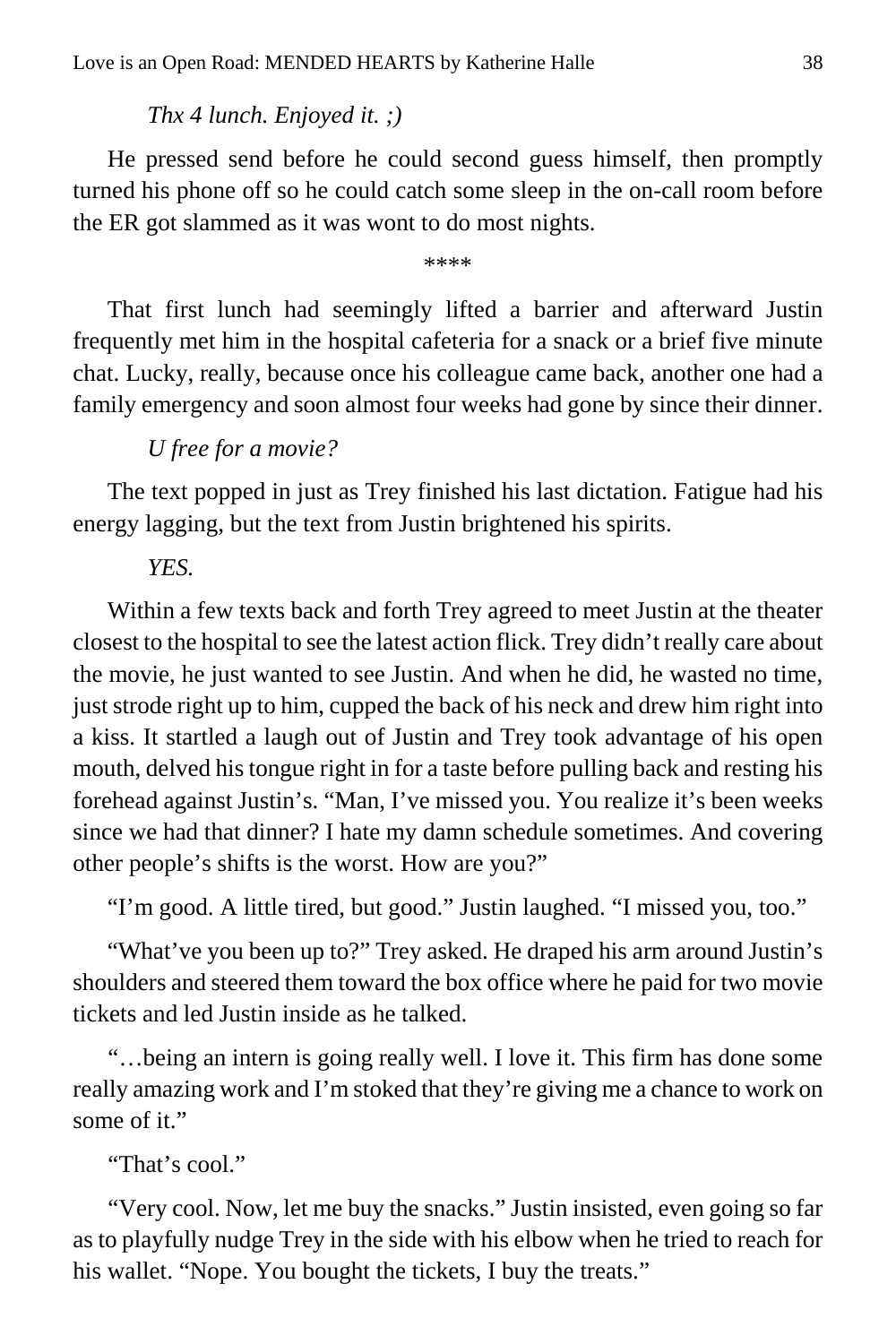*Thx 4 lunch. Enjoyed it. ;)*

He pressed send before he could second guess himself, then promptly turned his phone off so he could catch some sleep in the on-call room before the ER got slammed as it was wont to do most nights.

****

That first lunch had seemingly lifted a barrier and afterward Justin frequently met him in the hospital cafeteria for a snack or a brief five minute chat. Lucky, really, because once his colleague came back, another one had a family emergency and soon almost four weeks had gone by since their dinner.

*U free for a movie?*

The text popped in just as Trey finished his last dictation. Fatigue had his energy lagging, but the text from Justin brightened his spirits.

*YES.*

Within a few texts back and forth Trey agreed to meet Justin at the theater closest to the hospital to see the latest action flick. Trey didn't really care about the movie, he just wanted to see Justin. And when he did, he wasted no time, just strode right up to him, cupped the back of his neck and drew him right into a kiss. It startled a laugh out of Justin and Trey took advantage of his open mouth, delved his tongue right in for a taste before pulling back and resting his forehead against Justin's. "Man, I've missed you. You realize it's been weeks since we had that dinner? I hate my damn schedule sometimes. And covering other people's shifts is the worst. How are you?"

"I'm good. A little tired, but good." Justin laughed. "I missed you, too."

"What've you been up to?" Trey asked. He draped his arm around Justin's shoulders and steered them toward the box office where he paid for two movie tickets and led Justin inside as he talked.

"…being an intern is going really well. I love it. This firm has done some really amazing work and I'm stoked that they're giving me a chance to work on some of it."

"That's cool."

"Very cool. Now, let me buy the snacks." Justin insisted, even going so far as to playfully nudge Trey in the side with his elbow when he tried to reach for his wallet. "Nope. You bought the tickets, I buy the treats."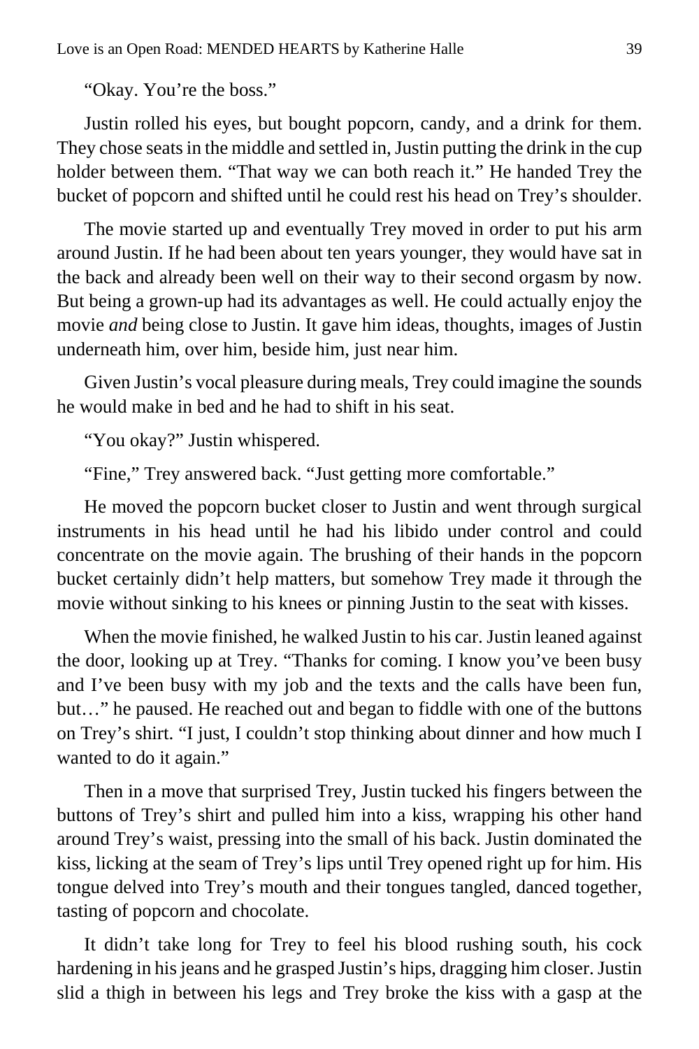"Okay. You're the boss."

Justin rolled his eyes, but bought popcorn, candy, and a drink for them. They chose seats in the middle and settled in, Justin putting the drink in the cup holder between them. "That way we can both reach it." He handed Trey the bucket of popcorn and shifted until he could rest his head on Trey's shoulder.

The movie started up and eventually Trey moved in order to put his arm around Justin. If he had been about ten years younger, they would have sat in the back and already been well on their way to their second orgasm by now. But being a grown-up had its advantages as well. He could actually enjoy the movie *and* being close to Justin. It gave him ideas, thoughts, images of Justin underneath him, over him, beside him, just near him.

Given Justin's vocal pleasure during meals, Trey could imagine the sounds he would make in bed and he had to shift in his seat.

"You okay?" Justin whispered.

"Fine," Trey answered back. "Just getting more comfortable."

He moved the popcorn bucket closer to Justin and went through surgical instruments in his head until he had his libido under control and could concentrate on the movie again. The brushing of their hands in the popcorn bucket certainly didn't help matters, but somehow Trey made it through the movie without sinking to his knees or pinning Justin to the seat with kisses.

When the movie finished, he walked Justin to his car. Justin leaned against the door, looking up at Trey. "Thanks for coming. I know you've been busy and I've been busy with my job and the texts and the calls have been fun, but…" he paused. He reached out and began to fiddle with one of the buttons on Trey's shirt. "I just, I couldn't stop thinking about dinner and how much I wanted to do it again."

Then in a move that surprised Trey, Justin tucked his fingers between the buttons of Trey's shirt and pulled him into a kiss, wrapping his other hand around Trey's waist, pressing into the small of his back. Justin dominated the kiss, licking at the seam of Trey's lips until Trey opened right up for him. His tongue delved into Trey's mouth and their tongues tangled, danced together, tasting of popcorn and chocolate.

It didn't take long for Trey to feel his blood rushing south, his cock hardening in his jeans and he grasped Justin's hips, dragging him closer. Justin slid a thigh in between his legs and Trey broke the kiss with a gasp at the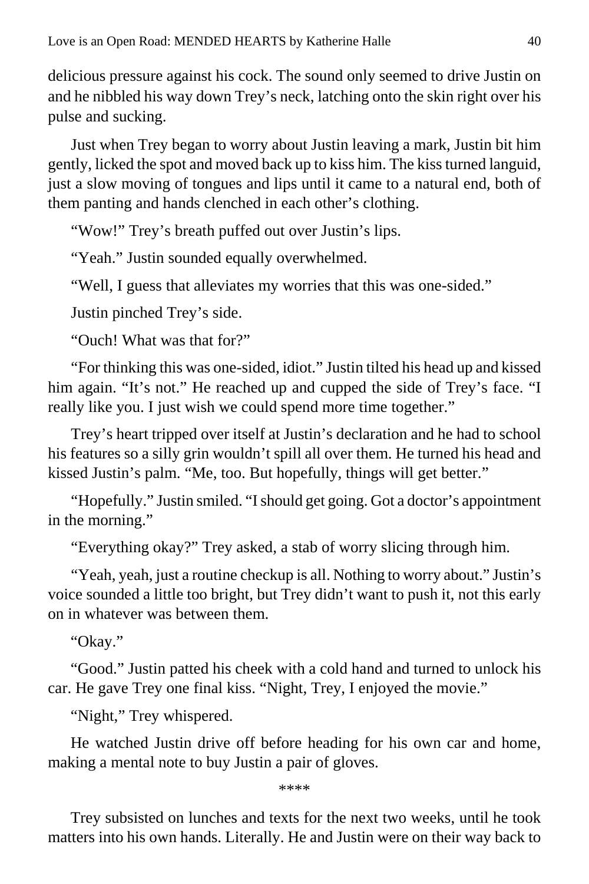delicious pressure against his cock. The sound only seemed to drive Justin on and he nibbled his way down Trey's neck, latching onto the skin right over his pulse and sucking.

Just when Trey began to worry about Justin leaving a mark, Justin bit him gently, licked the spot and moved back up to kiss him. The kiss turned languid, just a slow moving of tongues and lips until it came to a natural end, both of them panting and hands clenched in each other's clothing.

"Wow!" Trey's breath puffed out over Justin's lips.

"Yeah." Justin sounded equally overwhelmed.

"Well, I guess that alleviates my worries that this was one-sided."

Justin pinched Trey's side.

"Ouch! What was that for?"

"For thinking this was one-sided, idiot." Justin tilted his head up and kissed him again. "It's not." He reached up and cupped the side of Trey's face. "I really like you. I just wish we could spend more time together."

Trey's heart tripped over itself at Justin's declaration and he had to school his features so a silly grin wouldn't spill all over them. He turned his head and kissed Justin's palm. "Me, too. But hopefully, things will get better."

"Hopefully." Justin smiled. "I should get going. Got a doctor's appointment in the morning."

"Everything okay?" Trey asked, a stab of worry slicing through him.

"Yeah, yeah, just a routine checkup is all. Nothing to worry about." Justin's voice sounded a little too bright, but Trey didn't want to push it, not this early on in whatever was between them.

"Okay."

"Good." Justin patted his cheek with a cold hand and turned to unlock his car. He gave Trey one final kiss. "Night, Trey, I enjoyed the movie."

"Night," Trey whispered.

He watched Justin drive off before heading for his own car and home, making a mental note to buy Justin a pair of gloves.

****

Trey subsisted on lunches and texts for the next two weeks, until he took matters into his own hands. Literally. He and Justin were on their way back to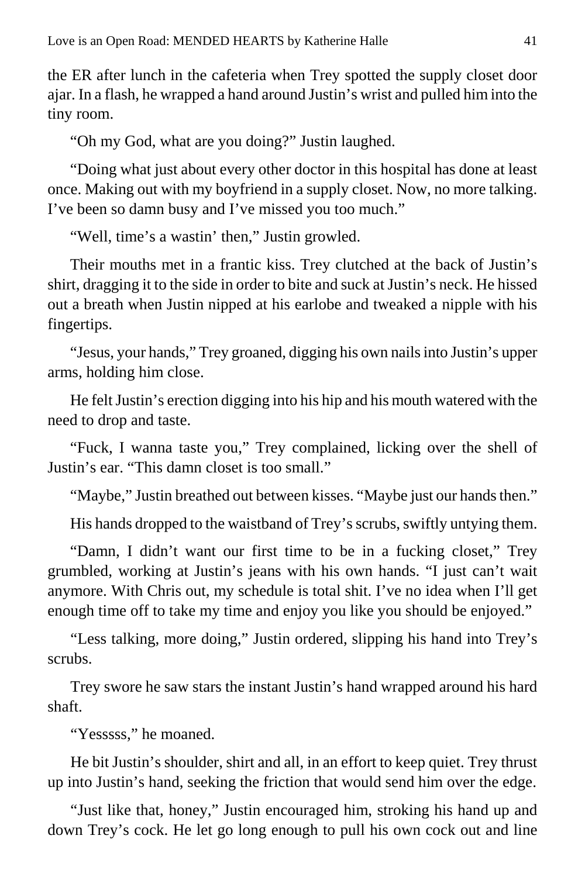the ER after lunch in the cafeteria when Trey spotted the supply closet door ajar. In a flash, he wrapped a hand around Justin's wrist and pulled him into the tiny room.

"Oh my God, what are you doing?" Justin laughed.

"Doing what just about every other doctor in this hospital has done at least once. Making out with my boyfriend in a supply closet. Now, no more talking. I've been so damn busy and I've missed you too much."

"Well, time's a wastin' then," Justin growled.

Their mouths met in a frantic kiss. Trey clutched at the back of Justin's shirt, dragging it to the side in order to bite and suck at Justin's neck. He hissed out a breath when Justin nipped at his earlobe and tweaked a nipple with his fingertips.

"Jesus, your hands," Trey groaned, digging his own nails into Justin's upper arms, holding him close.

He felt Justin's erection digging into his hip and his mouth watered with the need to drop and taste.

"Fuck, I wanna taste you," Trey complained, licking over the shell of Justin's ear. "This damn closet is too small."

"Maybe," Justin breathed out between kisses. "Maybe just our hands then."

His hands dropped to the waistband of Trey's scrubs, swiftly untying them.

"Damn, I didn't want our first time to be in a fucking closet," Trey grumbled, working at Justin's jeans with his own hands. "I just can't wait anymore. With Chris out, my schedule is total shit. I've no idea when I'll get enough time off to take my time and enjoy you like you should be enjoyed."

"Less talking, more doing," Justin ordered, slipping his hand into Trey's scrubs.

Trey swore he saw stars the instant Justin's hand wrapped around his hard shaft.

"Yesssss," he moaned.

He bit Justin's shoulder, shirt and all, in an effort to keep quiet. Trey thrust up into Justin's hand, seeking the friction that would send him over the edge.

"Just like that, honey," Justin encouraged him, stroking his hand up and down Trey's cock. He let go long enough to pull his own cock out and line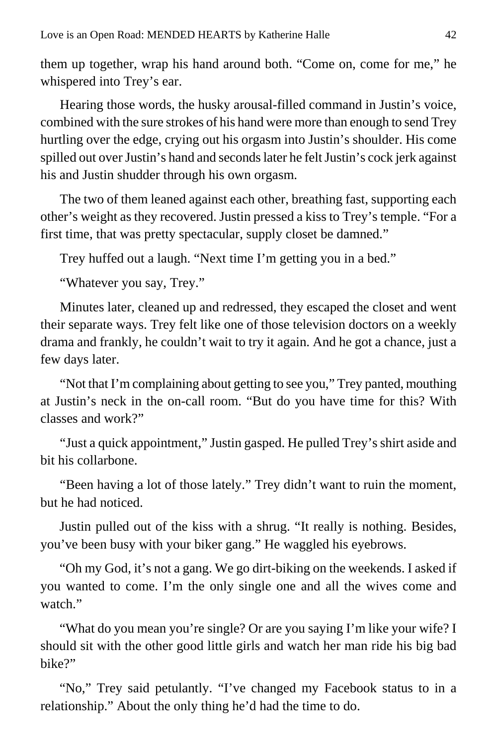them up together, wrap his hand around both. "Come on, come for me," he whispered into Trey's ear.

Hearing those words, the husky arousal-filled command in Justin's voice, combined with the sure strokes of his hand were more than enough to send Trey hurtling over the edge, crying out his orgasm into Justin's shoulder. His come spilled out over Justin's hand and seconds later he felt Justin's cock jerk against his and Justin shudder through his own orgasm.

The two of them leaned against each other, breathing fast, supporting each other's weight as they recovered. Justin pressed a kiss to Trey's temple. "For a first time, that was pretty spectacular, supply closet be damned."

Trey huffed out a laugh. "Next time I'm getting you in a bed."

"Whatever you say, Trey."

Minutes later, cleaned up and redressed, they escaped the closet and went their separate ways. Trey felt like one of those television doctors on a weekly drama and frankly, he couldn't wait to try it again. And he got a chance, just a few days later.

"Not that I'm complaining about getting to see you," Trey panted, mouthing at Justin's neck in the on-call room. "But do you have time for this? With classes and work?"

"Just a quick appointment," Justin gasped. He pulled Trey's shirt aside and bit his collarbone.

"Been having a lot of those lately." Trey didn't want to ruin the moment, but he had noticed.

Justin pulled out of the kiss with a shrug. "It really is nothing. Besides, you've been busy with your biker gang." He waggled his eyebrows.

"Oh my God, it's not a gang. We go dirt-biking on the weekends. I asked if you wanted to come. I'm the only single one and all the wives come and watch."

"What do you mean you're single? Or are you saying I'm like your wife? I should sit with the other good little girls and watch her man ride his big bad bike?"

"No," Trey said petulantly. "I've changed my Facebook status to in a relationship." About the only thing he'd had the time to do.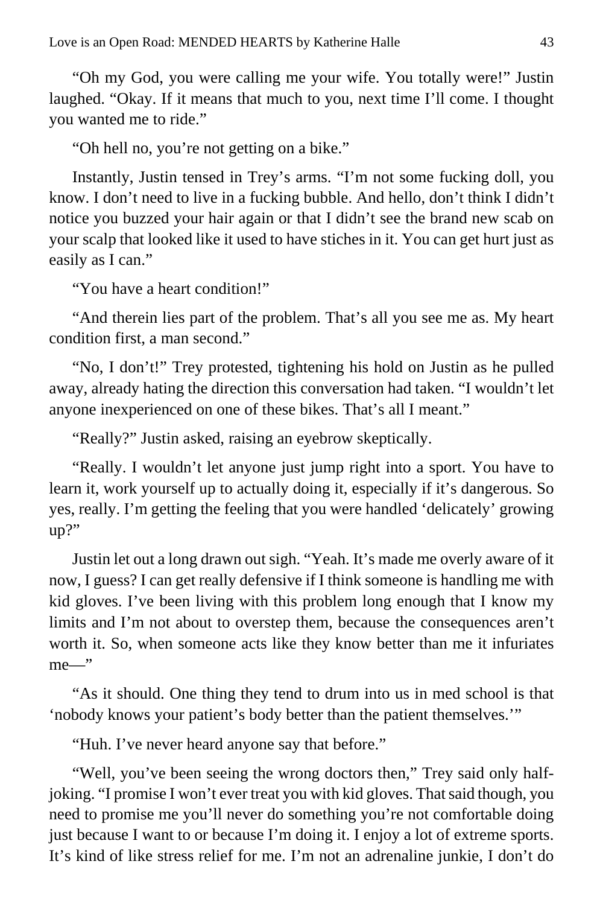"Oh my God, you were calling me your wife. You totally were!" Justin laughed. "Okay. If it means that much to you, next time I'll come. I thought you wanted me to ride."

"Oh hell no, you're not getting on a bike."

Instantly, Justin tensed in Trey's arms. "I'm not some fucking doll, you know. I don't need to live in a fucking bubble. And hello, don't think I didn't notice you buzzed your hair again or that I didn't see the brand new scab on your scalp that looked like it used to have stiches in it. You can get hurt just as easily as I can."

"You have a heart condition!"

"And therein lies part of the problem. That's all you see me as. My heart condition first, a man second."

"No, I don't!" Trey protested, tightening his hold on Justin as he pulled away, already hating the direction this conversation had taken. "I wouldn't let anyone inexperienced on one of these bikes. That's all I meant."

"Really?" Justin asked, raising an eyebrow skeptically.

"Really. I wouldn't let anyone just jump right into a sport. You have to learn it, work yourself up to actually doing it, especially if it's dangerous. So yes, really. I'm getting the feeling that you were handled 'delicately' growing up?"

Justin let out a long drawn out sigh. "Yeah. It's made me overly aware of it now, I guess? I can get really defensive if I think someone is handling me with kid gloves. I've been living with this problem long enough that I know my limits and I'm not about to overstep them, because the consequences aren't worth it. So, when someone acts like they know better than me it infuriates me—"

"As it should. One thing they tend to drum into us in med school is that 'nobody knows your patient's body better than the patient themselves.'"

"Huh. I've never heard anyone say that before."

"Well, you've been seeing the wrong doctors then," Trey said only half-joking. "I promise I won't ever treat you with kid gloves. That said though, you need to promise me you'll never do something you're not comfortable doing just because I want to or because I'm doing it. I enjoy a lot of extreme sports. It's kind of like stress relief for me. I'm not an adrenaline junkie, I don't do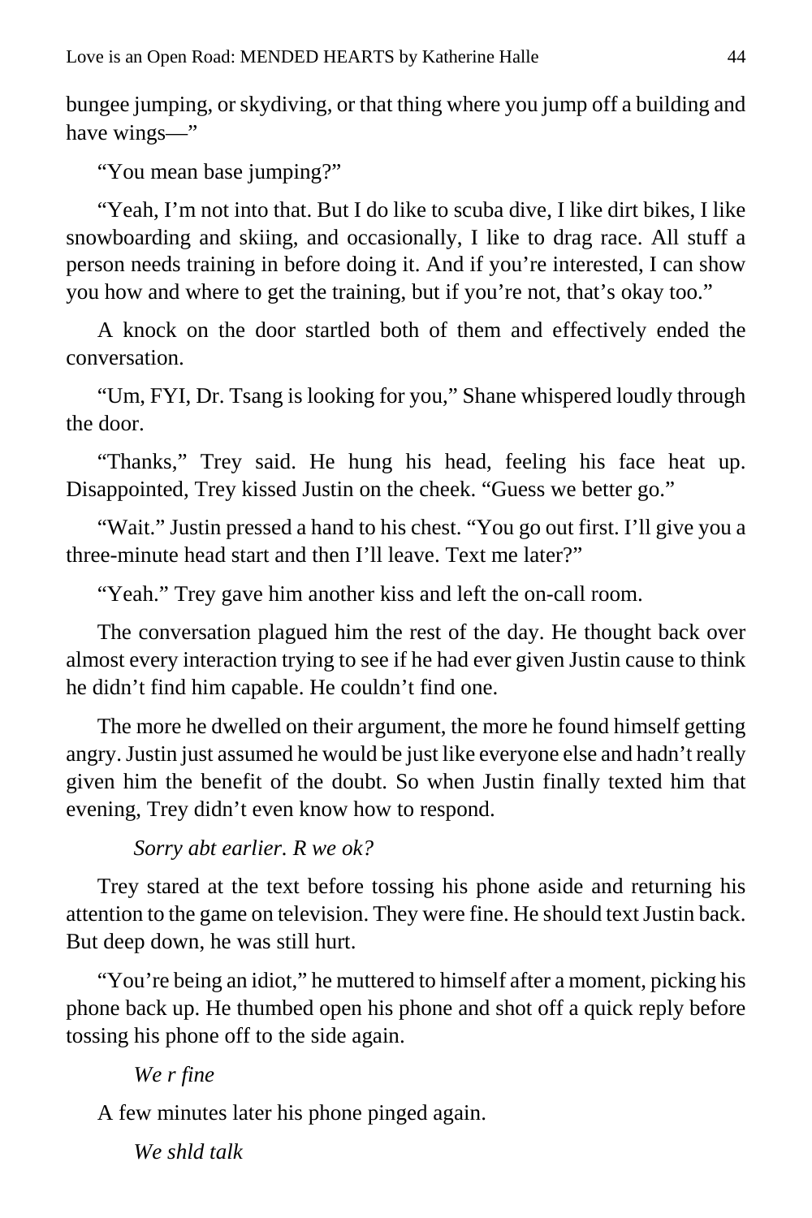bungee jumping, or skydiving, or that thing where you jump off a building and have wings—"

"You mean base jumping?"

"Yeah, I'm not into that. But I do like to scuba dive, I like dirt bikes, I like snowboarding and skiing, and occasionally, I like to drag race. All stuff a person needs training in before doing it. And if you're interested, I can show you how and where to get the training, but if you're not, that's okay too."

A knock on the door startled both of them and effectively ended the conversation.

"Um, FYI, Dr. Tsang is looking for you," Shane whispered loudly through the door.

"Thanks," Trey said. He hung his head, feeling his face heat up. Disappointed, Trey kissed Justin on the cheek. "Guess we better go."

"Wait." Justin pressed a hand to his chest. "You go out first. I'll give you a three-minute head start and then I'll leave. Text me later?"

"Yeah." Trey gave him another kiss and left the on-call room.

The conversation plagued him the rest of the day. He thought back over almost every interaction trying to see if he had ever given Justin cause to think he didn't find him capable. He couldn't find one.

The more he dwelled on their argument, the more he found himself getting angry. Justin just assumed he would be just like everyone else and hadn't really given him the benefit of the doubt. So when Justin finally texted him that evening, Trey didn't even know how to respond.

*Sorry abt earlier. R we ok?*

Trey stared at the text before tossing his phone aside and returning his attention to the game on television. They were fine. He should text Justin back. But deep down, he was still hurt.

"You're being an idiot," he muttered to himself after a moment, picking his phone back up. He thumbed open his phone and shot off a quick reply before tossing his phone off to the side again.

*We r fine*

A few minutes later his phone pinged again.

*We shld talk*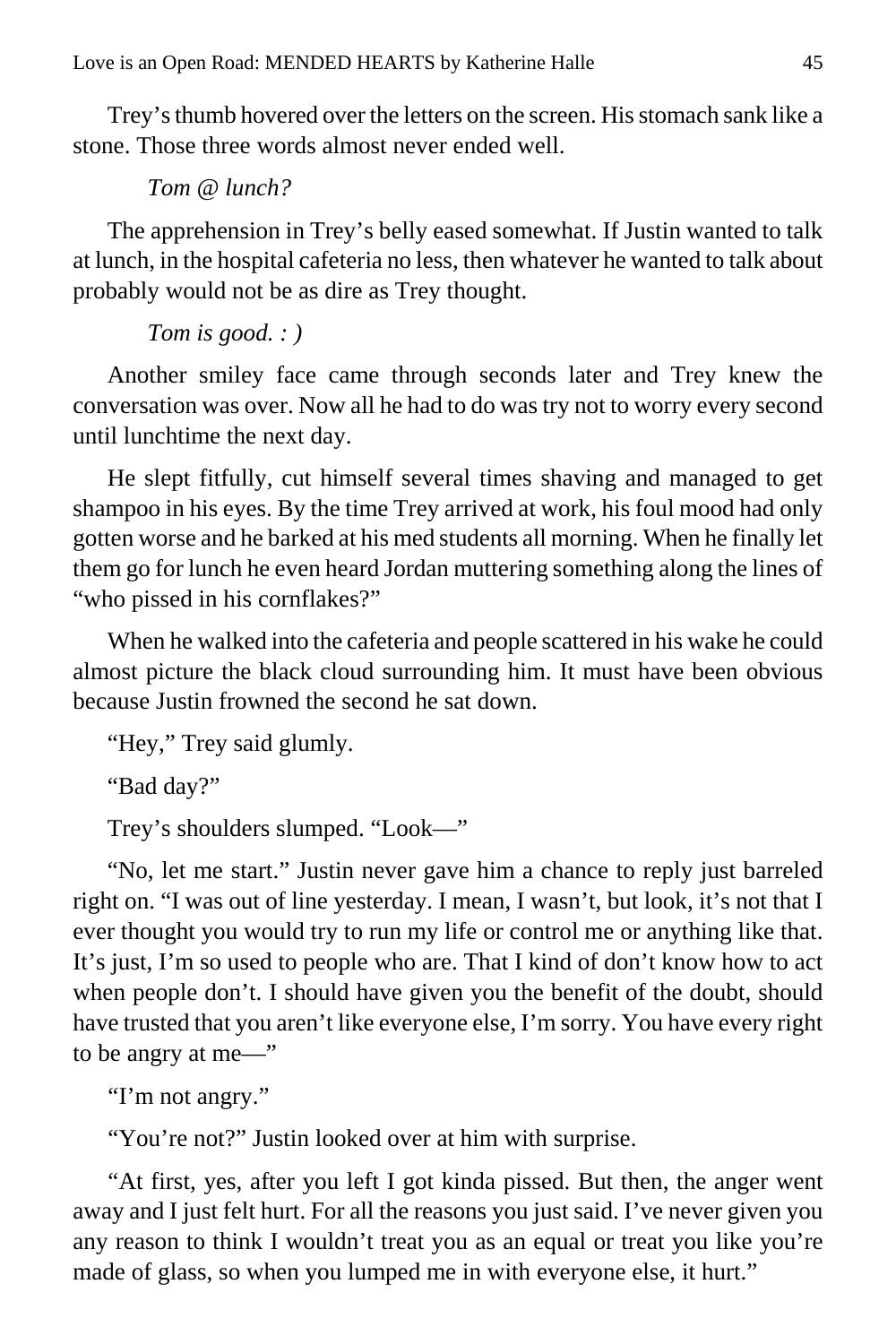Trey's thumb hovered over the letters on the screen. His stomach sank like a stone. Those three words almost never ended well.

*Tom @ lunch?*

The apprehension in Trey's belly eased somewhat. If Justin wanted to talk at lunch, in the hospital cafeteria no less, then whatever he wanted to talk about probably would not be as dire as Trey thought.

*Tom is good. : )*

Another smiley face came through seconds later and Trey knew the conversation was over. Now all he had to do was try not to worry every second until lunchtime the next day.

He slept fitfully, cut himself several times shaving and managed to get shampoo in his eyes. By the time Trey arrived at work, his foul mood had only gotten worse and he barked at his med students all morning. When he finally let them go for lunch he even heard Jordan muttering something along the lines of "who pissed in his cornflakes?"

When he walked into the cafeteria and people scattered in his wake he could almost picture the black cloud surrounding him. It must have been obvious because Justin frowned the second he sat down.

"Hey," Trey said glumly.

"Bad day?"

Trey's shoulders slumped. "Look—"

"No, let me start." Justin never gave him a chance to reply just barreled right on. "I was out of line yesterday. I mean, I wasn't, but look, it's not that I ever thought you would try to run my life or control me or anything like that. It's just, I'm so used to people who are. That I kind of don't know how to act when people don't. I should have given you the benefit of the doubt, should have trusted that you aren't like everyone else, I'm sorry. You have every right to be angry at me—"

"I'm not angry."

"You're not?" Justin looked over at him with surprise.

"At first, yes, after you left I got kinda pissed. But then, the anger went away and I just felt hurt. For all the reasons you just said. I've never given you any reason to think I wouldn't treat you as an equal or treat you like you're made of glass, so when you lumped me in with everyone else, it hurt."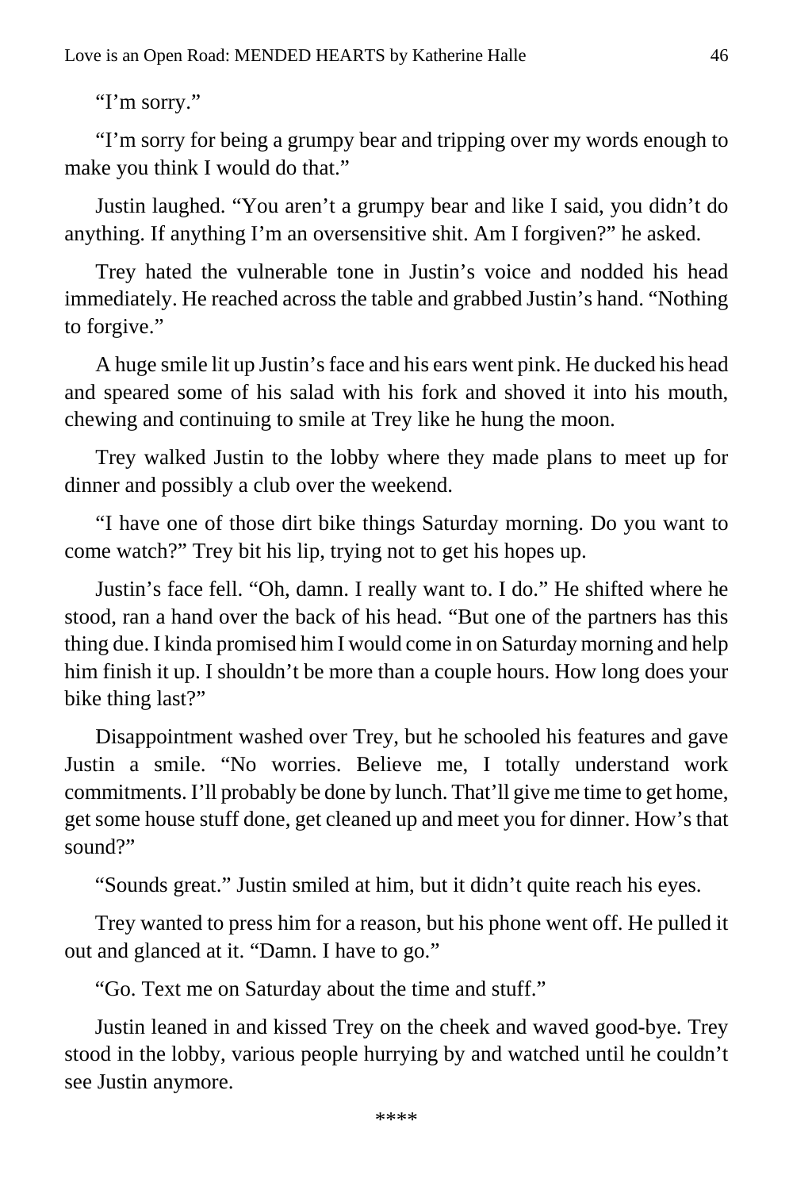"I'm sorry."

"I'm sorry for being a grumpy bear and tripping over my words enough to make you think I would do that."

Justin laughed. "You aren't a grumpy bear and like I said, you didn't do anything. If anything I'm an oversensitive shit. Am I forgiven?" he asked.

Trey hated the vulnerable tone in Justin's voice and nodded his head immediately. He reached across the table and grabbed Justin's hand. "Nothing to forgive."

A huge smile lit up Justin's face and his ears went pink. He ducked his head and speared some of his salad with his fork and shoved it into his mouth, chewing and continuing to smile at Trey like he hung the moon.

Trey walked Justin to the lobby where they made plans to meet up for dinner and possibly a club over the weekend.

"I have one of those dirt bike things Saturday morning. Do you want to come watch?" Trey bit his lip, trying not to get his hopes up.

Justin's face fell. "Oh, damn. I really want to. I do." He shifted where he stood, ran a hand over the back of his head. "But one of the partners has this thing due. I kinda promised him I would come in on Saturday morning and help him finish it up. I shouldn't be more than a couple hours. How long does your bike thing last?"

Disappointment washed over Trey, but he schooled his features and gave Justin a smile. "No worries. Believe me, I totally understand work commitments. I'll probably be done by lunch. That'll give me time to get home, get some house stuff done, get cleaned up and meet you for dinner. How's that sound?"

"Sounds great." Justin smiled at him, but it didn't quite reach his eyes.

Trey wanted to press him for a reason, but his phone went off. He pulled it out and glanced at it. "Damn. I have to go."

"Go. Text me on Saturday about the time and stuff."

Justin leaned in and kissed Trey on the cheek and waved good-bye. Trey stood in the lobby, various people hurrying by and watched until he couldn't see Justin anymore.

****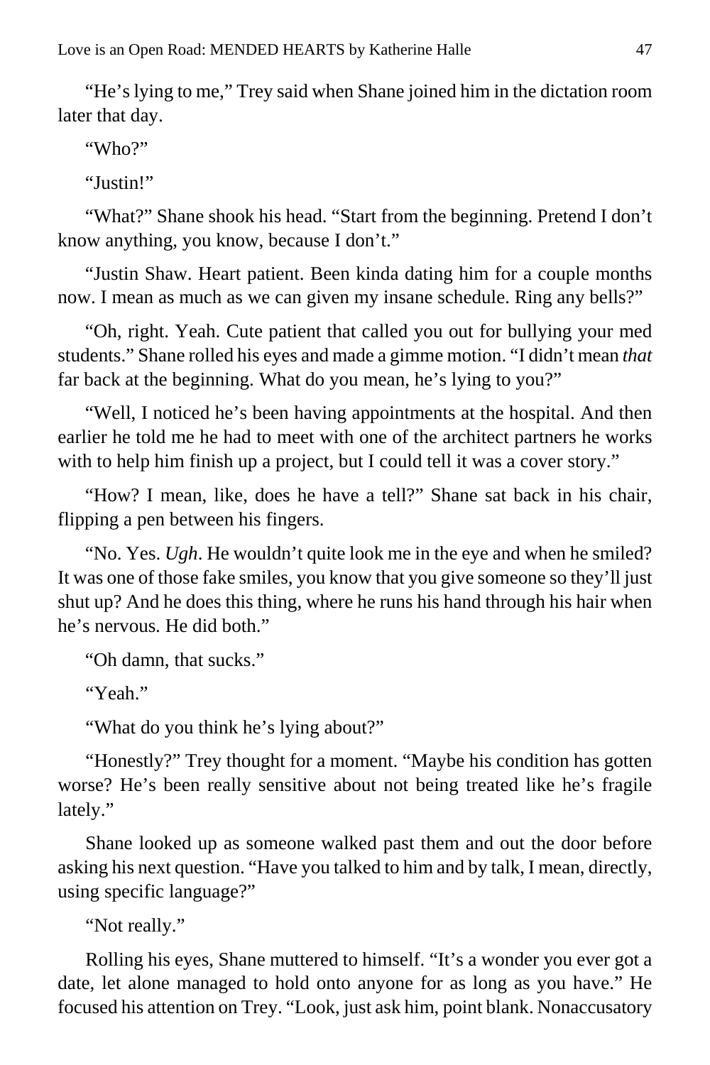"He's lying to me," Trey said when Shane joined him in the dictation room later that day.

"Who?"

"Justin!"

"What?" Shane shook his head. "Start from the beginning. Pretend I don't know anything, you know, because I don't."

"Justin Shaw. Heart patient. Been kinda dating him for a couple months now. I mean as much as we can given my insane schedule. Ring any bells?"

"Oh, right. Yeah. Cute patient that called you out for bullying your med students." Shane rolled his eyes and made a gimme motion. "I didn't mean *that* far back at the beginning. What do you mean, he's lying to you?"

"Well, I noticed he's been having appointments at the hospital. And then earlier he told me he had to meet with one of the architect partners he works with to help him finish up a project, but I could tell it was a cover story."

"How? I mean, like, does he have a tell?" Shane sat back in his chair, flipping a pen between his fingers.

"No. Yes. *Ugh*. He wouldn't quite look me in the eye and when he smiled? It was one of those fake smiles, you know that you give someone so they'll just shut up? And he does this thing, where he runs his hand through his hair when he's nervous. He did both."

"Oh damn, that sucks."

"Yeah."

"What do you think he's lying about?"

"Honestly?" Trey thought for a moment. "Maybe his condition has gotten worse? He's been really sensitive about not being treated like he's fragile lately."

Shane looked up as someone walked past them and out the door before asking his next question. "Have you talked to him and by talk, I mean, directly, using specific language?"

"Not really."

Rolling his eyes, Shane muttered to himself. "It's a wonder you ever got a date, let alone managed to hold onto anyone for as long as you have." He focused his attention on Trey. "Look, just ask him, point blank. Nonaccusatory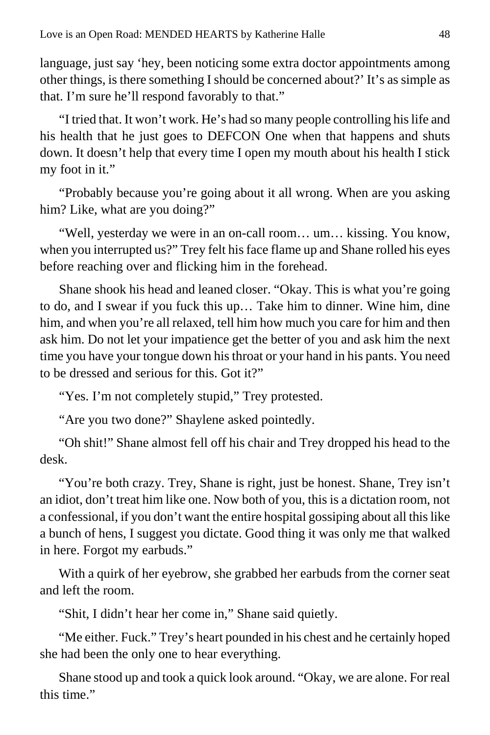language, just say 'hey, been noticing some extra doctor appointments among other things, is there something I should be concerned about?' It's as simple as that. I'm sure he'll respond favorably to that."

"I tried that. It won't work. He's had so many people controlling his life and his health that he just goes to DEFCON One when that happens and shuts down. It doesn't help that every time I open my mouth about his health I stick my foot in it."

"Probably because you're going about it all wrong. When are you asking him? Like, what are you doing?"

"Well, yesterday we were in an on-call room… um… kissing. You know, when you interrupted us?" Trey felt his face flame up and Shane rolled his eyes before reaching over and flicking him in the forehead.

Shane shook his head and leaned closer. "Okay. This is what you're going to do, and I swear if you fuck this up… Take him to dinner. Wine him, dine him, and when you're all relaxed, tell him how much you care for him and then ask him. Do not let your impatience get the better of you and ask him the next time you have your tongue down his throat or your hand in his pants. You need to be dressed and serious for this. Got it?"

"Yes. I'm not completely stupid," Trey protested.

"Are you two done?" Shaylene asked pointedly.

"Oh shit!" Shane almost fell off his chair and Trey dropped his head to the desk.

"You're both crazy. Trey, Shane is right, just be honest. Shane, Trey isn't an idiot, don't treat him like one. Now both of you, this is a dictation room, not a confessional, if you don't want the entire hospital gossiping about all this like a bunch of hens, I suggest you dictate. Good thing it was only me that walked in here. Forgot my earbuds."

With a quirk of her eyebrow, she grabbed her earbuds from the corner seat and left the room.

"Shit, I didn't hear her come in," Shane said quietly.

"Me either. Fuck." Trey's heart pounded in his chest and he certainly hoped she had been the only one to hear everything.

Shane stood up and took a quick look around. "Okay, we are alone. For real this time."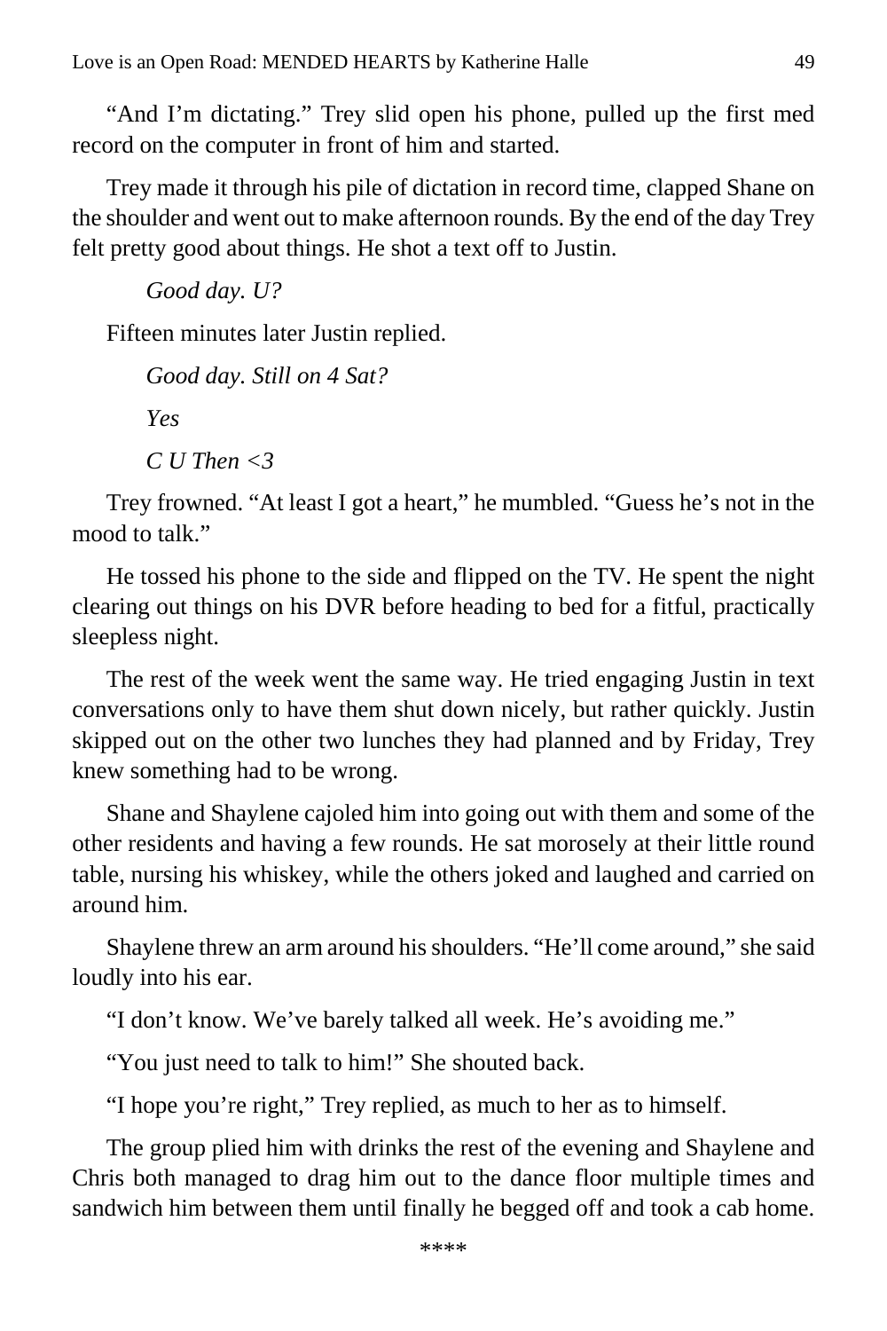"And I'm dictating." Trey slid open his phone, pulled up the first med record on the computer in front of him and started.

Trey made it through his pile of dictation in record time, clapped Shane on the shoulder and went out to make afternoon rounds. By the end of the day Trey felt pretty good about things. He shot a text off to Justin.

*Good day. U?*

Fifteen minutes later Justin replied.

*Good day. Still on 4 Sat?*

*Yes*

*C U Then <3*

Trey frowned. "At least I got a heart," he mumbled. "Guess he's not in the mood to talk."

He tossed his phone to the side and flipped on the TV. He spent the night clearing out things on his DVR before heading to bed for a fitful, practically sleepless night.

The rest of the week went the same way. He tried engaging Justin in text conversations only to have them shut down nicely, but rather quickly. Justin skipped out on the other two lunches they had planned and by Friday, Trey knew something had to be wrong.

Shane and Shaylene cajoled him into going out with them and some of the other residents and having a few rounds. He sat morosely at their little round table, nursing his whiskey, while the others joked and laughed and carried on around him.

Shaylene threw an arm around his shoulders. "He'll come around," she said loudly into his ear.

"I don't know. We've barely talked all week. He's avoiding me."

"You just need to talk to him!" She shouted back.

"I hope you're right," Trey replied, as much to her as to himself.

The group plied him with drinks the rest of the evening and Shaylene and Chris both managed to drag him out to the dance floor multiple times and sandwich him between them until finally he begged off and took a cab home.

\*\*\*\*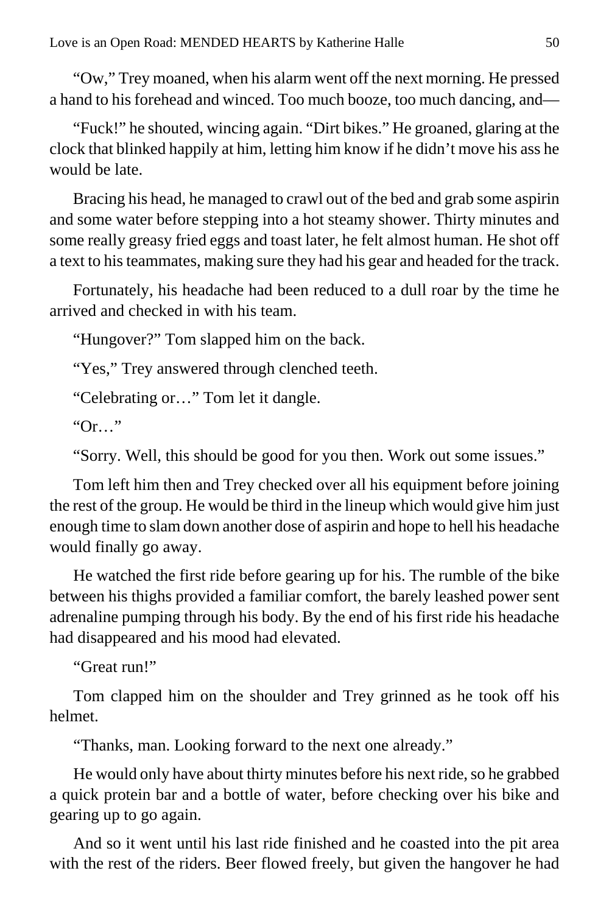"Ow," Trey moaned, when his alarm went off the next morning. He pressed a hand to his forehead and winced. Too much booze, too much dancing, and—

"Fuck!" he shouted, wincing again. "Dirt bikes." He groaned, glaring at the clock that blinked happily at him, letting him know if he didn't move his ass he would be late.

Bracing his head, he managed to crawl out of the bed and grab some aspirin and some water before stepping into a hot steamy shower. Thirty minutes and some really greasy fried eggs and toast later, he felt almost human. He shot off a text to his teammates, making sure they had his gear and headed for the track.

Fortunately, his headache had been reduced to a dull roar by the time he arrived and checked in with his team.

"Hungover?" Tom slapped him on the back.

"Yes," Trey answered through clenched teeth.

"Celebrating or…" Tom let it dangle.

"Or…"

"Sorry. Well, this should be good for you then. Work out some issues."

Tom left him then and Trey checked over all his equipment before joining the rest of the group. He would be third in the lineup which would give him just enough time to slam down another dose of aspirin and hope to hell his headache would finally go away.

He watched the first ride before gearing up for his. The rumble of the bike between his thighs provided a familiar comfort, the barely leashed power sent adrenaline pumping through his body. By the end of his first ride his headache had disappeared and his mood had elevated.

"Great run!"

Tom clapped him on the shoulder and Trey grinned as he took off his helmet.

"Thanks, man. Looking forward to the next one already."

He would only have about thirty minutes before his next ride, so he grabbed a quick protein bar and a bottle of water, before checking over his bike and gearing up to go again.

And so it went until his last ride finished and he coasted into the pit area with the rest of the riders. Beer flowed freely, but given the hangover he had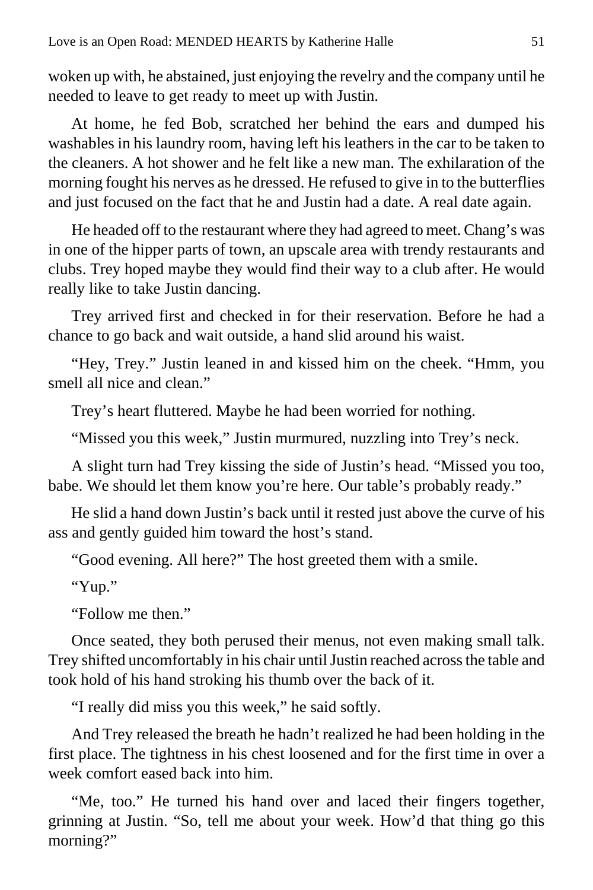woken up with, he abstained, just enjoying the revelry and the company until he needed to leave to get ready to meet up with Justin.

At home, he fed Bob, scratched her behind the ears and dumped his washables in his laundry room, having left his leathers in the car to be taken to the cleaners. A hot shower and he felt like a new man. The exhilaration of the morning fought his nerves as he dressed. He refused to give in to the butterflies and just focused on the fact that he and Justin had a date. A real date again.

He headed off to the restaurant where they had agreed to meet. Chang's was in one of the hipper parts of town, an upscale area with trendy restaurants and clubs. Trey hoped maybe they would find their way to a club after. He would really like to take Justin dancing.

Trey arrived first and checked in for their reservation. Before he had a chance to go back and wait outside, a hand slid around his waist.

"Hey, Trey." Justin leaned in and kissed him on the cheek. "Hmm, you smell all nice and clean."

Trey's heart fluttered. Maybe he had been worried for nothing.

"Missed you this week," Justin murmured, nuzzling into Trey's neck.

A slight turn had Trey kissing the side of Justin's head. "Missed you too, babe. We should let them know you're here. Our table's probably ready."

He slid a hand down Justin's back until it rested just above the curve of his ass and gently guided him toward the host's stand.

"Good evening. All here?" The host greeted them with a smile.

"Yup."

"Follow me then."

Once seated, they both perused their menus, not even making small talk. Trey shifted uncomfortably in his chair until Justin reached across the table and took hold of his hand stroking his thumb over the back of it.

"I really did miss you this week," he said softly.

And Trey released the breath he hadn't realized he had been holding in the first place. The tightness in his chest loosened and for the first time in over a week comfort eased back into him.

"Me, too." He turned his hand over and laced their fingers together, grinning at Justin. "So, tell me about your week. How'd that thing go this morning?"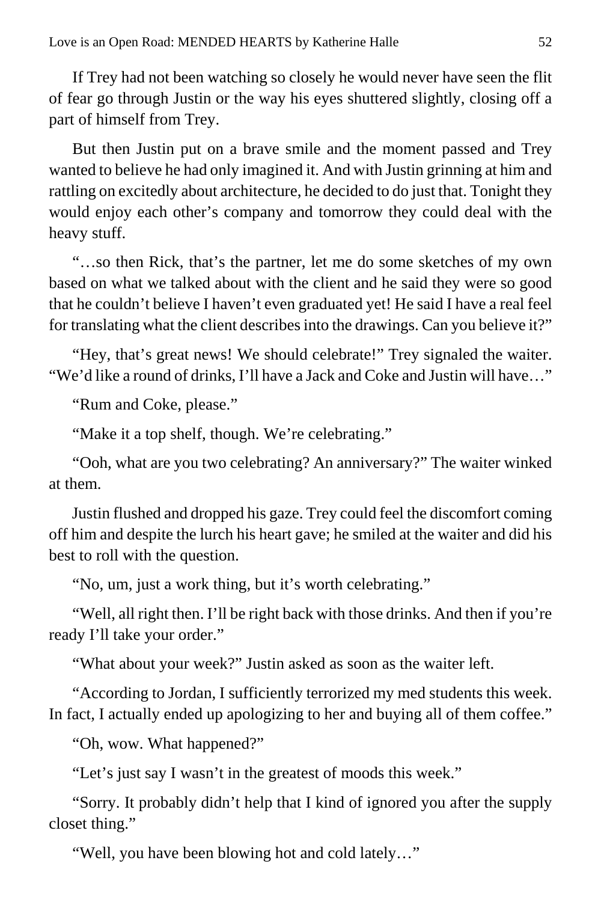If Trey had not been watching so closely he would never have seen the flit of fear go through Justin or the way his eyes shuttered slightly, closing off a part of himself from Trey.

But then Justin put on a brave smile and the moment passed and Trey wanted to believe he had only imagined it. And with Justin grinning at him and rattling on excitedly about architecture, he decided to do just that. Tonight they would enjoy each other's company and tomorrow they could deal with the heavy stuff.

"…so then Rick, that's the partner, let me do some sketches of my own based on what we talked about with the client and he said they were so good that he couldn't believe I haven't even graduated yet! He said I have a real feel for translating what the client describes into the drawings. Can you believe it?"

"Hey, that's great news! We should celebrate!" Trey signaled the waiter. "We'd like a round of drinks, I'll have a Jack and Coke and Justin will have…"

"Rum and Coke, please."

"Make it a top shelf, though. We're celebrating."

"Ooh, what are you two celebrating? An anniversary?" The waiter winked at them.

Justin flushed and dropped his gaze. Trey could feel the discomfort coming off him and despite the lurch his heart gave; he smiled at the waiter and did his best to roll with the question.

"No, um, just a work thing, but it's worth celebrating."

"Well, all right then. I'll be right back with those drinks. And then if you're ready I'll take your order."

"What about your week?" Justin asked as soon as the waiter left.

"According to Jordan, I sufficiently terrorized my med students this week. In fact, I actually ended up apologizing to her and buying all of them coffee."

"Oh, wow. What happened?"

"Let's just say I wasn't in the greatest of moods this week."

"Sorry. It probably didn't help that I kind of ignored you after the supply closet thing."

"Well, you have been blowing hot and cold lately…"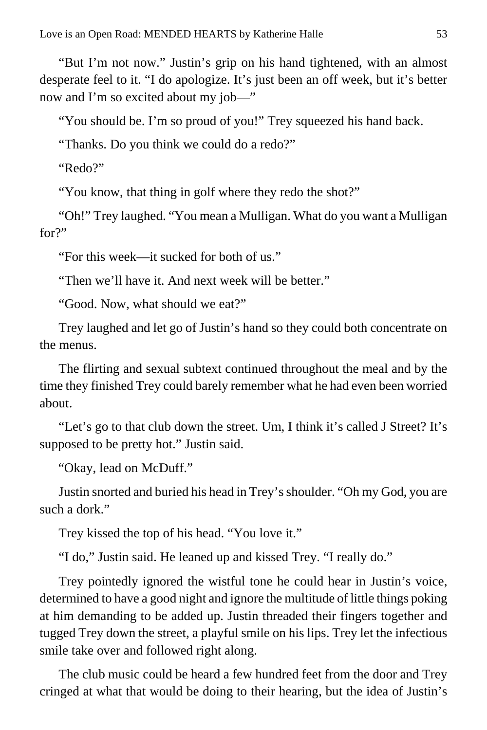"But I'm not now." Justin's grip on his hand tightened, with an almost desperate feel to it. "I do apologize. It's just been an off week, but it's better now and I'm so excited about my job—"

"You should be. I'm so proud of you!" Trey squeezed his hand back.

"Thanks. Do you think we could do a redo?"

"Redo?"

"You know, that thing in golf where they redo the shot?"

"Oh!" Trey laughed. "You mean a Mulligan. What do you want a Mulligan for?"

"For this week—it sucked for both of us."

"Then we'll have it. And next week will be better."

"Good. Now, what should we eat?"

Trey laughed and let go of Justin's hand so they could both concentrate on the menus.

The flirting and sexual subtext continued throughout the meal and by the time they finished Trey could barely remember what he had even been worried about.

"Let's go to that club down the street. Um, I think it's called J Street? It's supposed to be pretty hot." Justin said.

"Okay, lead on McDuff."

Justin snorted and buried his head in Trey's shoulder. "Oh my God, you are such a dork."

Trey kissed the top of his head. "You love it."

"I do," Justin said. He leaned up and kissed Trey. "I really do."

Trey pointedly ignored the wistful tone he could hear in Justin's voice, determined to have a good night and ignore the multitude of little things poking at him demanding to be added up. Justin threaded their fingers together and tugged Trey down the street, a playful smile on his lips. Trey let the infectious smile take over and followed right along.

The club music could be heard a few hundred feet from the door and Trey cringed at what that would be doing to their hearing, but the idea of Justin's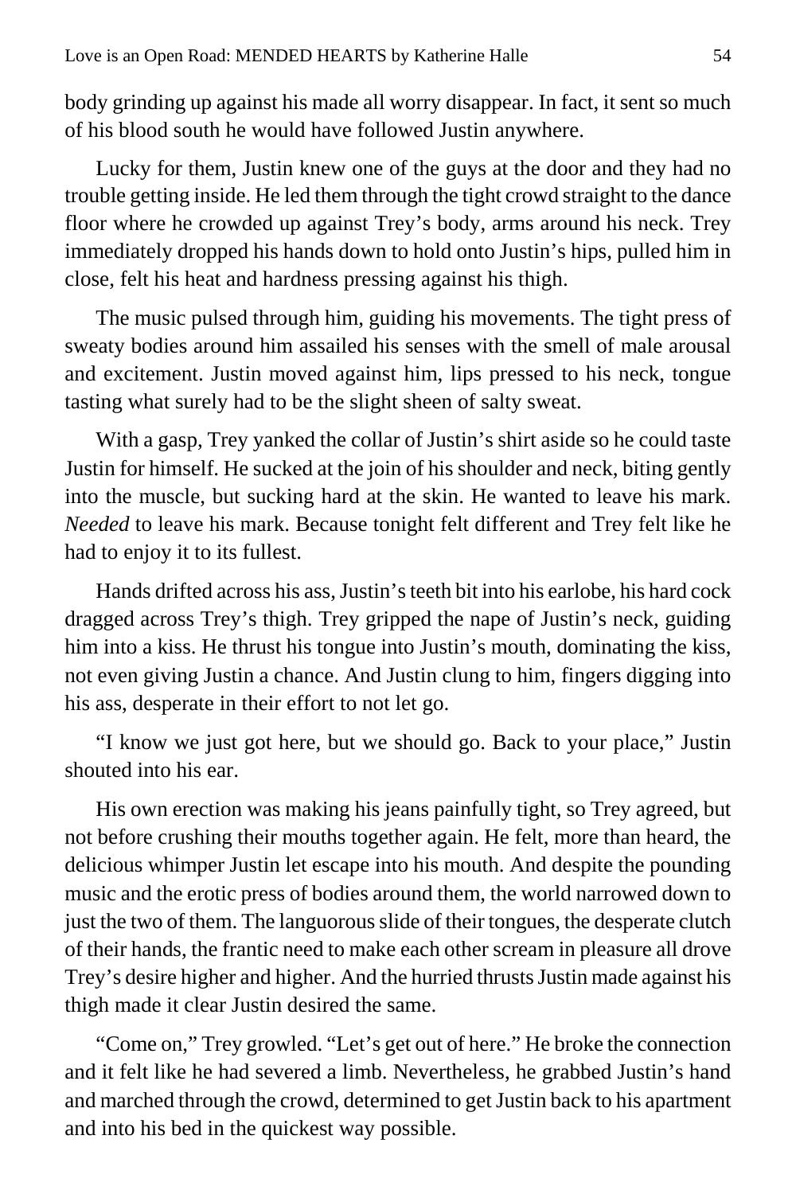body grinding up against his made all worry disappear. In fact, it sent so much of his blood south he would have followed Justin anywhere.

Lucky for them, Justin knew one of the guys at the door and they had no trouble getting inside. He led them through the tight crowd straight to the dance floor where he crowded up against Trey's body, arms around his neck. Trey immediately dropped his hands down to hold onto Justin's hips, pulled him in close, felt his heat and hardness pressing against his thigh.

The music pulsed through him, guiding his movements. The tight press of sweaty bodies around him assailed his senses with the smell of male arousal and excitement. Justin moved against him, lips pressed to his neck, tongue tasting what surely had to be the slight sheen of salty sweat.

With a gasp, Trey yanked the collar of Justin's shirt aside so he could taste Justin for himself. He sucked at the join of his shoulder and neck, biting gently into the muscle, but sucking hard at the skin. He wanted to leave his mark. *Needed* to leave his mark. Because tonight felt different and Trey felt like he had to enjoy it to its fullest.

Hands drifted across his ass, Justin's teeth bit into his earlobe, his hard cock dragged across Trey's thigh. Trey gripped the nape of Justin's neck, guiding him into a kiss. He thrust his tongue into Justin's mouth, dominating the kiss, not even giving Justin a chance. And Justin clung to him, fingers digging into his ass, desperate in their effort to not let go.

"I know we just got here, but we should go. Back to your place," Justin shouted into his ear.

His own erection was making his jeans painfully tight, so Trey agreed, but not before crushing their mouths together again. He felt, more than heard, the delicious whimper Justin let escape into his mouth. And despite the pounding music and the erotic press of bodies around them, the world narrowed down to just the two of them. The languorous slide of their tongues, the desperate clutch of their hands, the frantic need to make each other scream in pleasure all drove Trey's desire higher and higher. And the hurried thrusts Justin made against his thigh made it clear Justin desired the same.

"Come on," Trey growled. "Let's get out of here." He broke the connection and it felt like he had severed a limb. Nevertheless, he grabbed Justin's hand and marched through the crowd, determined to get Justin back to his apartment and into his bed in the quickest way possible.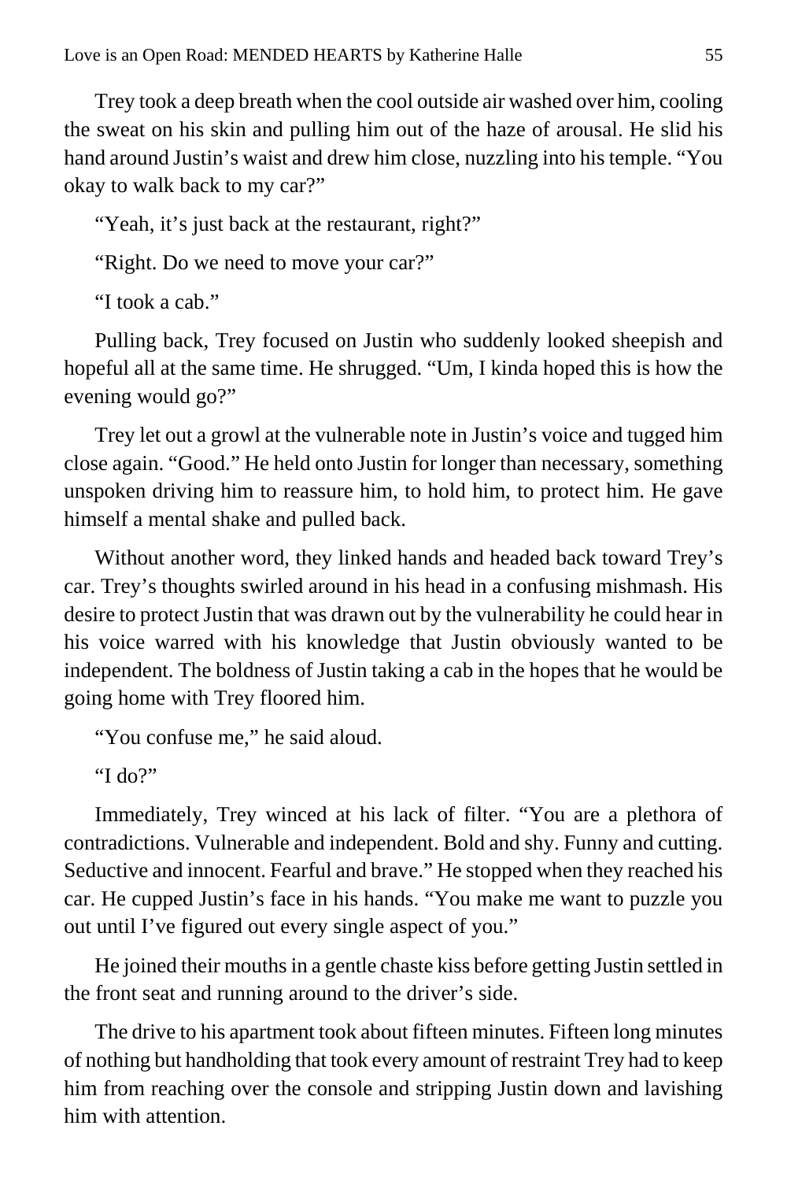Trey took a deep breath when the cool outside air washed over him, cooling the sweat on his skin and pulling him out of the haze of arousal. He slid his hand around Justin's waist and drew him close, nuzzling into his temple. "You okay to walk back to my car?"

"Yeah, it's just back at the restaurant, right?"

"Right. Do we need to move your car?"

"I took a cab."

Pulling back, Trey focused on Justin who suddenly looked sheepish and hopeful all at the same time. He shrugged. "Um, I kinda hoped this is how the evening would go?"

Trey let out a growl at the vulnerable note in Justin's voice and tugged him close again. "Good." He held onto Justin for longer than necessary, something unspoken driving him to reassure him, to hold him, to protect him. He gave himself a mental shake and pulled back.

Without another word, they linked hands and headed back toward Trey's car. Trey's thoughts swirled around in his head in a confusing mishmash. His desire to protect Justin that was drawn out by the vulnerability he could hear in his voice warred with his knowledge that Justin obviously wanted to be independent. The boldness of Justin taking a cab in the hopes that he would be going home with Trey floored him.

"You confuse me," he said aloud.

"I do?"

Immediately, Trey winced at his lack of filter. "You are a plethora of contradictions. Vulnerable and independent. Bold and shy. Funny and cutting. Seductive and innocent. Fearful and brave." He stopped when they reached his car. He cupped Justin's face in his hands. "You make me want to puzzle you out until I've figured out every single aspect of you."

He joined their mouths in a gentle chaste kiss before getting Justin settled in the front seat and running around to the driver's side.

The drive to his apartment took about fifteen minutes. Fifteen long minutes of nothing but handholding that took every amount of restraint Trey had to keep him from reaching over the console and stripping Justin down and lavishing him with attention.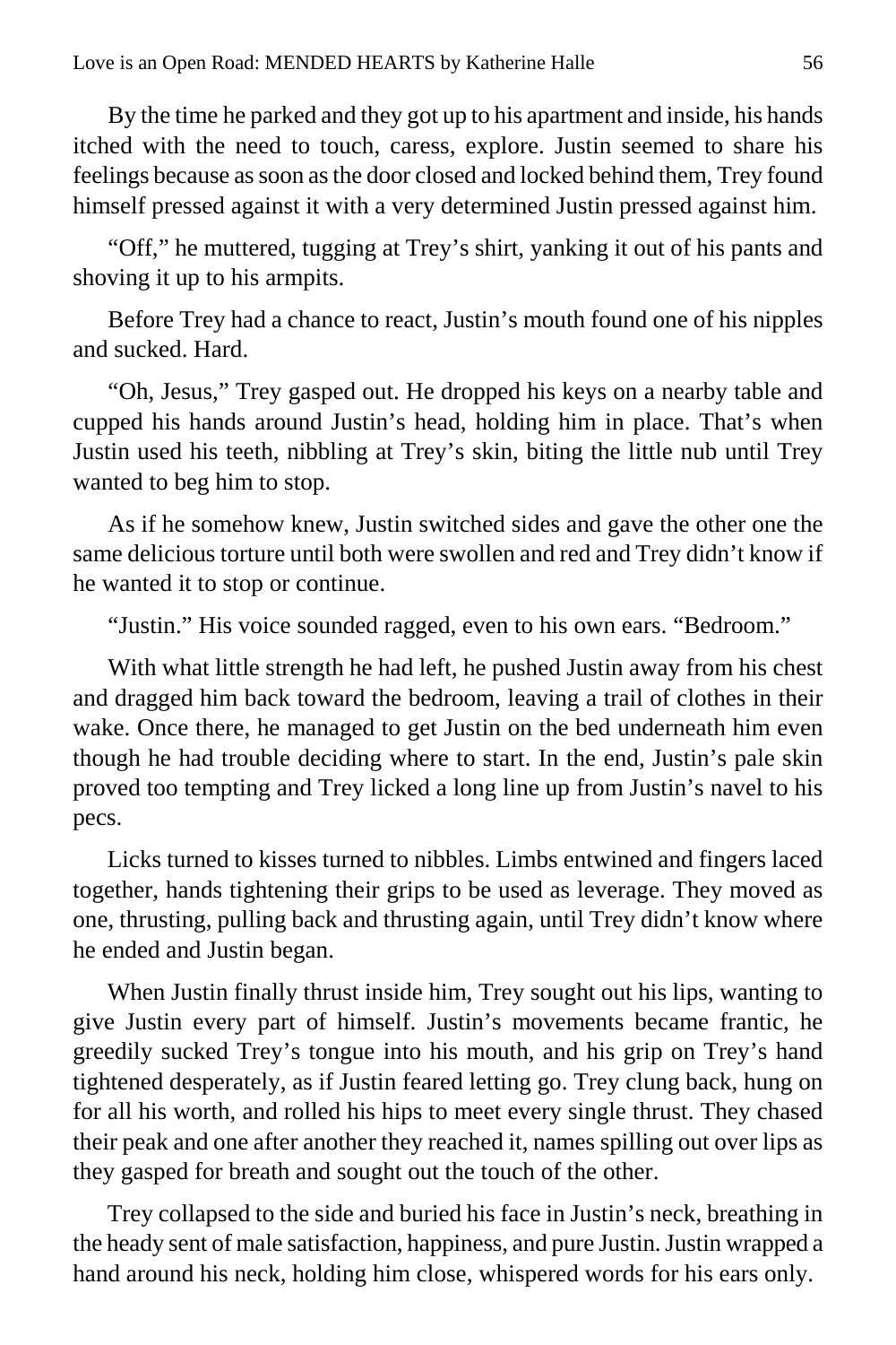By the time he parked and they got up to his apartment and inside, his hands itched with the need to touch, caress, explore. Justin seemed to share his feelings because as soon as the door closed and locked behind them, Trey found himself pressed against it with a very determined Justin pressed against him.

"Off," he muttered, tugging at Trey's shirt, yanking it out of his pants and shoving it up to his armpits.

Before Trey had a chance to react, Justin's mouth found one of his nipples and sucked. Hard.

"Oh, Jesus," Trey gasped out. He dropped his keys on a nearby table and cupped his hands around Justin's head, holding him in place. That's when Justin used his teeth, nibbling at Trey's skin, biting the little nub until Trey wanted to beg him to stop.

As if he somehow knew, Justin switched sides and gave the other one the same delicious torture until both were swollen and red and Trey didn't know if he wanted it to stop or continue.

"Justin." His voice sounded ragged, even to his own ears. "Bedroom."

With what little strength he had left, he pushed Justin away from his chest and dragged him back toward the bedroom, leaving a trail of clothes in their wake. Once there, he managed to get Justin on the bed underneath him even though he had trouble deciding where to start. In the end, Justin's pale skin proved too tempting and Trey licked a long line up from Justin's navel to his pecs.

Licks turned to kisses turned to nibbles. Limbs entwined and fingers laced together, hands tightening their grips to be used as leverage. They moved as one, thrusting, pulling back and thrusting again, until Trey didn't know where he ended and Justin began.

When Justin finally thrust inside him, Trey sought out his lips, wanting to give Justin every part of himself. Justin's movements became frantic, he greedily sucked Trey's tongue into his mouth, and his grip on Trey's hand tightened desperately, as if Justin feared letting go. Trey clung back, hung on for all his worth, and rolled his hips to meet every single thrust. They chased their peak and one after another they reached it, names spilling out over lips as they gasped for breath and sought out the touch of the other.

Trey collapsed to the side and buried his face in Justin's neck, breathing in the heady sent of male satisfaction, happiness, and pure Justin. Justin wrapped a hand around his neck, holding him close, whispered words for his ears only.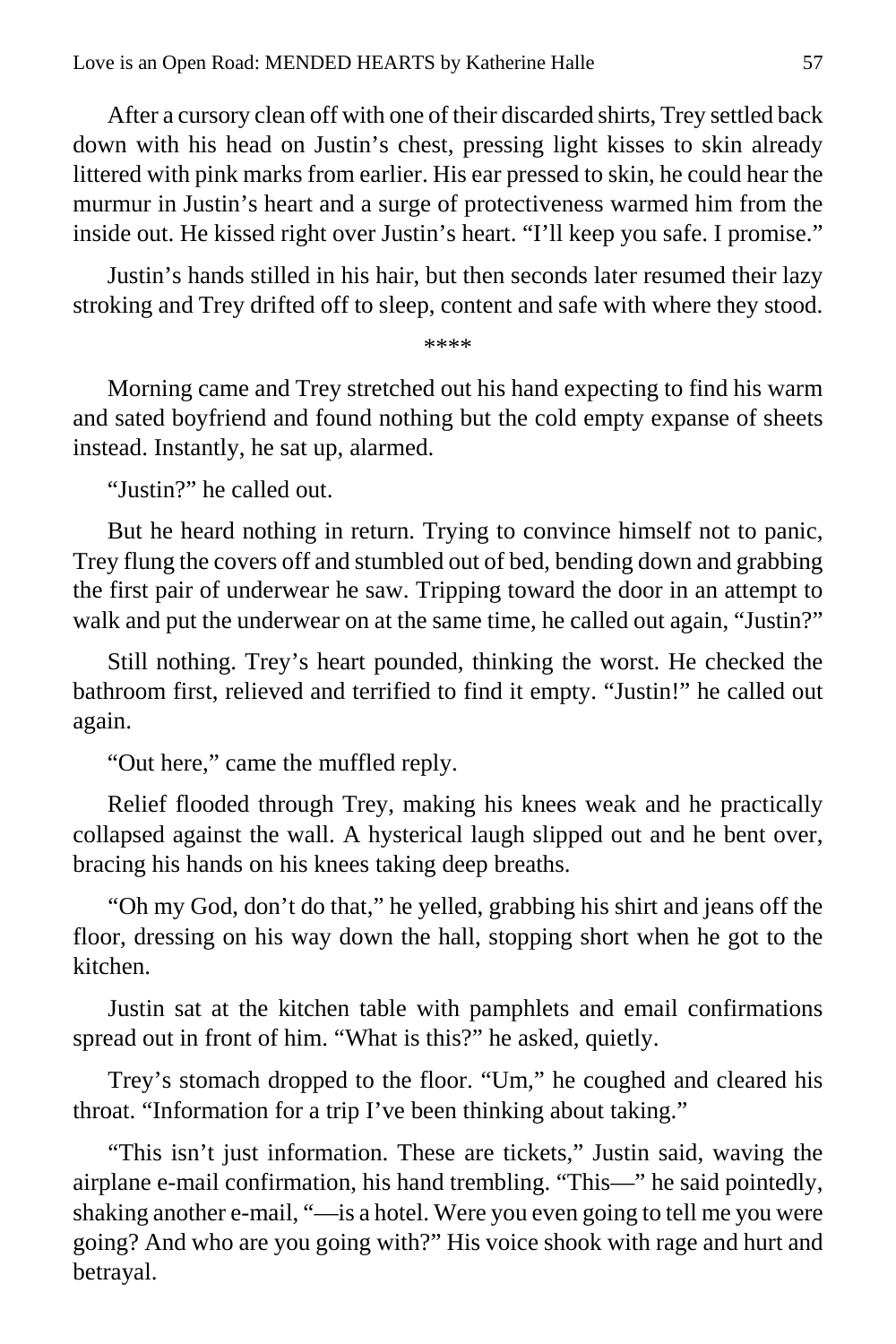After a cursory clean off with one of their discarded shirts, Trey settled back down with his head on Justin's chest, pressing light kisses to skin already littered with pink marks from earlier. His ear pressed to skin, he could hear the murmur in Justin's heart and a surge of protectiveness warmed him from the inside out. He kissed right over Justin's heart. "I'll keep you safe. I promise."

Justin's hands stilled in his hair, but then seconds later resumed their lazy stroking and Trey drifted off to sleep, content and safe with where they stood.

****

Morning came and Trey stretched out his hand expecting to find his warm and sated boyfriend and found nothing but the cold empty expanse of sheets instead. Instantly, he sat up, alarmed.

"Justin?" he called out.

But he heard nothing in return. Trying to convince himself not to panic, Trey flung the covers off and stumbled out of bed, bending down and grabbing the first pair of underwear he saw. Tripping toward the door in an attempt to walk and put the underwear on at the same time, he called out again, "Justin?"

Still nothing. Trey's heart pounded, thinking the worst. He checked the bathroom first, relieved and terrified to find it empty. "Justin!" he called out again.

"Out here," came the muffled reply.

Relief flooded through Trey, making his knees weak and he practically collapsed against the wall. A hysterical laugh slipped out and he bent over, bracing his hands on his knees taking deep breaths.

"Oh my God, don't do that," he yelled, grabbing his shirt and jeans off the floor, dressing on his way down the hall, stopping short when he got to the kitchen.

Justin sat at the kitchen table with pamphlets and email confirmations spread out in front of him. "What is this?" he asked, quietly.

Trey's stomach dropped to the floor. "Um," he coughed and cleared his throat. "Information for a trip I've been thinking about taking."

"This isn't just information. These are tickets," Justin said, waving the airplane e-mail confirmation, his hand trembling. "This—" he said pointedly, shaking another e-mail, "—is a hotel. Were you even going to tell me you were going? And who are you going with?" His voice shook with rage and hurt and betrayal.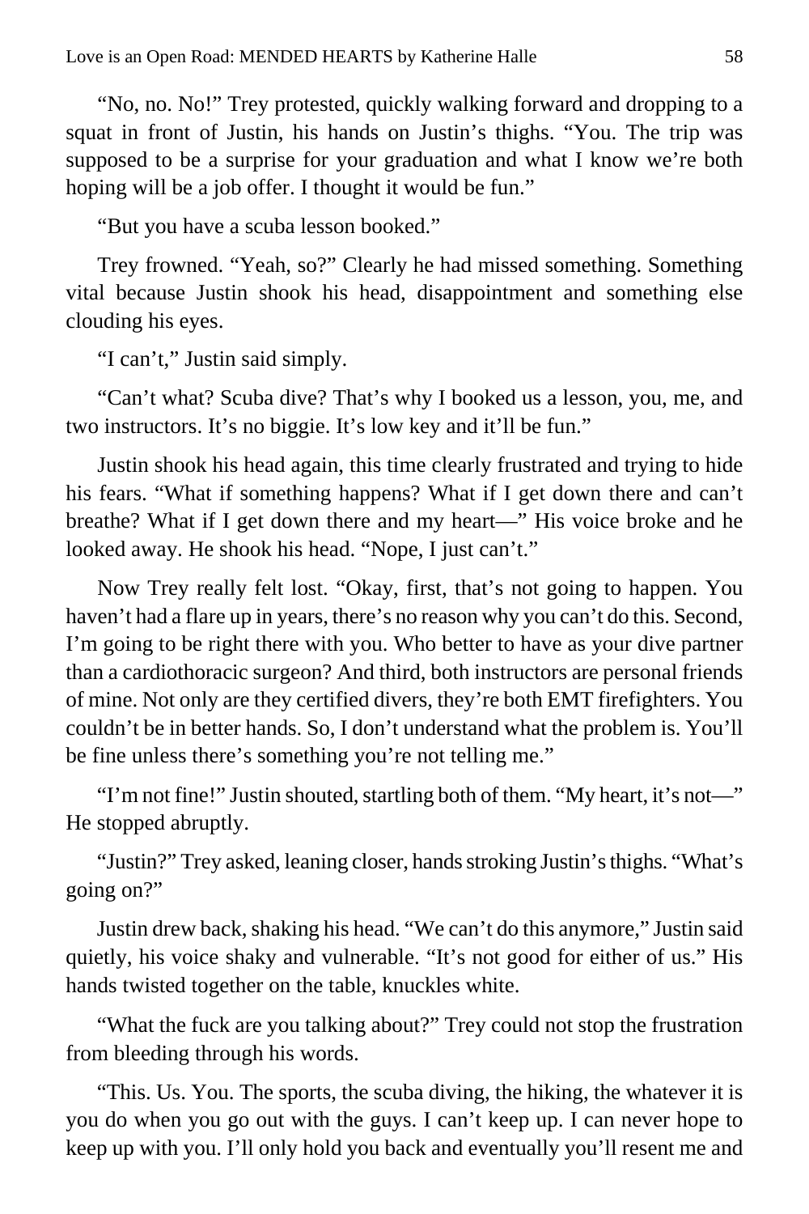"No, no. No!" Trey protested, quickly walking forward and dropping to a squat in front of Justin, his hands on Justin's thighs. "You. The trip was supposed to be a surprise for your graduation and what I know we're both hoping will be a job offer. I thought it would be fun."

"But you have a scuba lesson booked."

Trey frowned. "Yeah, so?" Clearly he had missed something. Something vital because Justin shook his head, disappointment and something else clouding his eyes.

"I can't," Justin said simply.

"Can't what? Scuba dive? That's why I booked us a lesson, you, me, and two instructors. It's no biggie. It's low key and it'll be fun."

Justin shook his head again, this time clearly frustrated and trying to hide his fears. "What if something happens? What if I get down there and can't breathe? What if I get down there and my heart—" His voice broke and he looked away. He shook his head. "Nope, I just can't."

Now Trey really felt lost. "Okay, first, that's not going to happen. You haven't had a flare up in years, there's no reason why you can't do this. Second, I'm going to be right there with you. Who better to have as your dive partner than a cardiothoracic surgeon? And third, both instructors are personal friends of mine. Not only are they certified divers, they're both EMT firefighters. You couldn't be in better hands. So, I don't understand what the problem is. You'll be fine unless there's something you're not telling me."

"I'm not fine!" Justin shouted, startling both of them. "My heart, it's not—" He stopped abruptly.

"Justin?" Trey asked, leaning closer, hands stroking Justin's thighs. "What's going on?"

Justin drew back, shaking his head. "We can't do this anymore," Justin said quietly, his voice shaky and vulnerable. "It's not good for either of us." His hands twisted together on the table, knuckles white.

"What the fuck are you talking about?" Trey could not stop the frustration from bleeding through his words.

"This. Us. You. The sports, the scuba diving, the hiking, the whatever it is you do when you go out with the guys. I can't keep up. I can never hope to keep up with you. I'll only hold you back and eventually you'll resent me and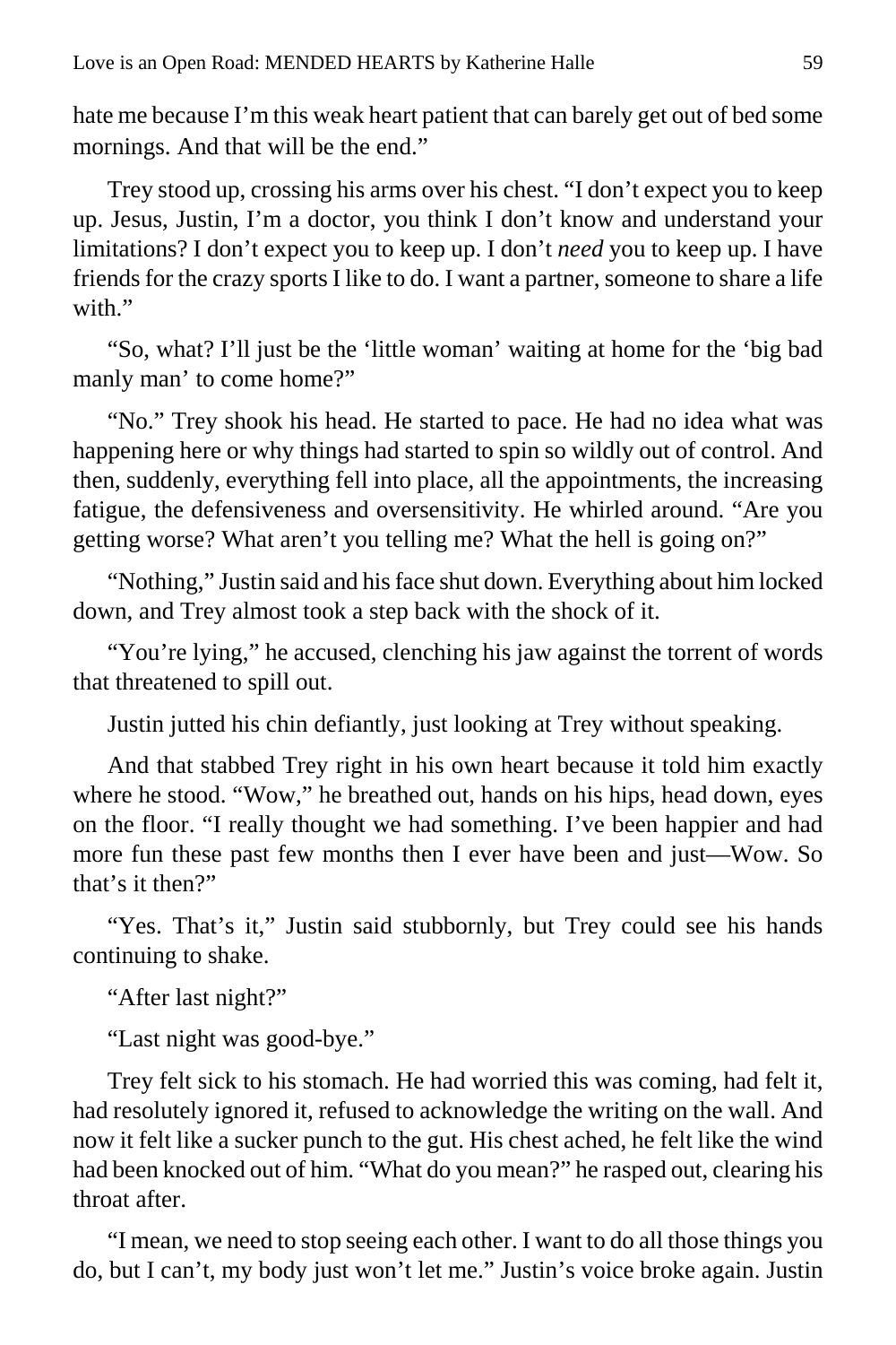hate me because I'm this weak heart patient that can barely get out of bed some mornings. And that will be the end."

Trey stood up, crossing his arms over his chest. "I don't expect you to keep up. Jesus, Justin, I'm a doctor, you think I don't know and understand your limitations? I don't expect you to keep up. I don't *need* you to keep up. I have friends for the crazy sports I like to do. I want a partner, someone to share a life with."

"So, what? I'll just be the 'little woman' waiting at home for the 'big bad manly man' to come home?"

"No." Trey shook his head. He started to pace. He had no idea what was happening here or why things had started to spin so wildly out of control. And then, suddenly, everything fell into place, all the appointments, the increasing fatigue, the defensiveness and oversensitivity. He whirled around. "Are you getting worse? What aren't you telling me? What the hell is going on?"

"Nothing," Justin said and his face shut down. Everything about him locked down, and Trey almost took a step back with the shock of it.

"You're lying," he accused, clenching his jaw against the torrent of words that threatened to spill out.

Justin jutted his chin defiantly, just looking at Trey without speaking.

And that stabbed Trey right in his own heart because it told him exactly where he stood. "Wow," he breathed out, hands on his hips, head down, eyes on the floor. "I really thought we had something. I've been happier and had more fun these past few months then I ever have been and just—Wow. So that's it then?"

"Yes. That's it," Justin said stubbornly, but Trey could see his hands continuing to shake.

"After last night?"

"Last night was good-bye."

Trey felt sick to his stomach. He had worried this was coming, had felt it, had resolutely ignored it, refused to acknowledge the writing on the wall. And now it felt like a sucker punch to the gut. His chest ached, he felt like the wind had been knocked out of him. "What do you mean?" he rasped out, clearing his throat after.

"I mean, we need to stop seeing each other. I want to do all those things you do, but I can't, my body just won't let me." Justin's voice broke again. Justin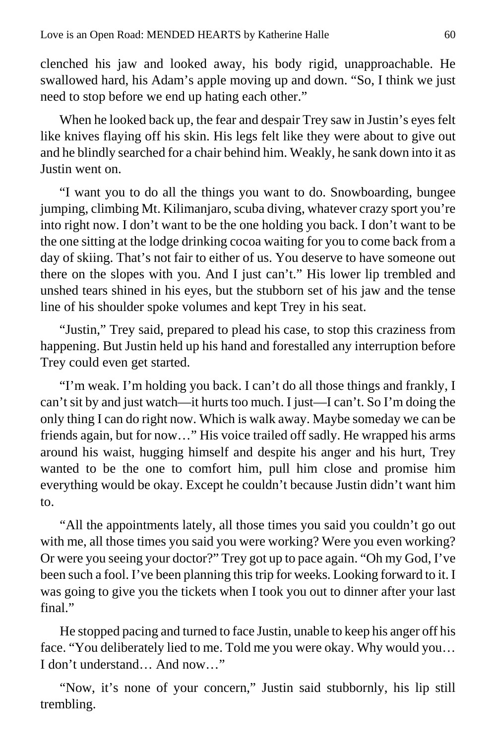clenched his jaw and looked away, his body rigid, unapproachable. He swallowed hard, his Adam's apple moving up and down. "So, I think we just need to stop before we end up hating each other."

When he looked back up, the fear and despair Trey saw in Justin's eyes felt like knives flaying off his skin. His legs felt like they were about to give out and he blindly searched for a chair behind him. Weakly, he sank down into it as Justin went on.

"I want you to do all the things you want to do. Snowboarding, bungee jumping, climbing Mt. Kilimanjaro, scuba diving, whatever crazy sport you're into right now. I don't want to be the one holding you back. I don't want to be the one sitting at the lodge drinking cocoa waiting for you to come back from a day of skiing. That's not fair to either of us. You deserve to have someone out there on the slopes with you. And I just can't." His lower lip trembled and unshed tears shined in his eyes, but the stubborn set of his jaw and the tense line of his shoulder spoke volumes and kept Trey in his seat.

"Justin," Trey said, prepared to plead his case, to stop this craziness from happening. But Justin held up his hand and forestalled any interruption before Trey could even get started.

"I'm weak. I'm holding you back. I can't do all those things and frankly, I can't sit by and just watch—it hurts too much. I just—I can't. So I'm doing the only thing I can do right now. Which is walk away. Maybe someday we can be friends again, but for now…" His voice trailed off sadly. He wrapped his arms around his waist, hugging himself and despite his anger and his hurt, Trey wanted to be the one to comfort him, pull him close and promise him everything would be okay. Except he couldn't because Justin didn't want him to.

"All the appointments lately, all those times you said you couldn't go out with me, all those times you said you were working? Were you even working? Or were you seeing your doctor?" Trey got up to pace again. "Oh my God, I've been such a fool. I've been planning this trip for weeks. Looking forward to it. I was going to give you the tickets when I took you out to dinner after your last final."

He stopped pacing and turned to face Justin, unable to keep his anger off his face. "You deliberately lied to me. Told me you were okay. Why would you… I don't understand… And now…"

"Now, it's none of your concern," Justin said stubbornly, his lip still trembling.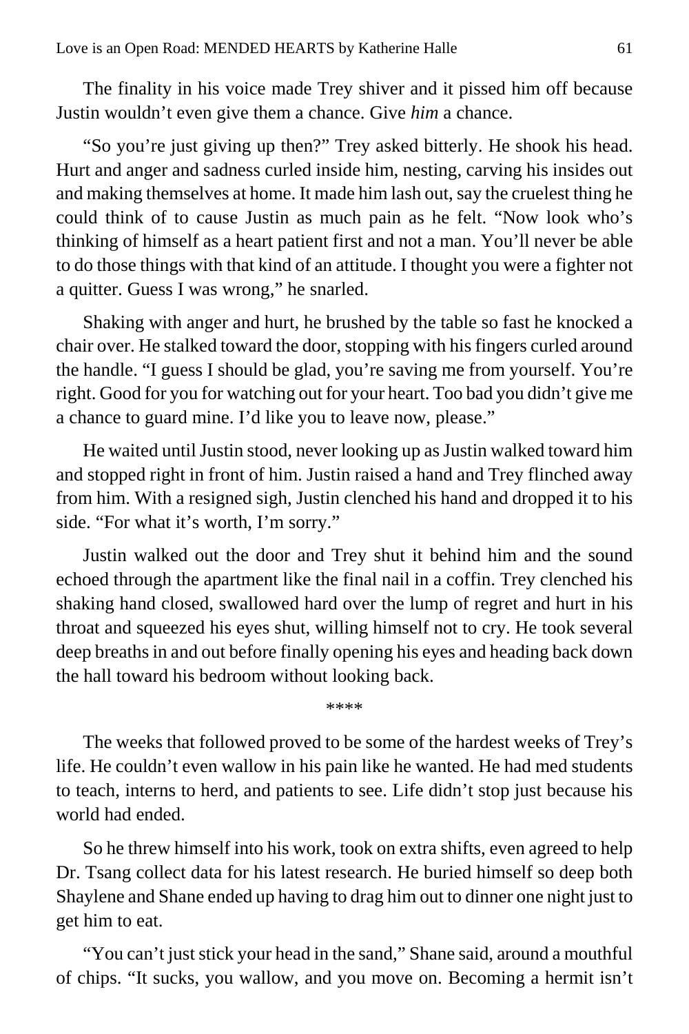The finality in his voice made Trey shiver and it pissed him off because Justin wouldn't even give them a chance. Give *him* a chance.

"So you're just giving up then?" Trey asked bitterly. He shook his head. Hurt and anger and sadness curled inside him, nesting, carving his insides out and making themselves at home. It made him lash out, say the cruelest thing he could think of to cause Justin as much pain as he felt. "Now look who's thinking of himself as a heart patient first and not a man. You'll never be able to do those things with that kind of an attitude. I thought you were a fighter not a quitter. Guess I was wrong," he snarled.

Shaking with anger and hurt, he brushed by the table so fast he knocked a chair over. He stalked toward the door, stopping with his fingers curled around the handle. "I guess I should be glad, you're saving me from yourself. You're right. Good for you for watching out for your heart. Too bad you didn't give me a chance to guard mine. I'd like you to leave now, please."

He waited until Justin stood, never looking up as Justin walked toward him and stopped right in front of him. Justin raised a hand and Trey flinched away from him. With a resigned sigh, Justin clenched his hand and dropped it to his side. "For what it's worth, I'm sorry."

Justin walked out the door and Trey shut it behind him and the sound echoed through the apartment like the final nail in a coffin. Trey clenched his shaking hand closed, swallowed hard over the lump of regret and hurt in his throat and squeezed his eyes shut, willing himself not to cry. He took several deep breaths in and out before finally opening his eyes and heading back down the hall toward his bedroom without looking back.

****

The weeks that followed proved to be some of the hardest weeks of Trey's life. He couldn't even wallow in his pain like he wanted. He had med students to teach, interns to herd, and patients to see. Life didn't stop just because his world had ended.

So he threw himself into his work, took on extra shifts, even agreed to help Dr. Tsang collect data for his latest research. He buried himself so deep both Shaylene and Shane ended up having to drag him out to dinner one night just to get him to eat.

"You can't just stick your head in the sand," Shane said, around a mouthful of chips. "It sucks, you wallow, and you move on. Becoming a hermit isn't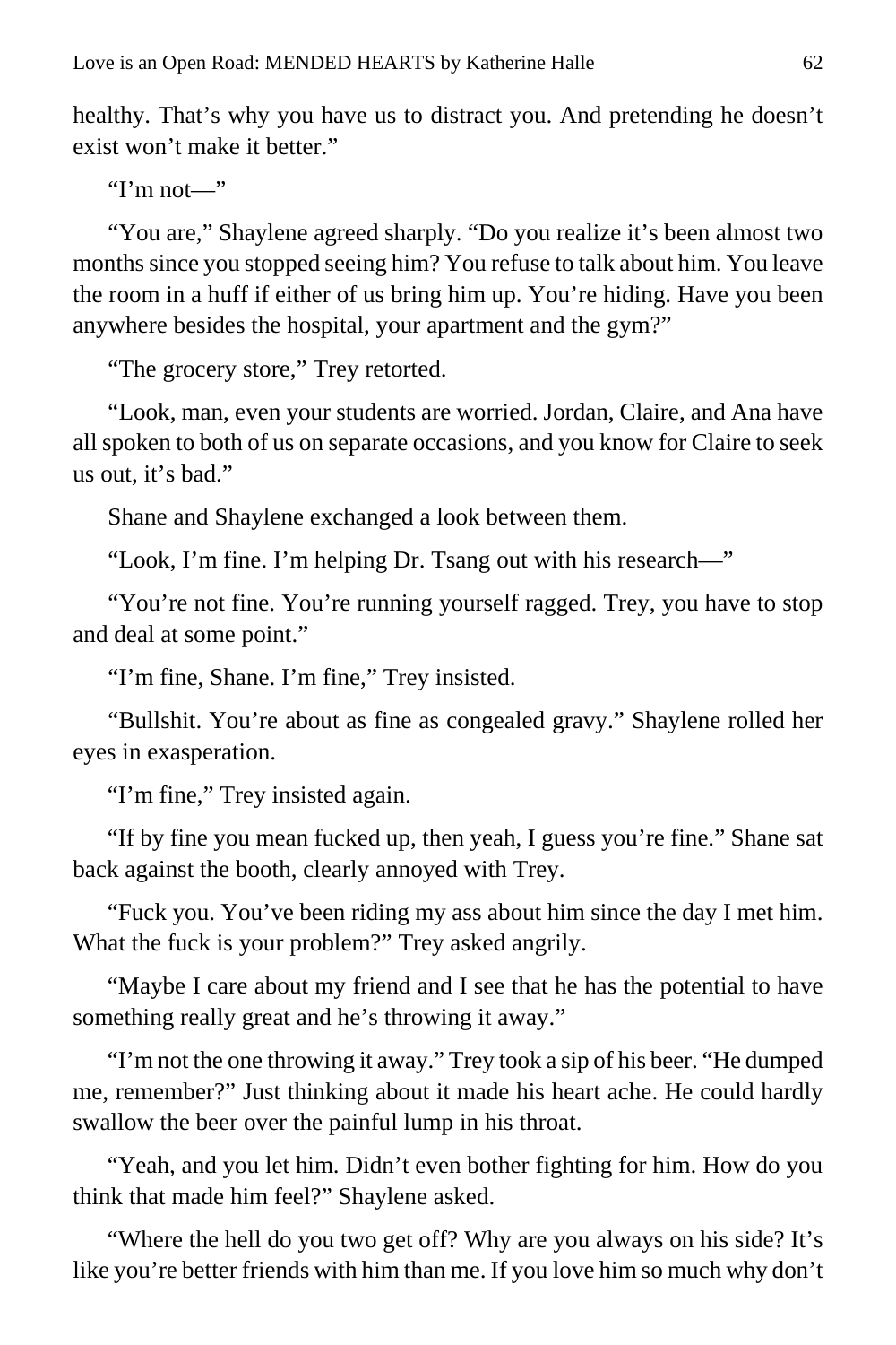healthy. That's why you have us to distract you. And pretending he doesn't exist won't make it better."

"I'm not—"

"You are," Shaylene agreed sharply. "Do you realize it's been almost two months since you stopped seeing him? You refuse to talk about him. You leave the room in a huff if either of us bring him up. You're hiding. Have you been anywhere besides the hospital, your apartment and the gym?"

"The grocery store," Trey retorted.

"Look, man, even your students are worried. Jordan, Claire, and Ana have all spoken to both of us on separate occasions, and you know for Claire to seek us out, it's bad."

Shane and Shaylene exchanged a look between them.

"Look, I'm fine. I'm helping Dr. Tsang out with his research—"

"You're not fine. You're running yourself ragged. Trey, you have to stop and deal at some point."

"I'm fine, Shane. I'm fine," Trey insisted.

"Bullshit. You're about as fine as congealed gravy." Shaylene rolled her eyes in exasperation.

"I'm fine," Trey insisted again.

"If by fine you mean fucked up, then yeah, I guess you're fine." Shane sat back against the booth, clearly annoyed with Trey.

"Fuck you. You've been riding my ass about him since the day I met him. What the fuck is your problem?" Trey asked angrily.

"Maybe I care about my friend and I see that he has the potential to have something really great and he's throwing it away."

"I'm not the one throwing it away." Trey took a sip of his beer. "He dumped me, remember?" Just thinking about it made his heart ache. He could hardly swallow the beer over the painful lump in his throat.

"Yeah, and you let him. Didn't even bother fighting for him. How do you think that made him feel?" Shaylene asked.

"Where the hell do you two get off? Why are you always on his side? It's like you're better friends with him than me. If you love him so much why don't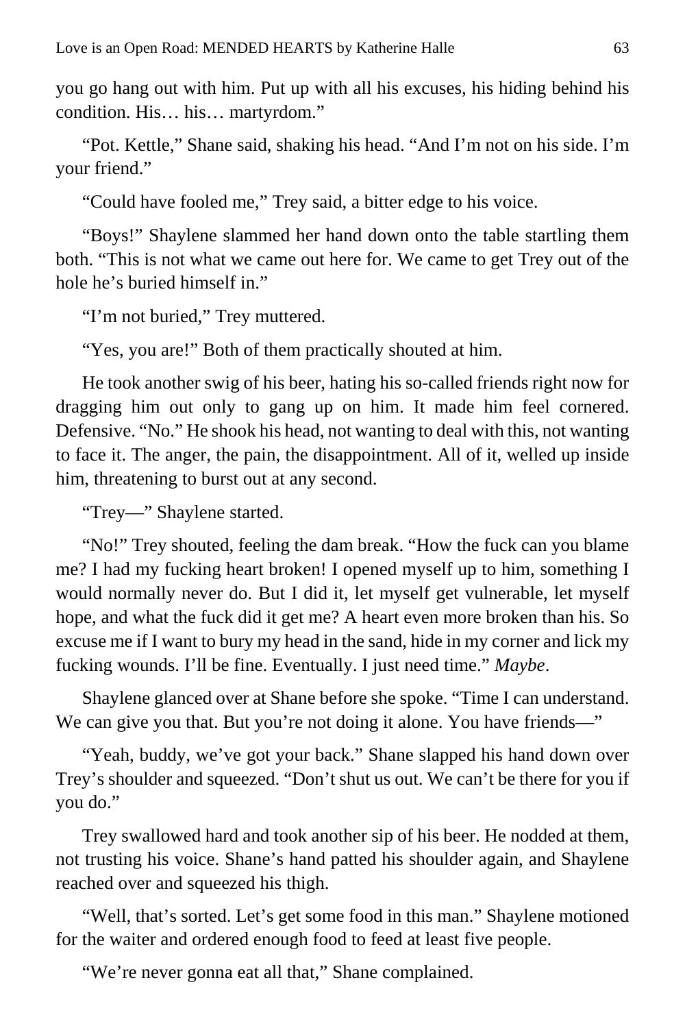you go hang out with him. Put up with all his excuses, his hiding behind his condition. His… his… martyrdom."

"Pot. Kettle," Shane said, shaking his head. "And I'm not on his side. I'm your friend."

"Could have fooled me," Trey said, a bitter edge to his voice.

"Boys!" Shaylene slammed her hand down onto the table startling them both. "This is not what we came out here for. We came to get Trey out of the hole he's buried himself in."

"I'm not buried," Trey muttered.

"Yes, you are!" Both of them practically shouted at him.

He took another swig of his beer, hating his so-called friends right now for dragging him out only to gang up on him. It made him feel cornered. Defensive. "No." He shook his head, not wanting to deal with this, not wanting to face it. The anger, the pain, the disappointment. All of it, welled up inside him, threatening to burst out at any second.

"Trey—" Shaylene started.

"No!" Trey shouted, feeling the dam break. "How the fuck can you blame me? I had my fucking heart broken! I opened myself up to him, something I would normally never do. But I did it, let myself get vulnerable, let myself hope, and what the fuck did it get me? A heart even more broken than his. So excuse me if I want to bury my head in the sand, hide in my corner and lick my fucking wounds. I'll be fine. Eventually. I just need time." *Maybe*.

Shaylene glanced over at Shane before she spoke. "Time I can understand. We can give you that. But you're not doing it alone. You have friends—"

"Yeah, buddy, we've got your back." Shane slapped his hand down over Trey's shoulder and squeezed. "Don't shut us out. We can't be there for you if you do."

Trey swallowed hard and took another sip of his beer. He nodded at them, not trusting his voice. Shane's hand patted his shoulder again, and Shaylene reached over and squeezed his thigh.

"Well, that's sorted. Let's get some food in this man." Shaylene motioned for the waiter and ordered enough food to feed at least five people.

"We're never gonna eat all that," Shane complained.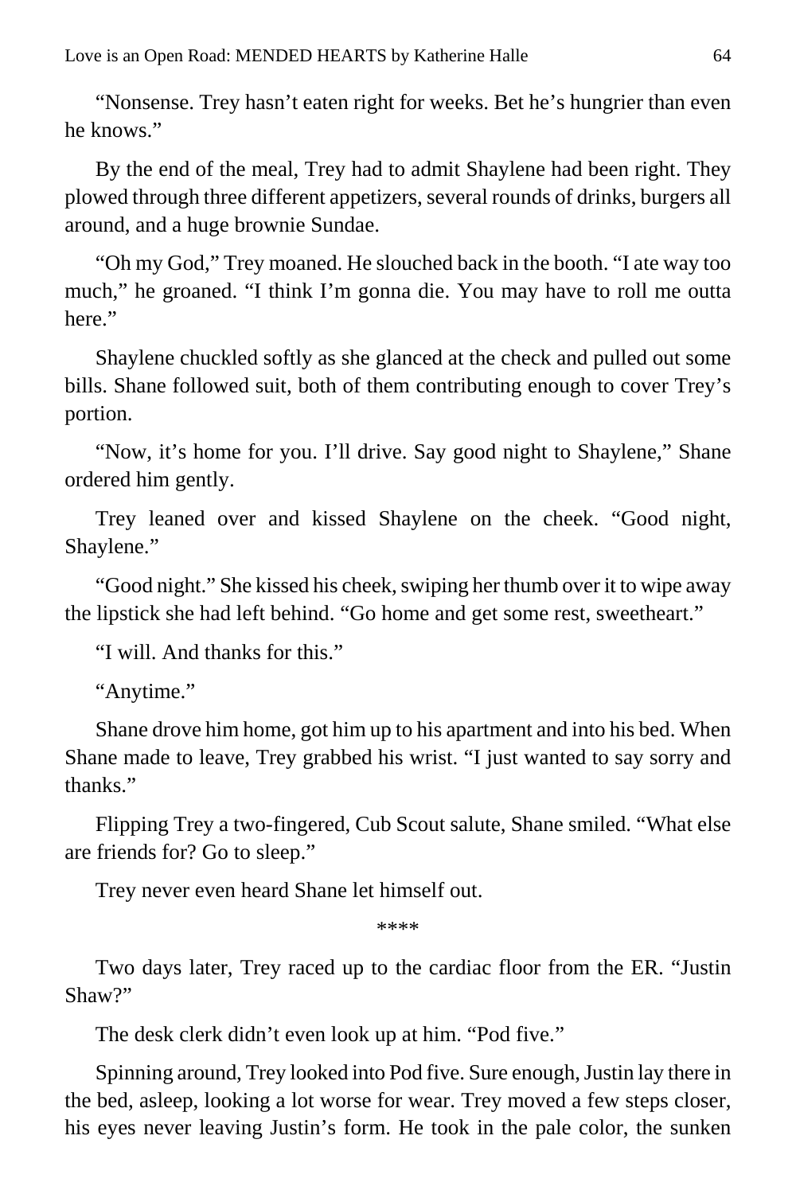"Nonsense. Trey hasn't eaten right for weeks. Bet he's hungrier than even he knows."

By the end of the meal, Trey had to admit Shaylene had been right. They plowed through three different appetizers, several rounds of drinks, burgers all around, and a huge brownie Sundae.

"Oh my God," Trey moaned. He slouched back in the booth. "I ate way too much," he groaned. "I think I'm gonna die. You may have to roll me outta here."

Shaylene chuckled softly as she glanced at the check and pulled out some bills. Shane followed suit, both of them contributing enough to cover Trey's portion.

"Now, it's home for you. I'll drive. Say good night to Shaylene," Shane ordered him gently.

Trey leaned over and kissed Shaylene on the cheek. "Good night, Shaylene."

"Good night." She kissed his cheek, swiping her thumb over it to wipe away the lipstick she had left behind. "Go home and get some rest, sweetheart."

"I will. And thanks for this."

"Anytime."

Shane drove him home, got him up to his apartment and into his bed. When Shane made to leave, Trey grabbed his wrist. "I just wanted to say sorry and thanks."

Flipping Trey a two-fingered, Cub Scout salute, Shane smiled. "What else are friends for? Go to sleep."

Trey never even heard Shane let himself out.

****

Two days later, Trey raced up to the cardiac floor from the ER. "Justin Shaw?"

The desk clerk didn't even look up at him. "Pod five."

Spinning around, Trey looked into Pod five. Sure enough, Justin lay there in the bed, asleep, looking a lot worse for wear. Trey moved a few steps closer, his eyes never leaving Justin's form. He took in the pale color, the sunken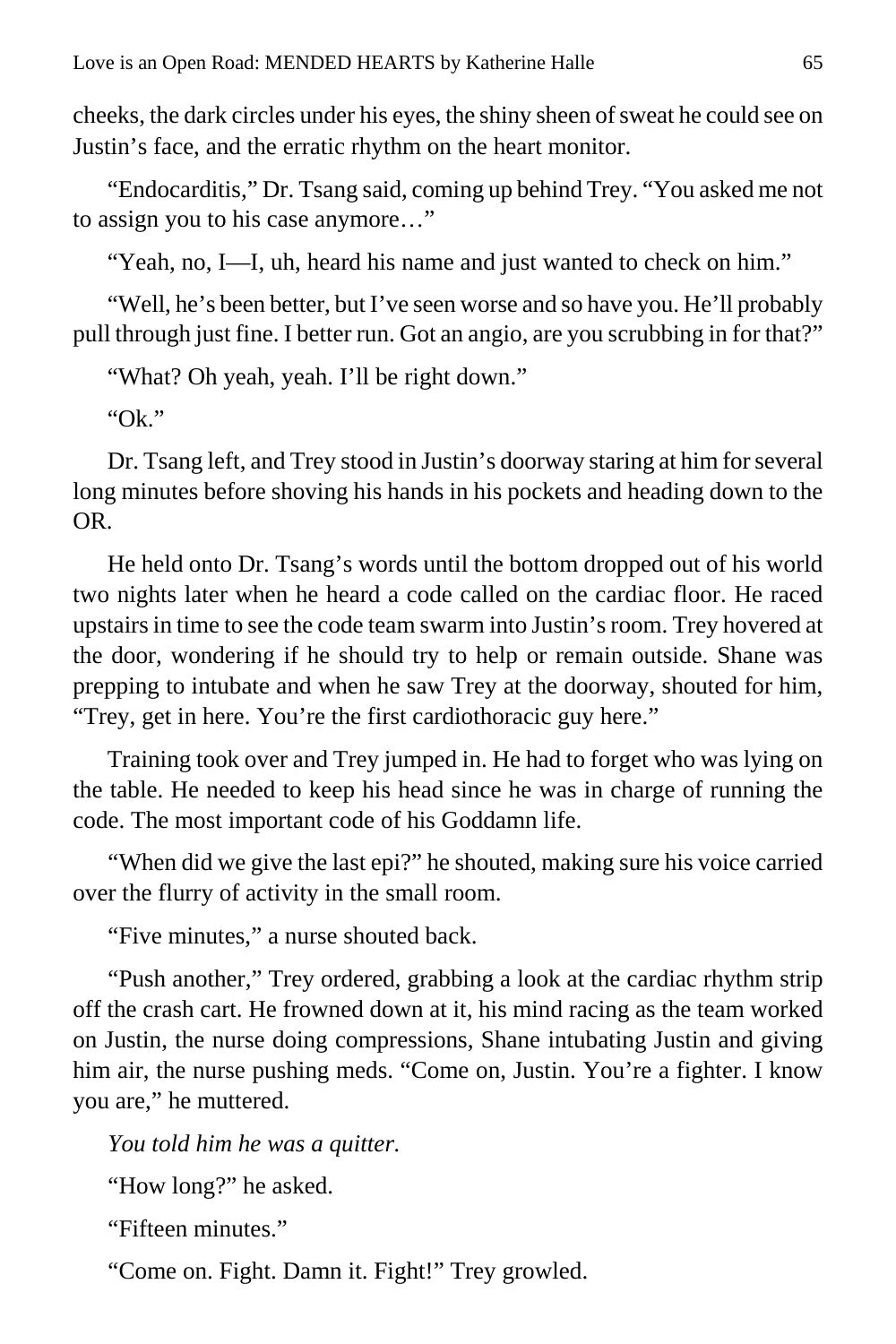cheeks, the dark circles under his eyes, the shiny sheen of sweat he could see on Justin's face, and the erratic rhythm on the heart monitor.

"Endocarditis," Dr. Tsang said, coming up behind Trey. "You asked me not to assign you to his case anymore…"

"Yeah, no, I—I, uh, heard his name and just wanted to check on him."

"Well, he's been better, but I've seen worse and so have you. He'll probably pull through just fine. I better run. Got an angio, are you scrubbing in for that?"

"What? Oh yeah, yeah. I'll be right down."

"Ok."

Dr. Tsang left, and Trey stood in Justin's doorway staring at him for several long minutes before shoving his hands in his pockets and heading down to the OR.

He held onto Dr. Tsang's words until the bottom dropped out of his world two nights later when he heard a code called on the cardiac floor. He raced upstairs in time to see the code team swarm into Justin's room. Trey hovered at the door, wondering if he should try to help or remain outside. Shane was prepping to intubate and when he saw Trey at the doorway, shouted for him, "Trey, get in here. You're the first cardiothoracic guy here."

Training took over and Trey jumped in. He had to forget who was lying on the table. He needed to keep his head since he was in charge of running the code. The most important code of his Goddamn life.

"When did we give the last epi?" he shouted, making sure his voice carried over the flurry of activity in the small room.

"Five minutes," a nurse shouted back.

"Push another," Trey ordered, grabbing a look at the cardiac rhythm strip off the crash cart. He frowned down at it, his mind racing as the team worked on Justin, the nurse doing compressions, Shane intubating Justin and giving him air, the nurse pushing meds. "Come on, Justin. You're a fighter. I know you are," he muttered.

*You told him he was a quitter.*

"How long?" he asked.

"Fifteen minutes."

"Come on. Fight. Damn it. Fight!" Trey growled.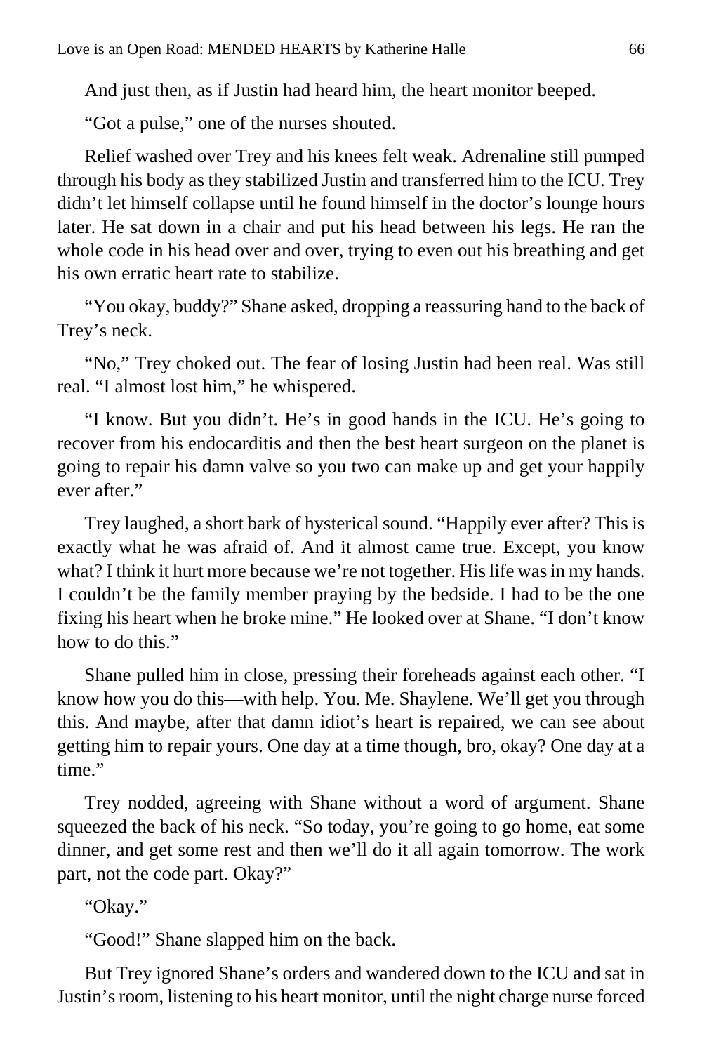And just then, as if Justin had heard him, the heart monitor beeped.

"Got a pulse," one of the nurses shouted.

Relief washed over Trey and his knees felt weak. Adrenaline still pumped through his body as they stabilized Justin and transferred him to the ICU. Trey didn't let himself collapse until he found himself in the doctor's lounge hours later. He sat down in a chair and put his head between his legs. He ran the whole code in his head over and over, trying to even out his breathing and get his own erratic heart rate to stabilize.

"You okay, buddy?" Shane asked, dropping a reassuring hand to the back of Trey's neck.

"No," Trey choked out. The fear of losing Justin had been real. Was still real. "I almost lost him," he whispered.

"I know. But you didn't. He's in good hands in the ICU. He's going to recover from his endocarditis and then the best heart surgeon on the planet is going to repair his damn valve so you two can make up and get your happily ever after."

Trey laughed, a short bark of hysterical sound. "Happily ever after? This is exactly what he was afraid of. And it almost came true. Except, you know what? I think it hurt more because we're not together. His life was in my hands. I couldn't be the family member praying by the bedside. I had to be the one fixing his heart when he broke mine." He looked over at Shane. "I don't know how to do this."

Shane pulled him in close, pressing their foreheads against each other. "I know how you do this—with help. You. Me. Shaylene. We'll get you through this. And maybe, after that damn idiot's heart is repaired, we can see about getting him to repair yours. One day at a time though, bro, okay? One day at a time."

Trey nodded, agreeing with Shane without a word of argument. Shane squeezed the back of his neck. "So today, you're going to go home, eat some dinner, and get some rest and then we'll do it all again tomorrow. The work part, not the code part. Okay?"

"Okay."

"Good!" Shane slapped him on the back.

But Trey ignored Shane's orders and wandered down to the ICU and sat in Justin's room, listening to his heart monitor, until the night charge nurse forced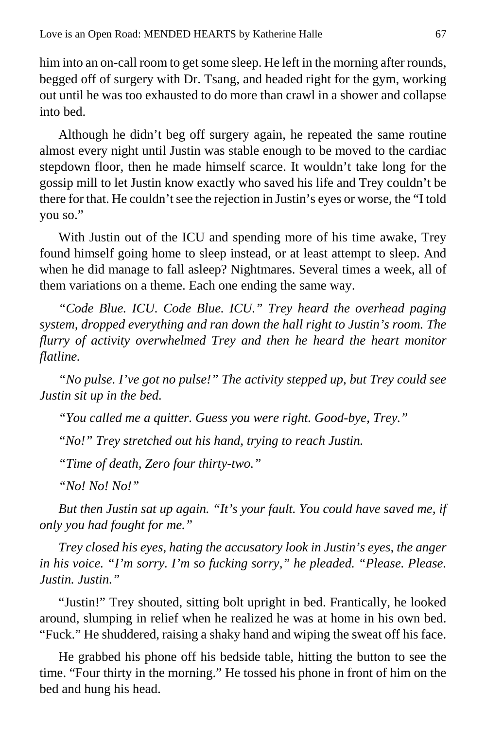him into an on-call room to get some sleep. He left in the morning after rounds, begged off of surgery with Dr. Tsang, and headed right for the gym, working out until he was too exhausted to do more than crawl in a shower and collapse into bed.

Although he didn't beg off surgery again, he repeated the same routine almost every night until Justin was stable enough to be moved to the cardiac stepdown floor, then he made himself scarce. It wouldn't take long for the gossip mill to let Justin know exactly who saved his life and Trey couldn't be there for that. He couldn't see the rejection in Justin's eyes or worse, the "I told you so."

With Justin out of the ICU and spending more of his time awake, Trey found himself going home to sleep instead, or at least attempt to sleep. And when he did manage to fall asleep? Nightmares. Several times a week, all of them variations on a theme. Each one ending the same way.

*"Code Blue. ICU. Code Blue. ICU." Trey heard the overhead paging system, dropped everything and ran down the hall right to Justin's room. The flurry of activity overwhelmed Trey and then he heard the heart monitor flatline.*

*"No pulse. I've got no pulse!" The activity stepped up, but Trey could see Justin sit up in the bed.*

*"You called me a quitter. Guess you were right. Good-bye, Trey."*

*"No!" Trey stretched out his hand, trying to reach Justin.*

*"Time of death, Zero four thirty-two."*

*"No! No! No!"*

*But then Justin sat up again. "It's your fault. You could have saved me, if only you had fought for me."*

*Trey closed his eyes, hating the accusatory look in Justin's eyes, the anger in his voice. "I'm sorry. I'm so fucking sorry," he pleaded. "Please. Please. Justin. Justin."*

"Justin!" Trey shouted, sitting bolt upright in bed. Frantically, he looked around, slumping in relief when he realized he was at home in his own bed. "Fuck." He shuddered, raising a shaky hand and wiping the sweat off his face.

He grabbed his phone off his bedside table, hitting the button to see the time. "Four thirty in the morning." He tossed his phone in front of him on the bed and hung his head.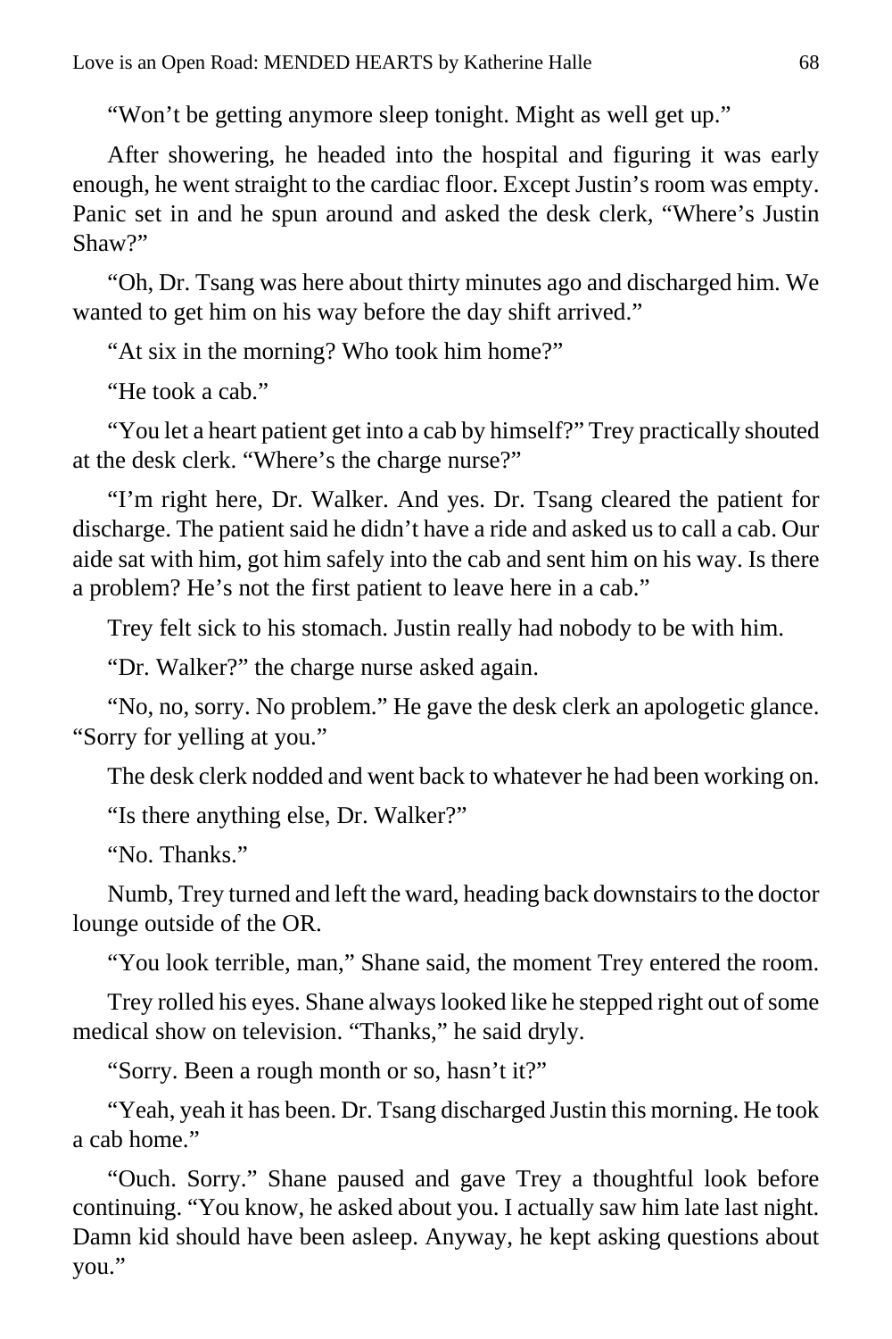"Won't be getting anymore sleep tonight. Might as well get up."

After showering, he headed into the hospital and figuring it was early enough, he went straight to the cardiac floor. Except Justin's room was empty. Panic set in and he spun around and asked the desk clerk, "Where's Justin Shaw?"

"Oh, Dr. Tsang was here about thirty minutes ago and discharged him. We wanted to get him on his way before the day shift arrived."

"At six in the morning? Who took him home?"

"He took a cab."

"You let a heart patient get into a cab by himself?" Trey practically shouted at the desk clerk. "Where's the charge nurse?"

"I'm right here, Dr. Walker. And yes. Dr. Tsang cleared the patient for discharge. The patient said he didn't have a ride and asked us to call a cab. Our aide sat with him, got him safely into the cab and sent him on his way. Is there a problem? He's not the first patient to leave here in a cab."

Trey felt sick to his stomach. Justin really had nobody to be with him.

"Dr. Walker?" the charge nurse asked again.

"No, no, sorry. No problem." He gave the desk clerk an apologetic glance. "Sorry for yelling at you."

The desk clerk nodded and went back to whatever he had been working on.

"Is there anything else, Dr. Walker?"

"No. Thanks."

Numb, Trey turned and left the ward, heading back downstairs to the doctor lounge outside of the OR.

"You look terrible, man," Shane said, the moment Trey entered the room.

Trey rolled his eyes. Shane always looked like he stepped right out of some medical show on television. "Thanks," he said dryly.

"Sorry. Been a rough month or so, hasn't it?"

"Yeah, yeah it has been. Dr. Tsang discharged Justin this morning. He took a cab home."

"Ouch. Sorry." Shane paused and gave Trey a thoughtful look before continuing. "You know, he asked about you. I actually saw him late last night. Damn kid should have been asleep. Anyway, he kept asking questions about you."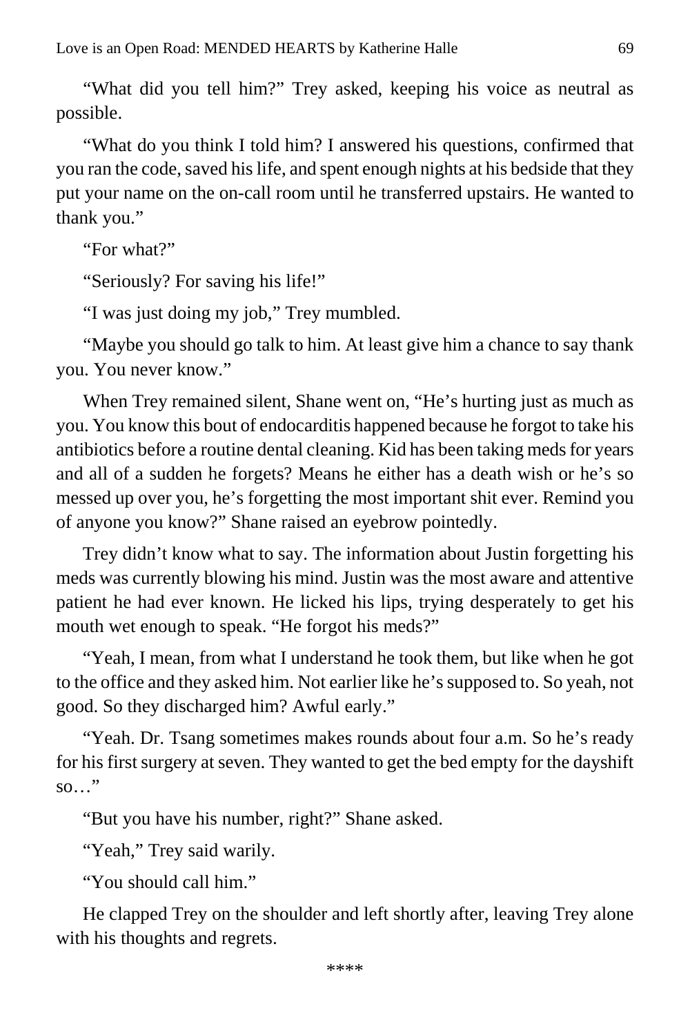"What did you tell him?" Trey asked, keeping his voice as neutral as possible.

"What do you think I told him? I answered his questions, confirmed that you ran the code, saved his life, and spent enough nights at his bedside that they put your name on the on-call room until he transferred upstairs. He wanted to thank you."

"For what?"

"Seriously? For saving his life!"

"I was just doing my job," Trey mumbled.

"Maybe you should go talk to him. At least give him a chance to say thank you. You never know."

When Trey remained silent, Shane went on, "He's hurting just as much as you. You know this bout of endocarditis happened because he forgot to take his antibiotics before a routine dental cleaning. Kid has been taking meds for years and all of a sudden he forgets? Means he either has a death wish or he's so messed up over you, he's forgetting the most important shit ever. Remind you of anyone you know?" Shane raised an eyebrow pointedly.

Trey didn't know what to say. The information about Justin forgetting his meds was currently blowing his mind. Justin was the most aware and attentive patient he had ever known. He licked his lips, trying desperately to get his mouth wet enough to speak. "He forgot his meds?"

"Yeah, I mean, from what I understand he took them, but like when he got to the office and they asked him. Not earlier like he's supposed to. So yeah, not good. So they discharged him? Awful early."

"Yeah. Dr. Tsang sometimes makes rounds about four a.m. So he's ready for his first surgery at seven. They wanted to get the bed empty for the dayshift so…"

"But you have his number, right?" Shane asked.

"Yeah," Trey said warily.

"You should call him."

He clapped Trey on the shoulder and left shortly after, leaving Trey alone with his thoughts and regrets.

****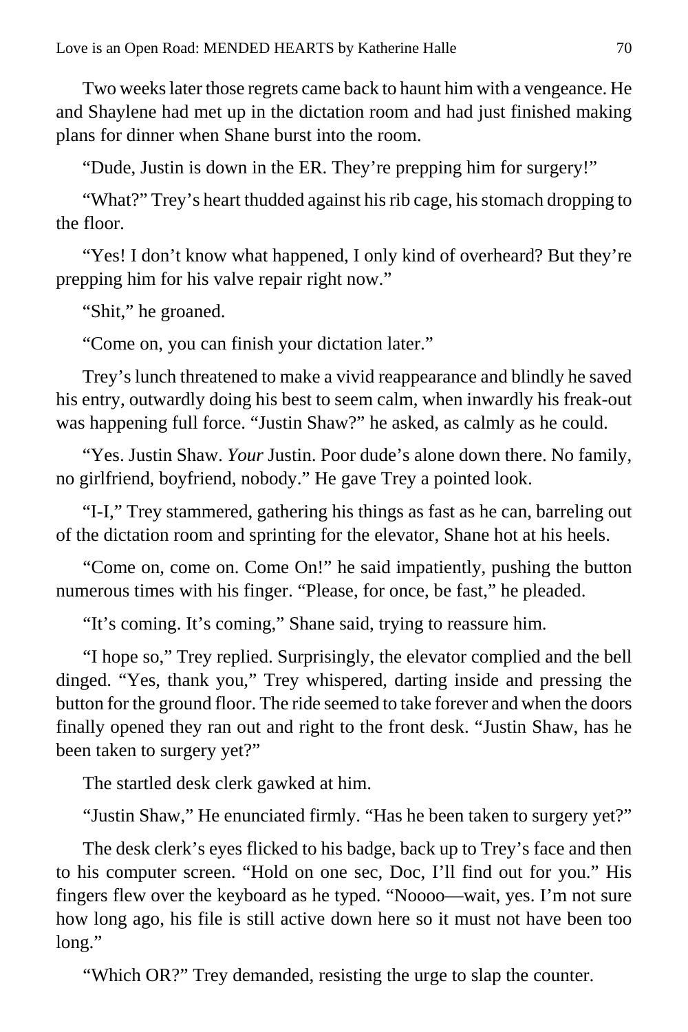Two weeks later those regrets came back to haunt him with a vengeance. He and Shaylene had met up in the dictation room and had just finished making plans for dinner when Shane burst into the room.

"Dude, Justin is down in the ER. They're prepping him for surgery!"

"What?" Trey's heart thudded against his rib cage, his stomach dropping to the floor.

"Yes! I don't know what happened, I only kind of overheard? But they're prepping him for his valve repair right now."

"Shit," he groaned.

"Come on, you can finish your dictation later."

Trey's lunch threatened to make a vivid reappearance and blindly he saved his entry, outwardly doing his best to seem calm, when inwardly his freak-out was happening full force. "Justin Shaw?" he asked, as calmly as he could.

"Yes. Justin Shaw. *Your* Justin. Poor dude's alone down there. No family, no girlfriend, boyfriend, nobody." He gave Trey a pointed look.

"I-I," Trey stammered, gathering his things as fast as he can, barreling out of the dictation room and sprinting for the elevator, Shane hot at his heels.

"Come on, come on. Come On!" he said impatiently, pushing the button numerous times with his finger. "Please, for once, be fast," he pleaded.

"It's coming. It's coming," Shane said, trying to reassure him.

"I hope so," Trey replied. Surprisingly, the elevator complied and the bell dinged. "Yes, thank you," Trey whispered, darting inside and pressing the button for the ground floor. The ride seemed to take forever and when the doors finally opened they ran out and right to the front desk. "Justin Shaw, has he been taken to surgery yet?"

The startled desk clerk gawked at him.

"Justin Shaw," He enunciated firmly. "Has he been taken to surgery yet?"

The desk clerk's eyes flicked to his badge, back up to Trey's face and then to his computer screen. "Hold on one sec, Doc, I'll find out for you." His fingers flew over the keyboard as he typed. "Noooo—wait, yes. I'm not sure how long ago, his file is still active down here so it must not have been too long."

"Which OR?" Trey demanded, resisting the urge to slap the counter.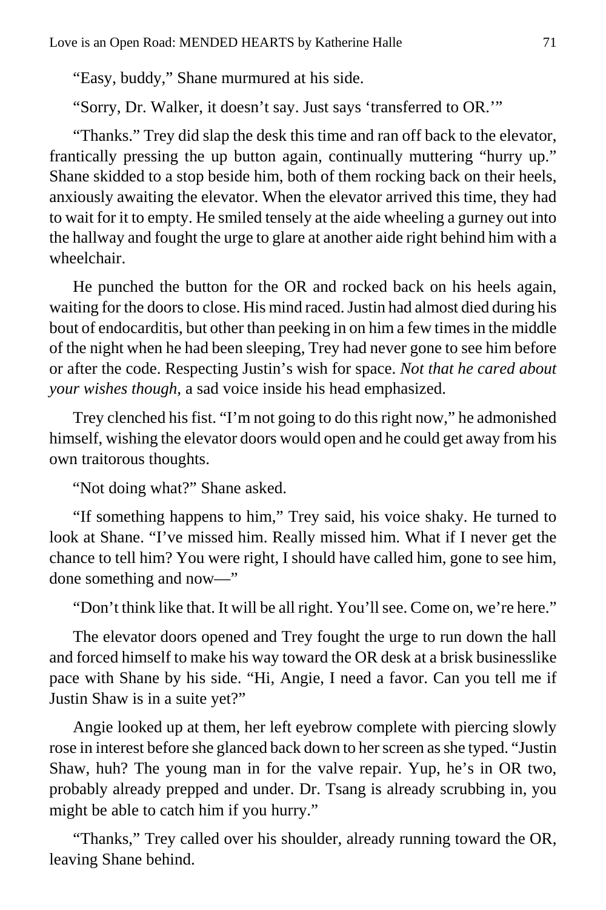"Easy, buddy," Shane murmured at his side.

"Sorry, Dr. Walker, it doesn't say. Just says 'transferred to OR.'"

"Thanks." Trey did slap the desk this time and ran off back to the elevator, frantically pressing the up button again, continually muttering "hurry up." Shane skidded to a stop beside him, both of them rocking back on their heels, anxiously awaiting the elevator. When the elevator arrived this time, they had to wait for it to empty. He smiled tensely at the aide wheeling a gurney out into the hallway and fought the urge to glare at another aide right behind him with a wheelchair.

He punched the button for the OR and rocked back on his heels again, waiting for the doors to close. His mind raced. Justin had almost died during his bout of endocarditis, but other than peeking in on him a few times in the middle of the night when he had been sleeping, Trey had never gone to see him before or after the code. Respecting Justin's wish for space. *Not that he cared about your wishes though,* a sad voice inside his head emphasized.

Trey clenched his fist. "I'm not going to do this right now," he admonished himself, wishing the elevator doors would open and he could get away from his own traitorous thoughts.

"Not doing what?" Shane asked.

"If something happens to him," Trey said, his voice shaky. He turned to look at Shane. "I've missed him. Really missed him. What if I never get the chance to tell him? You were right, I should have called him, gone to see him, done something and now—"

"Don't think like that. It will be all right. You'll see. Come on, we're here."

The elevator doors opened and Trey fought the urge to run down the hall and forced himself to make his way toward the OR desk at a brisk businesslike pace with Shane by his side. "Hi, Angie, I need a favor. Can you tell me if Justin Shaw is in a suite yet?"

Angie looked up at them, her left eyebrow complete with piercing slowly rose in interest before she glanced back down to her screen as she typed. "Justin Shaw, huh? The young man in for the valve repair. Yup, he's in OR two, probably already prepped and under. Dr. Tsang is already scrubbing in, you might be able to catch him if you hurry."

"Thanks," Trey called over his shoulder, already running toward the OR, leaving Shane behind.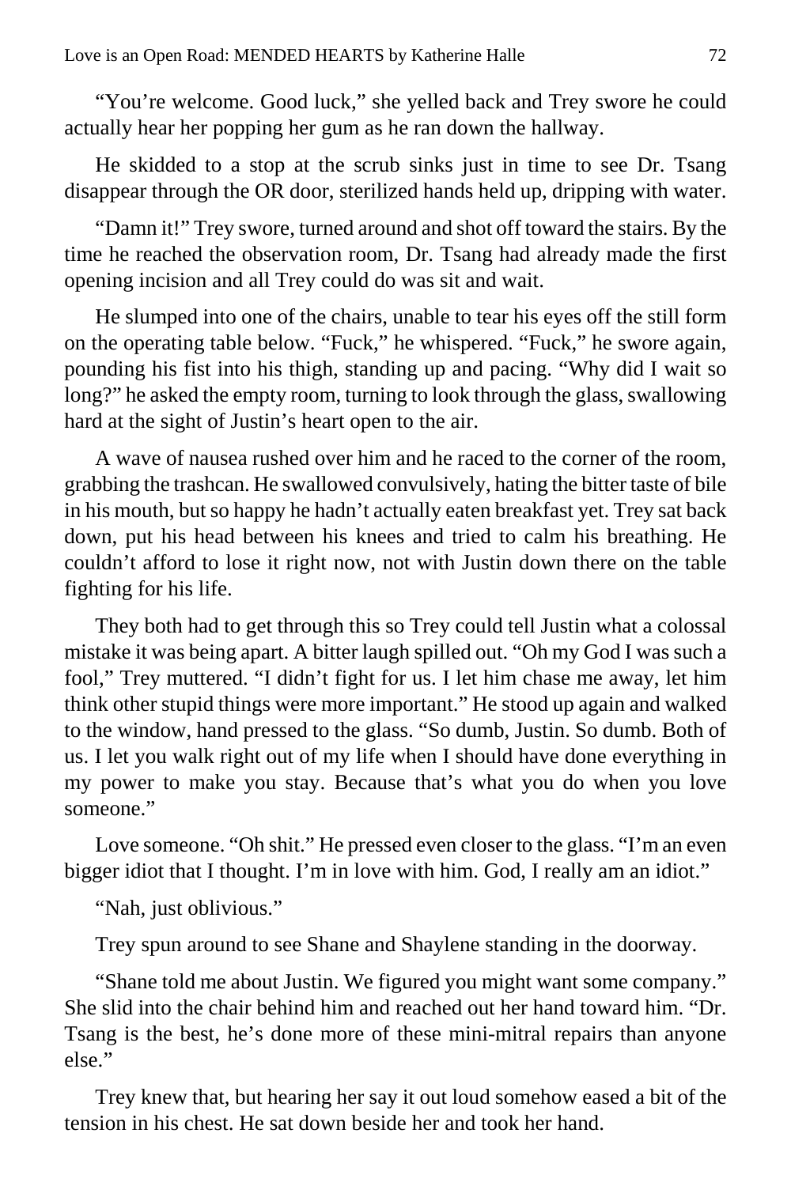"You're welcome. Good luck," she yelled back and Trey swore he could actually hear her popping her gum as he ran down the hallway.

He skidded to a stop at the scrub sinks just in time to see Dr. Tsang disappear through the OR door, sterilized hands held up, dripping with water.

"Damn it!" Trey swore, turned around and shot off toward the stairs. By the time he reached the observation room, Dr. Tsang had already made the first opening incision and all Trey could do was sit and wait.

He slumped into one of the chairs, unable to tear his eyes off the still form on the operating table below. "Fuck," he whispered. "Fuck," he swore again, pounding his fist into his thigh, standing up and pacing. "Why did I wait so long?" he asked the empty room, turning to look through the glass, swallowing hard at the sight of Justin's heart open to the air.

A wave of nausea rushed over him and he raced to the corner of the room, grabbing the trashcan. He swallowed convulsively, hating the bitter taste of bile in his mouth, but so happy he hadn't actually eaten breakfast yet. Trey sat back down, put his head between his knees and tried to calm his breathing. He couldn't afford to lose it right now, not with Justin down there on the table fighting for his life.

They both had to get through this so Trey could tell Justin what a colossal mistake it was being apart. A bitter laugh spilled out. "Oh my God I was such a fool," Trey muttered. "I didn't fight for us. I let him chase me away, let him think other stupid things were more important." He stood up again and walked to the window, hand pressed to the glass. "So dumb, Justin. So dumb. Both of us. I let you walk right out of my life when I should have done everything in my power to make you stay. Because that's what you do when you love someone."

Love someone. "Oh shit." He pressed even closer to the glass. "I'm an even bigger idiot that I thought. I'm in love with him. God, I really am an idiot."

"Nah, just oblivious."

Trey spun around to see Shane and Shaylene standing in the doorway.

"Shane told me about Justin. We figured you might want some company." She slid into the chair behind him and reached out her hand toward him. "Dr. Tsang is the best, he's done more of these mini-mitral repairs than anyone else."

Trey knew that, but hearing her say it out loud somehow eased a bit of the tension in his chest. He sat down beside her and took her hand.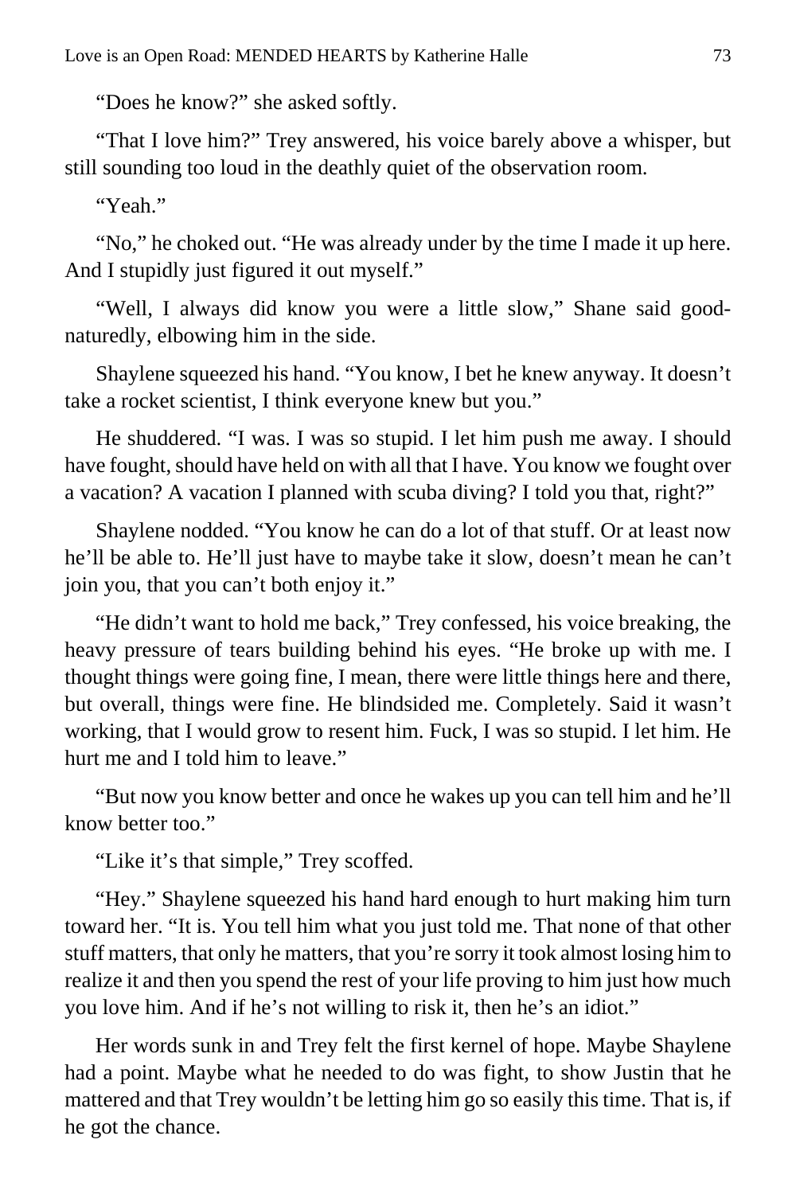"Does he know?" she asked softly.

"That I love him?" Trey answered, his voice barely above a whisper, but still sounding too loud in the deathly quiet of the observation room.

"Yeah."

"No," he choked out. "He was already under by the time I made it up here. And I stupidly just figured it out myself."

"Well, I always did know you were a little slow," Shane said good-naturedly, elbowing him in the side.

Shaylene squeezed his hand. "You know, I bet he knew anyway. It doesn't take a rocket scientist, I think everyone knew but you."

He shuddered. "I was. I was so stupid. I let him push me away. I should have fought, should have held on with all that I have. You know we fought over a vacation? A vacation I planned with scuba diving? I told you that, right?"

Shaylene nodded. "You know he can do a lot of that stuff. Or at least now he'll be able to. He'll just have to maybe take it slow, doesn't mean he can't join you, that you can't both enjoy it."

"He didn't want to hold me back," Trey confessed, his voice breaking, the heavy pressure of tears building behind his eyes. "He broke up with me. I thought things were going fine, I mean, there were little things here and there, but overall, things were fine. He blindsided me. Completely. Said it wasn't working, that I would grow to resent him. Fuck, I was so stupid. I let him. He hurt me and I told him to leave."

"But now you know better and once he wakes up you can tell him and he'll know better too."

"Like it's that simple," Trey scoffed.

"Hey." Shaylene squeezed his hand hard enough to hurt making him turn toward her. "It is. You tell him what you just told me. That none of that other stuff matters, that only he matters, that you're sorry it took almost losing him to realize it and then you spend the rest of your life proving to him just how much you love him. And if he's not willing to risk it, then he's an idiot."

Her words sunk in and Trey felt the first kernel of hope. Maybe Shaylene had a point. Maybe what he needed to do was fight, to show Justin that he mattered and that Trey wouldn't be letting him go so easily this time. That is, if he got the chance.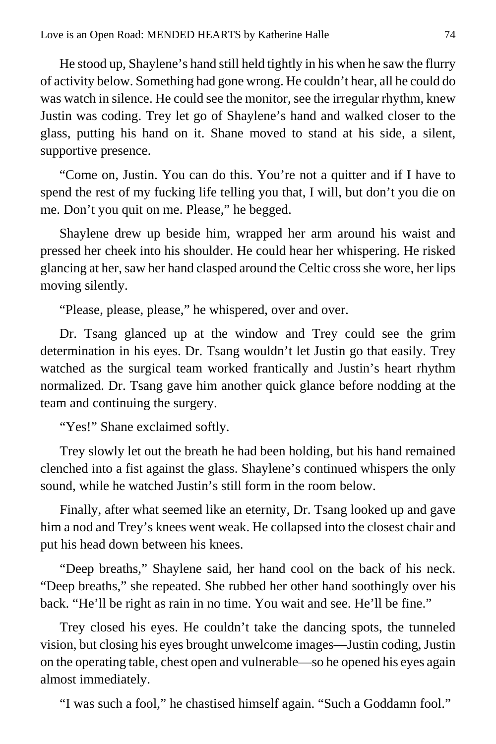He stood up, Shaylene's hand still held tightly in his when he saw the flurry of activity below. Something had gone wrong. He couldn't hear, all he could do was watch in silence. He could see the monitor, see the irregular rhythm, knew Justin was coding. Trey let go of Shaylene's hand and walked closer to the glass, putting his hand on it. Shane moved to stand at his side, a silent, supportive presence.

"Come on, Justin. You can do this. You're not a quitter and if I have to spend the rest of my fucking life telling you that, I will, but don't you die on me. Don't you quit on me. Please," he begged.

Shaylene drew up beside him, wrapped her arm around his waist and pressed her cheek into his shoulder. He could hear her whispering. He risked glancing at her, saw her hand clasped around the Celtic cross she wore, her lips moving silently.

"Please, please, please," he whispered, over and over.

Dr. Tsang glanced up at the window and Trey could see the grim determination in his eyes. Dr. Tsang wouldn't let Justin go that easily. Trey watched as the surgical team worked frantically and Justin's heart rhythm normalized. Dr. Tsang gave him another quick glance before nodding at the team and continuing the surgery.

"Yes!" Shane exclaimed softly.

Trey slowly let out the breath he had been holding, but his hand remained clenched into a fist against the glass. Shaylene's continued whispers the only sound, while he watched Justin's still form in the room below.

Finally, after what seemed like an eternity, Dr. Tsang looked up and gave him a nod and Trey's knees went weak. He collapsed into the closest chair and put his head down between his knees.

"Deep breaths," Shaylene said, her hand cool on the back of his neck. "Deep breaths," she repeated. She rubbed her other hand soothingly over his back. "He'll be right as rain in no time. You wait and see. He'll be fine."

Trey closed his eyes. He couldn't take the dancing spots, the tunneled vision, but closing his eyes brought unwelcome images—Justin coding, Justin on the operating table, chest open and vulnerable—so he opened his eyes again almost immediately.

"I was such a fool," he chastised himself again. "Such a Goddamn fool."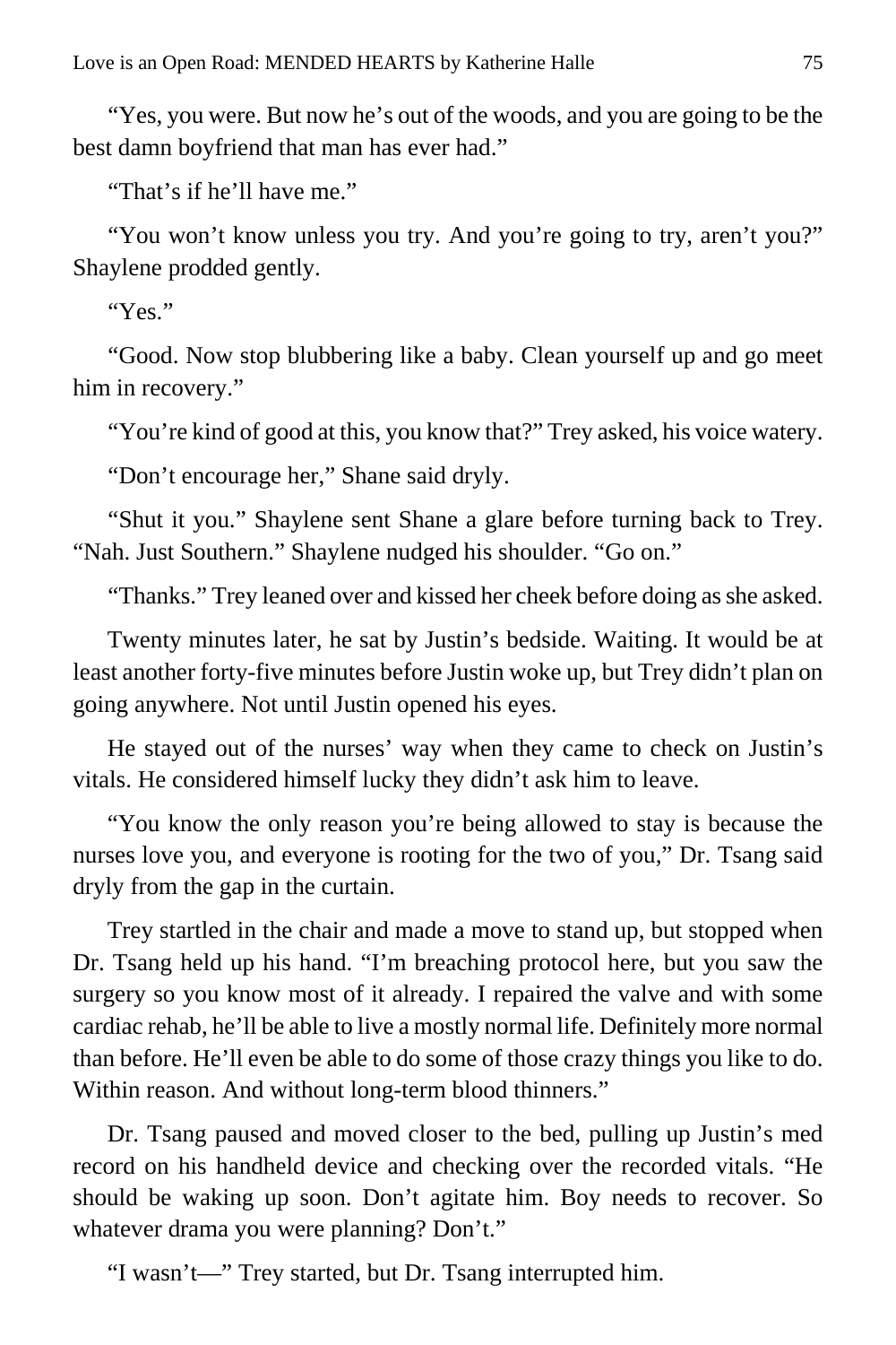"Yes, you were. But now he's out of the woods, and you are going to be the best damn boyfriend that man has ever had."

"That's if he'll have me."

"You won't know unless you try. And you're going to try, aren't you?" Shaylene prodded gently.

"Yes."

"Good. Now stop blubbering like a baby. Clean yourself up and go meet him in recovery."

"You're kind of good at this, you know that?" Trey asked, his voice watery.

"Don't encourage her," Shane said dryly.

"Shut it you." Shaylene sent Shane a glare before turning back to Trey. "Nah. Just Southern." Shaylene nudged his shoulder. "Go on."

"Thanks." Trey leaned over and kissed her cheek before doing as she asked.

Twenty minutes later, he sat by Justin's bedside. Waiting. It would be at least another forty-five minutes before Justin woke up, but Trey didn't plan on going anywhere. Not until Justin opened his eyes.

He stayed out of the nurses' way when they came to check on Justin's vitals. He considered himself lucky they didn't ask him to leave.

"You know the only reason you're being allowed to stay is because the nurses love you, and everyone is rooting for the two of you," Dr. Tsang said dryly from the gap in the curtain.

Trey startled in the chair and made a move to stand up, but stopped when Dr. Tsang held up his hand. "I'm breaching protocol here, but you saw the surgery so you know most of it already. I repaired the valve and with some cardiac rehab, he'll be able to live a mostly normal life. Definitely more normal than before. He'll even be able to do some of those crazy things you like to do. Within reason. And without long-term blood thinners."

Dr. Tsang paused and moved closer to the bed, pulling up Justin's med record on his handheld device and checking over the recorded vitals. "He should be waking up soon. Don't agitate him. Boy needs to recover. So whatever drama you were planning? Don't."

"I wasn't—" Trey started, but Dr. Tsang interrupted him.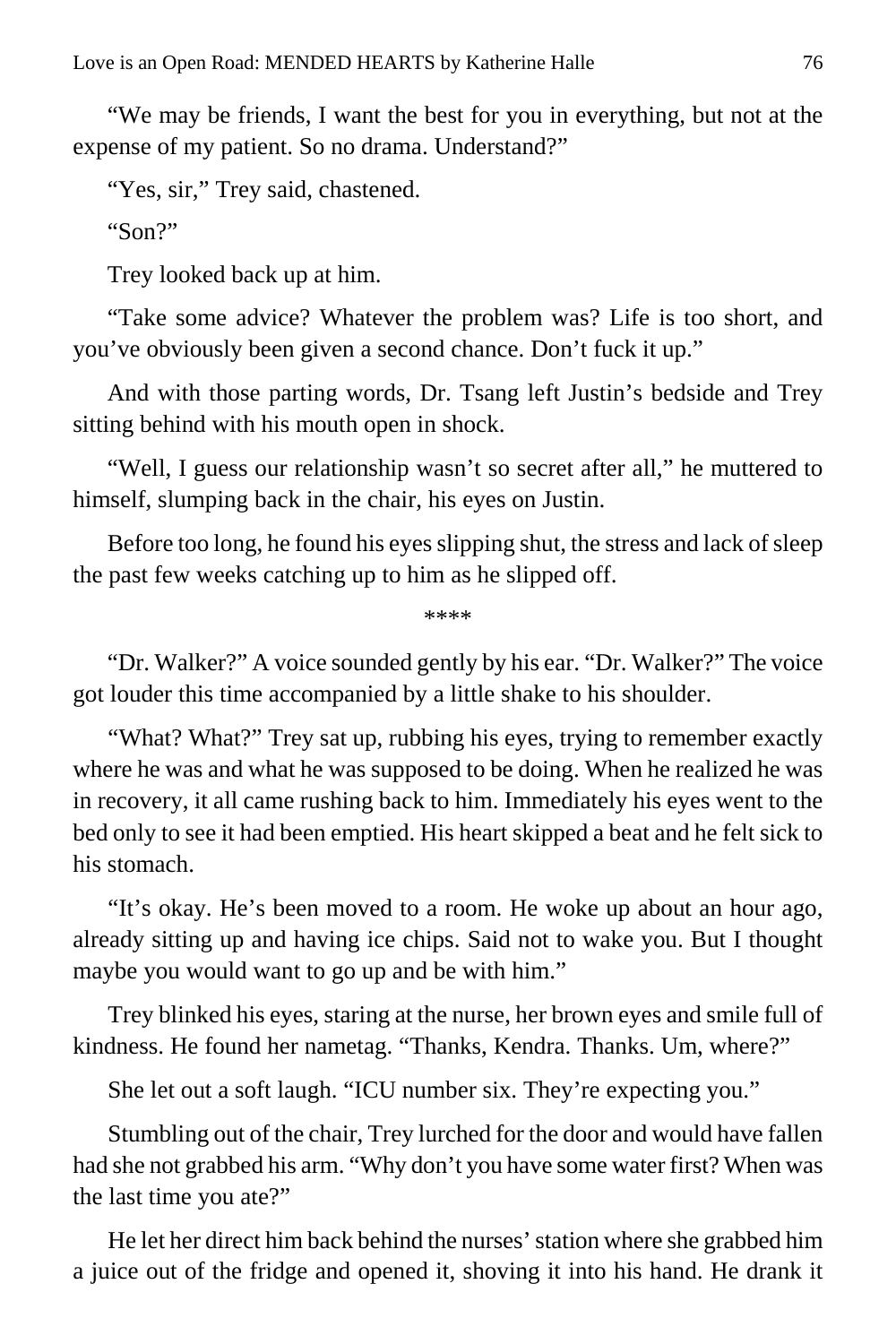"We may be friends, I want the best for you in everything, but not at the expense of my patient. So no drama. Understand?"

"Yes, sir," Trey said, chastened.

"Son?"

Trey looked back up at him.

"Take some advice? Whatever the problem was? Life is too short, and you've obviously been given a second chance. Don't fuck it up."

And with those parting words, Dr. Tsang left Justin's bedside and Trey sitting behind with his mouth open in shock.

"Well, I guess our relationship wasn't so secret after all," he muttered to himself, slumping back in the chair, his eyes on Justin.

Before too long, he found his eyes slipping shut, the stress and lack of sleep the past few weeks catching up to him as he slipped off.

****

"Dr. Walker?" A voice sounded gently by his ear. "Dr. Walker?" The voice got louder this time accompanied by a little shake to his shoulder.

"What? What?" Trey sat up, rubbing his eyes, trying to remember exactly where he was and what he was supposed to be doing. When he realized he was in recovery, it all came rushing back to him. Immediately his eyes went to the bed only to see it had been emptied. His heart skipped a beat and he felt sick to his stomach.

"It's okay. He's been moved to a room. He woke up about an hour ago, already sitting up and having ice chips. Said not to wake you. But I thought maybe you would want to go up and be with him."

Trey blinked his eyes, staring at the nurse, her brown eyes and smile full of kindness. He found her nametag. "Thanks, Kendra. Thanks. Um, where?"

She let out a soft laugh. "ICU number six. They're expecting you."

Stumbling out of the chair, Trey lurched for the door and would have fallen had she not grabbed his arm. "Why don't you have some water first? When was the last time you ate?"

He let her direct him back behind the nurses' station where she grabbed him a juice out of the fridge and opened it, shoving it into his hand. He drank it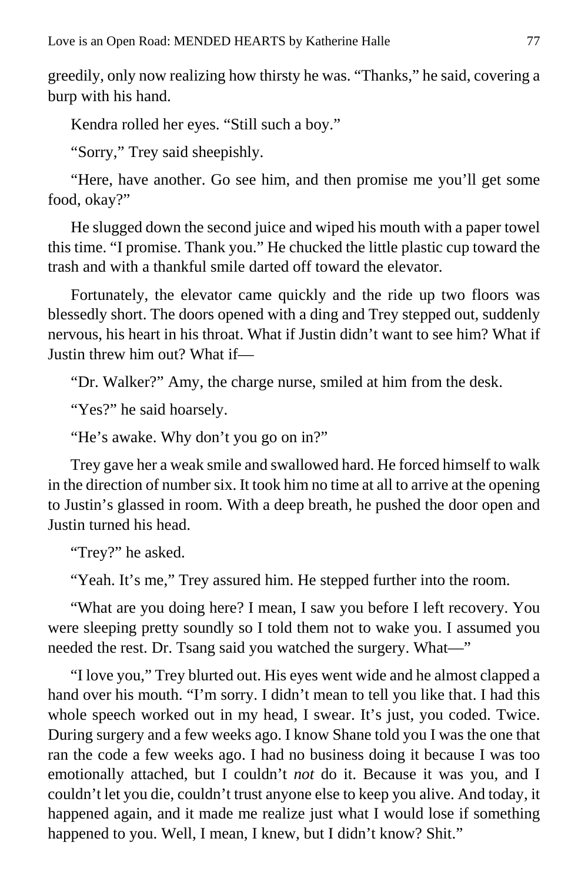greedily, only now realizing how thirsty he was. “Thanks,” he said, covering a burp with his hand.

Kendra rolled her eyes. “Still such a boy.”

“Sorry,” Trey said sheepishly.

“Here, have another. Go see him, and then promise me you’ll get some food, okay?”

He slugged down the second juice and wiped his mouth with a paper towel this time. “I promise. Thank you.” He chucked the little plastic cup toward the trash and with a thankful smile darted off toward the elevator.

Fortunately, the elevator came quickly and the ride up two floors was blessedly short. The doors opened with a ding and Trey stepped out, suddenly nervous, his heart in his throat. What if Justin didn’t want to see him? What if Justin threw him out? What if—

“Dr. Walker?” Amy, the charge nurse, smiled at him from the desk.

“Yes?” he said hoarsely.

“He’s awake. Why don’t you go on in?”

Trey gave her a weak smile and swallowed hard. He forced himself to walk in the direction of number six. It took him no time at all to arrive at the opening to Justin’s glassed in room. With a deep breath, he pushed the door open and Justin turned his head.

“Trey?” he asked.

“Yeah. It’s me,” Trey assured him. He stepped further into the room.

“What are you doing here? I mean, I saw you before I left recovery. You were sleeping pretty soundly so I told them not to wake you. I assumed you needed the rest. Dr. Tsang said you watched the surgery. What—”

“I love you,” Trey blurted out. His eyes went wide and he almost clapped a hand over his mouth. “I’m sorry. I didn’t mean to tell you like that. I had this whole speech worked out in my head, I swear. It’s just, you coded. Twice. During surgery and a few weeks ago. I know Shane told you I was the one that ran the code a few weeks ago. I had no business doing it because I was too emotionally attached, but I couldn’t *not* do it. Because it was you, and I couldn’t let you die, couldn’t trust anyone else to keep you alive. And today, it happened again, and it made me realize just what I would lose if something happened to you. Well, I mean, I knew, but I didn’t know? Shit.”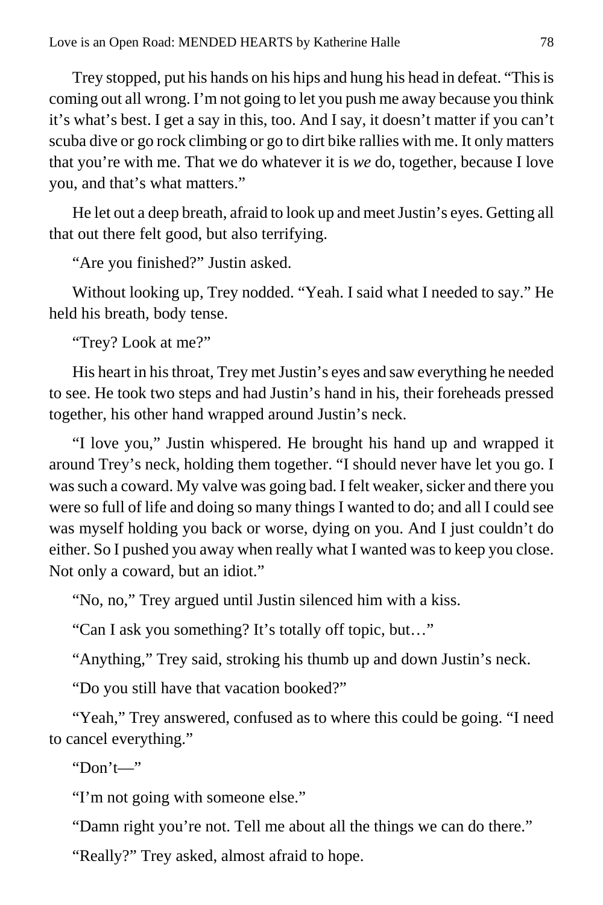Trey stopped, put his hands on his hips and hung his head in defeat. "This is coming out all wrong. I'm not going to let you push me away because you think it's what's best. I get a say in this, too. And I say, it doesn't matter if you can't scuba dive or go rock climbing or go to dirt bike rallies with me. It only matters that you're with me. That we do whatever it is *we* do, together, because I love you, and that's what matters."

He let out a deep breath, afraid to look up and meet Justin's eyes. Getting all that out there felt good, but also terrifying.

"Are you finished?" Justin asked.

Without looking up, Trey nodded. "Yeah. I said what I needed to say." He held his breath, body tense.

"Trey? Look at me?"

His heart in his throat, Trey met Justin's eyes and saw everything he needed to see. He took two steps and had Justin's hand in his, their foreheads pressed together, his other hand wrapped around Justin's neck.

"I love you," Justin whispered. He brought his hand up and wrapped it around Trey's neck, holding them together. "I should never have let you go. I was such a coward. My valve was going bad. I felt weaker, sicker and there you were so full of life and doing so many things I wanted to do; and all I could see was myself holding you back or worse, dying on you. And I just couldn't do either. So I pushed you away when really what I wanted was to keep you close. Not only a coward, but an idiot."

"No, no," Trey argued until Justin silenced him with a kiss.

"Can I ask you something? It's totally off topic, but…"

"Anything," Trey said, stroking his thumb up and down Justin's neck.

"Do you still have that vacation booked?"

"Yeah," Trey answered, confused as to where this could be going. "I need to cancel everything."

"Don't—"

"I'm not going with someone else."

"Damn right you're not. Tell me about all the things we can do there."

"Really?" Trey asked, almost afraid to hope.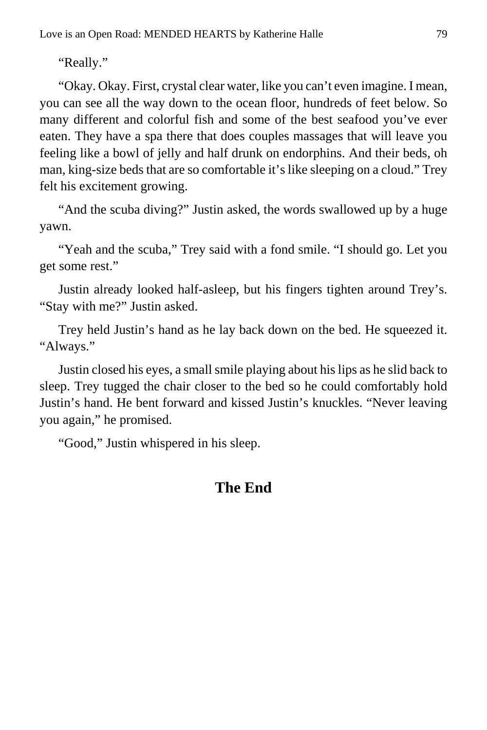"Really."

"Okay. Okay. First, crystal clear water, like you can't even imagine. I mean, you can see all the way down to the ocean floor, hundreds of feet below. So many different and colorful fish and some of the best seafood you've ever eaten. They have a spa there that does couples massages that will leave you feeling like a bowl of jelly and half drunk on endorphins. And their beds, oh man, king-size beds that are so comfortable it's like sleeping on a cloud." Trey felt his excitement growing.

"And the scuba diving?" Justin asked, the words swallowed up by a huge yawn.

"Yeah and the scuba," Trey said with a fond smile. "I should go. Let you get some rest."

Justin already looked half-asleep, but his fingers tighten around Trey's. "Stay with me?" Justin asked.

Trey held Justin's hand as he lay back down on the bed. He squeezed it. "Always."

Justin closed his eyes, a small smile playing about his lips as he slid back to sleep. Trey tugged the chair closer to the bed so he could comfortably hold Justin's hand. He bent forward and kissed Justin's knuckles. "Never leaving you again," he promised.

"Good," Justin whispered in his sleep.

**The End**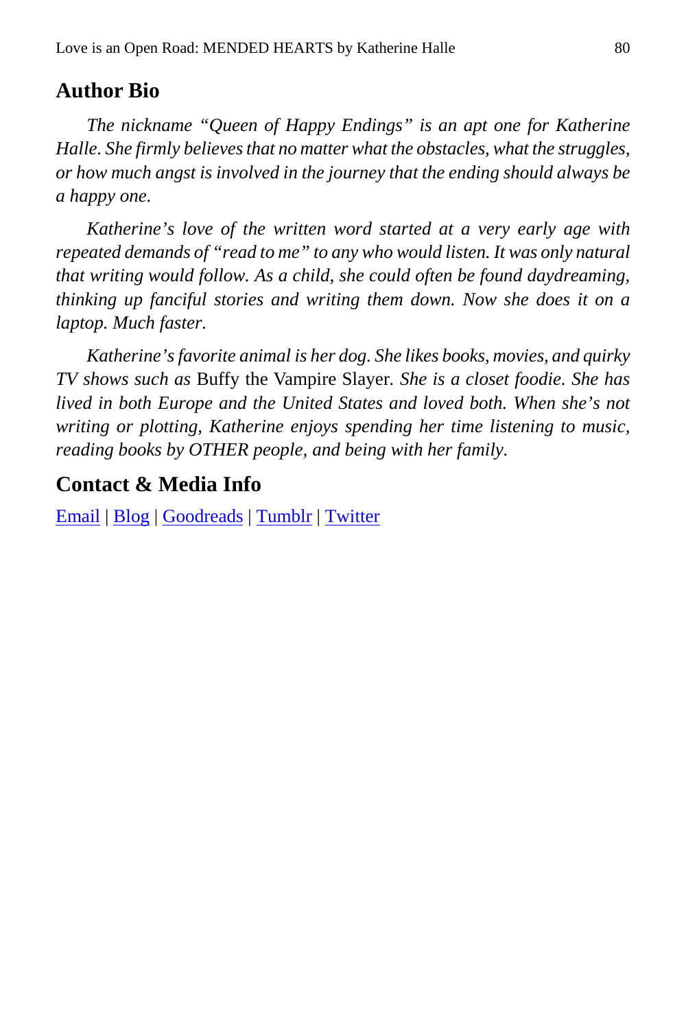## Author Bio

*The nickname "Queen of Happy Endings" is an apt one for Katherine Halle. She firmly believes that no matter what the obstacles, what the struggles, or how much angst is involved in the journey that the ending should always be a happy one.*

*Katherine's love of the written word started at a very early age with repeated demands of "read to me" to any who would listen. It was only natural that writing would follow. As a child, she could often be found daydreaming, thinking up fanciful stories and writing them down. Now she does it on a laptop. Much faster.*

*Katherine's favorite animal is her dog. She likes books, movies, and quirky TV shows such as* Buffy the Vampire Slayer*. She is a closet foodie. She has lived in both Europe and the United States and loved both. When she's not writing or plotting, Katherine enjoys spending her time listening to music, reading books by OTHER people, and being with her family.*

## Contact & Media Info

Email | Blog | Goodreads | Tumblr | Twitter